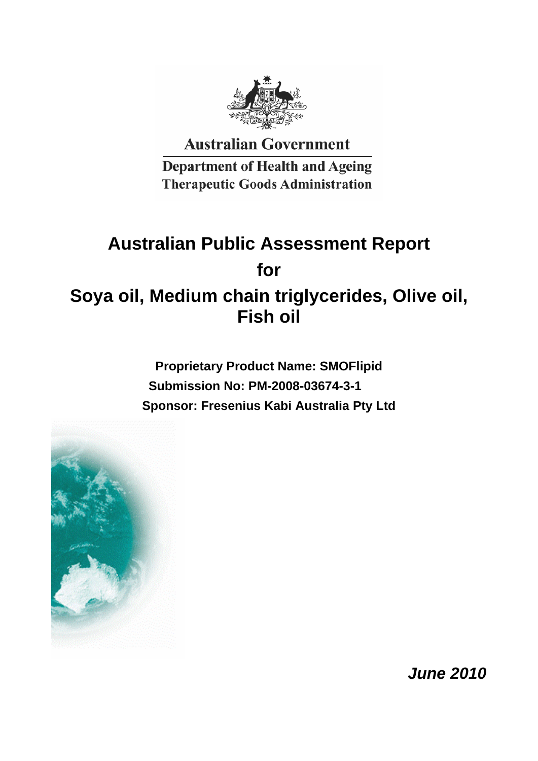Australian Government

Department of Health and Ageing

Therapeutic Goods Administration

# Australian Public Assessment Report for Soya oil, Medium chain triglycerides, Olive oil, Fish oil

**Proprietary Product Name: SMOFlipid**

**Submission No: PM-2008-03674-3-1**

**Sponsor: Fresenius Kabi Australia Pty Ltd**

***June 2010***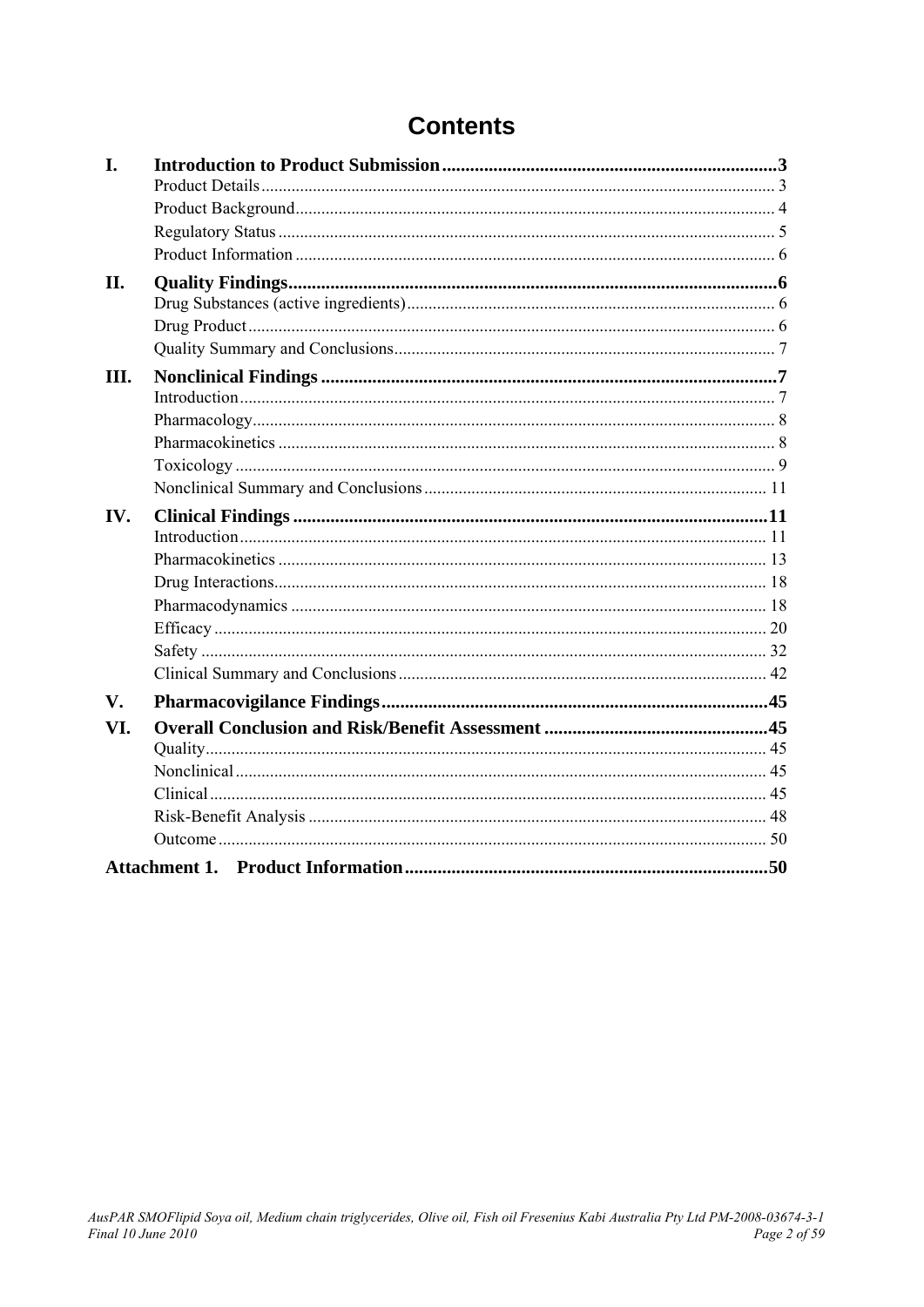# Contents

**I. Introduction to Product Submission** ..... **3**
- Product Details ..... 3
- Product Background ..... 4
- Regulatory Status ..... 5
- Product Information ..... 6

**II. Quality Findings** ..... **6**
- Drug Substances (active ingredients) ..... 6
- Drug Product ..... 6
- Quality Summary and Conclusions ..... 7

**III. Nonclinical Findings** ..... **7**
- Introduction ..... 7
- Pharmacology ..... 8
- Pharmacokinetics ..... 8
- Toxicology ..... 9
- Nonclinical Summary and Conclusions ..... 11

**IV. Clinical Findings** ..... **11**
- Introduction ..... 11
- Pharmacokinetics ..... 13
- Drug Interactions ..... 18
- Pharmacodynamics ..... 18
- Efficacy ..... 20
- Safety ..... 32
- Clinical Summary and Conclusions ..... 42

**V. Pharmacovigilance Findings** ..... **45**

**VI. Overall Conclusion and Risk/Benefit Assessment** ..... **45**
- Quality ..... 45
- Nonclinical ..... 45
- Clinical ..... 45
- Risk-Benefit Analysis ..... 48
- Outcome ..... 50

**Attachment 1. Product Information** ..... **50**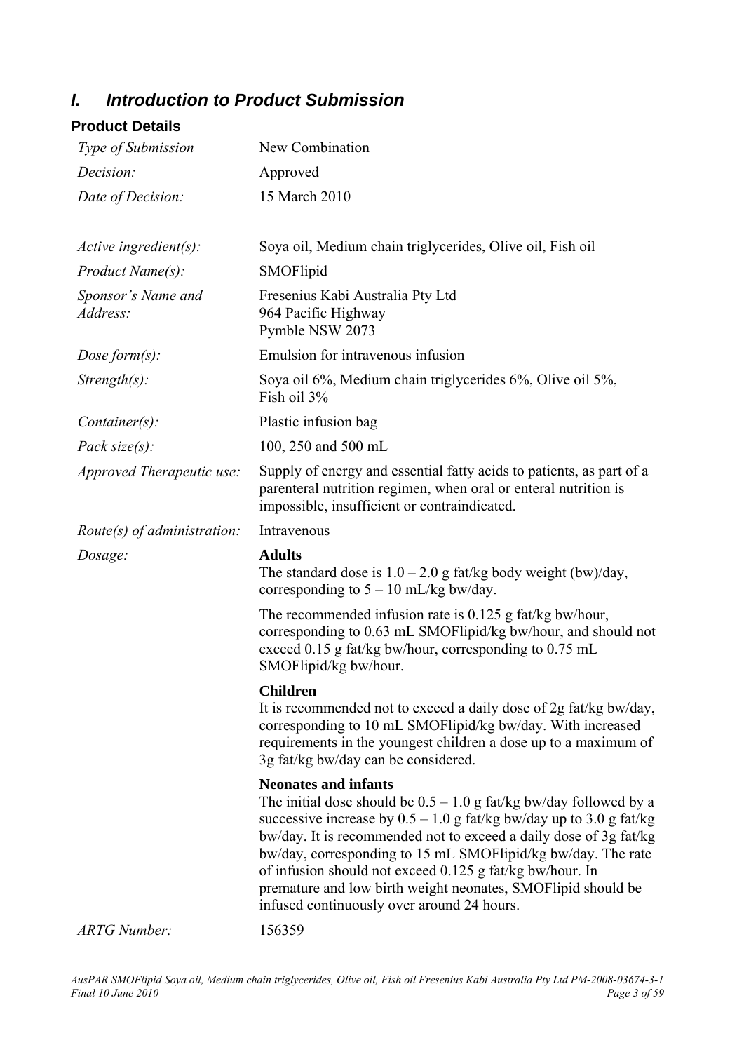# *I. Introduction to Product Submission*

## Product Details

| | |
|---|---|
| *Type of Submission* | New Combination |
| *Decision:* | Approved |
| *Date of Decision:* | 15 March 2010 |
| *Active ingredient(s):* | Soya oil, Medium chain triglycerides, Olive oil, Fish oil |
| *Product Name(s):* | SMOFlipid |
| *Sponsor's Name and Address:* | Fresenius Kabi Australia Pty Ltd<br>964 Pacific Highway<br>Pymble NSW 2073 |
| *Dose form(s):* | Emulsion for intravenous infusion |
| *Strength(s):* | Soya oil 6%, Medium chain triglycerides 6%, Olive oil 5%, Fish oil 3% |
| *Container(s):* | Plastic infusion bag |
| *Pack size(s):* | 100, 250 and 500 mL |
| *Approved Therapeutic use:* | Supply of energy and essential fatty acids to patients, as part of a parenteral nutrition regimen, when oral or enteral nutrition is impossible, insufficient or contraindicated. |
| *Route(s) of administration:* | Intravenous |
| *Dosage:* | **Adults**<br>The standard dose is 1.0 – 2.0 g fat/kg body weight (bw)/day, corresponding to 5 – 10 mL/kg bw/day.<br><br>The recommended infusion rate is 0.125 g fat/kg bw/hour, corresponding to 0.63 mL SMOFlipid/kg bw/hour, and should not exceed 0.15 g fat/kg bw/hour, corresponding to 0.75 mL SMOFlipid/kg bw/hour.<br><br>**Children**<br>It is recommended not to exceed a daily dose of 2g fat/kg bw/day, corresponding to 10 mL SMOFlipid/kg bw/day. With increased requirements in the youngest children a dose up to a maximum of 3g fat/kg bw/day can be considered.<br><br>**Neonates and infants**<br>The initial dose should be 0.5 – 1.0 g fat/kg bw/day followed by a successive increase by 0.5 – 1.0 g fat/kg bw/day up to 3.0 g fat/kg bw/day. It is recommended not to exceed a daily dose of 3g fat/kg bw/day, corresponding to 15 mL SMOFlipid/kg bw/day. The rate of infusion should not exceed 0.125 g fat/kg bw/hour. In premature and low birth weight neonates, SMOFlipid should be infused continuously over around 24 hours. |
| *ARTG Number:* | 156359 |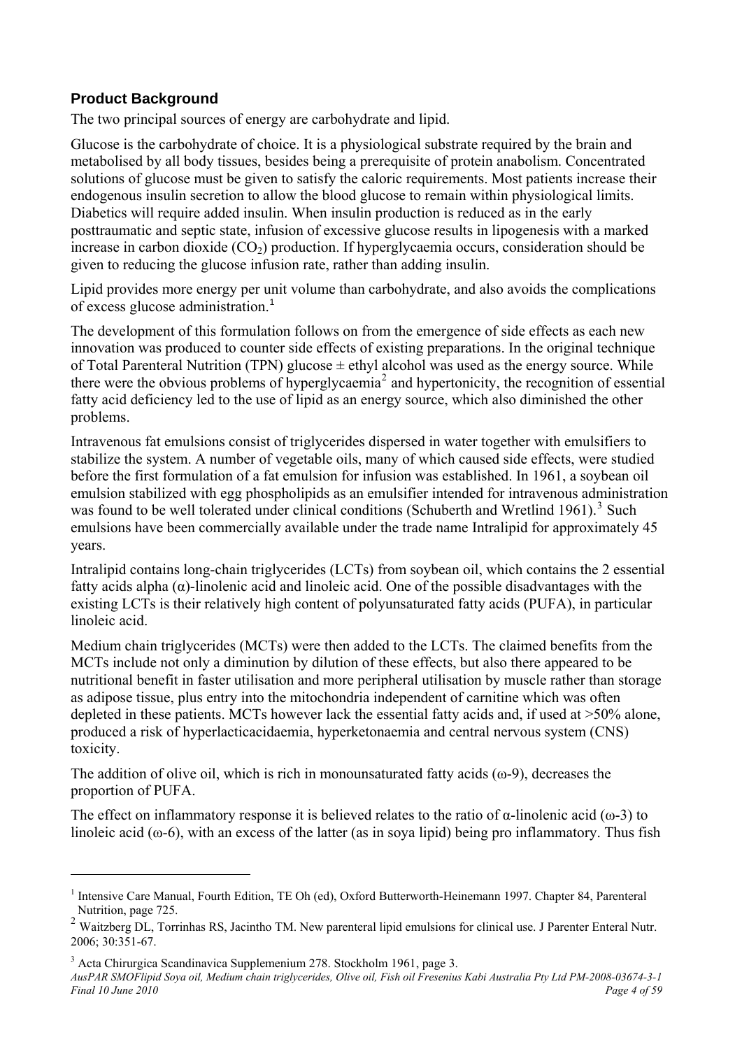## Product Background

The two principal sources of energy are carbohydrate and lipid.

Glucose is the carbohydrate of choice. It is a physiological substrate required by the brain and metabolised by all body tissues, besides being a prerequisite of protein anabolism. Concentrated solutions of glucose must be given to satisfy the caloric requirements. Most patients increase their endogenous insulin secretion to allow the blood glucose to remain within physiological limits. Diabetics will require added insulin. When insulin production is reduced as in the early posttraumatic and septic state, infusion of excessive glucose results in lipogenesis with a marked increase in carbon dioxide ($CO_2$) production. If hyperglycaemia occurs, consideration should be given to reducing the glucose infusion rate, rather than adding insulin.

Lipid provides more energy per unit volume than carbohydrate, and also avoids the complications of excess glucose administration.[1]

The development of this formulation follows on from the emergence of side effects as each new innovation was produced to counter side effects of existing preparations. In the original technique of Total Parenteral Nutrition (TPN) glucose ± ethyl alcohol was used as the energy source. While there were the obvious problems of hyperglycaemia[2] and hypertonicity, the recognition of essential fatty acid deficiency led to the use of lipid as an energy source, which also diminished the other problems.

Intravenous fat emulsions consist of triglycerides dispersed in water together with emulsifiers to stabilize the system. A number of vegetable oils, many of which caused side effects, were studied before the first formulation of a fat emulsion for infusion was established. In 1961, a soybean oil emulsion stabilized with egg phospholipids as an emulsifier intended for intravenous administration was found to be well tolerated under clinical conditions (Schuberth and Wretlind 1961).[3] Such emulsions have been commercially available under the trade name Intralipid for approximately 45 years.

Intralipid contains long-chain triglycerides (LCTs) from soybean oil, which contains the 2 essential fatty acids alpha (α)-linolenic acid and linoleic acid. One of the possible disadvantages with the existing LCTs is their relatively high content of polyunsaturated fatty acids (PUFA), in particular linoleic acid.

Medium chain triglycerides (MCTs) were then added to the LCTs. The claimed benefits from the MCTs include not only a diminution by dilution of these effects, but also there appeared to be nutritional benefit in faster utilisation and more peripheral utilisation by muscle rather than storage as adipose tissue, plus entry into the mitochondria independent of carnitine which was often depleted in these patients. MCTs however lack the essential fatty acids and, if used at >50% alone, produced a risk of hyperlacticacidaemia, hyperketonaemia and central nervous system (CNS) toxicity.

The addition of olive oil, which is rich in monounsaturated fatty acids (ω-9), decreases the proportion of PUFA.

The effect on inflammatory response it is believed relates to the ratio of α-linolenic acid (ω-3) to linoleic acid (ω-6), with an excess of the latter (as in soya lipid) being pro inflammatory. Thus fish

---

[1] Intensive Care Manual, Fourth Edition, TE Oh (ed), Oxford Butterworth-Heinemann 1997. Chapter 84, Parenteral Nutrition, page 725.

[2] Waitzberg DL, Torrinhas RS, Jacintho TM. New parenteral lipid emulsions for clinical use. J Parenter Enteral Nutr. 2006; 30:351-67.

[3] Acta Chirurgica Scandinavica Supplemenium 278. Stockholm 1961, page 3.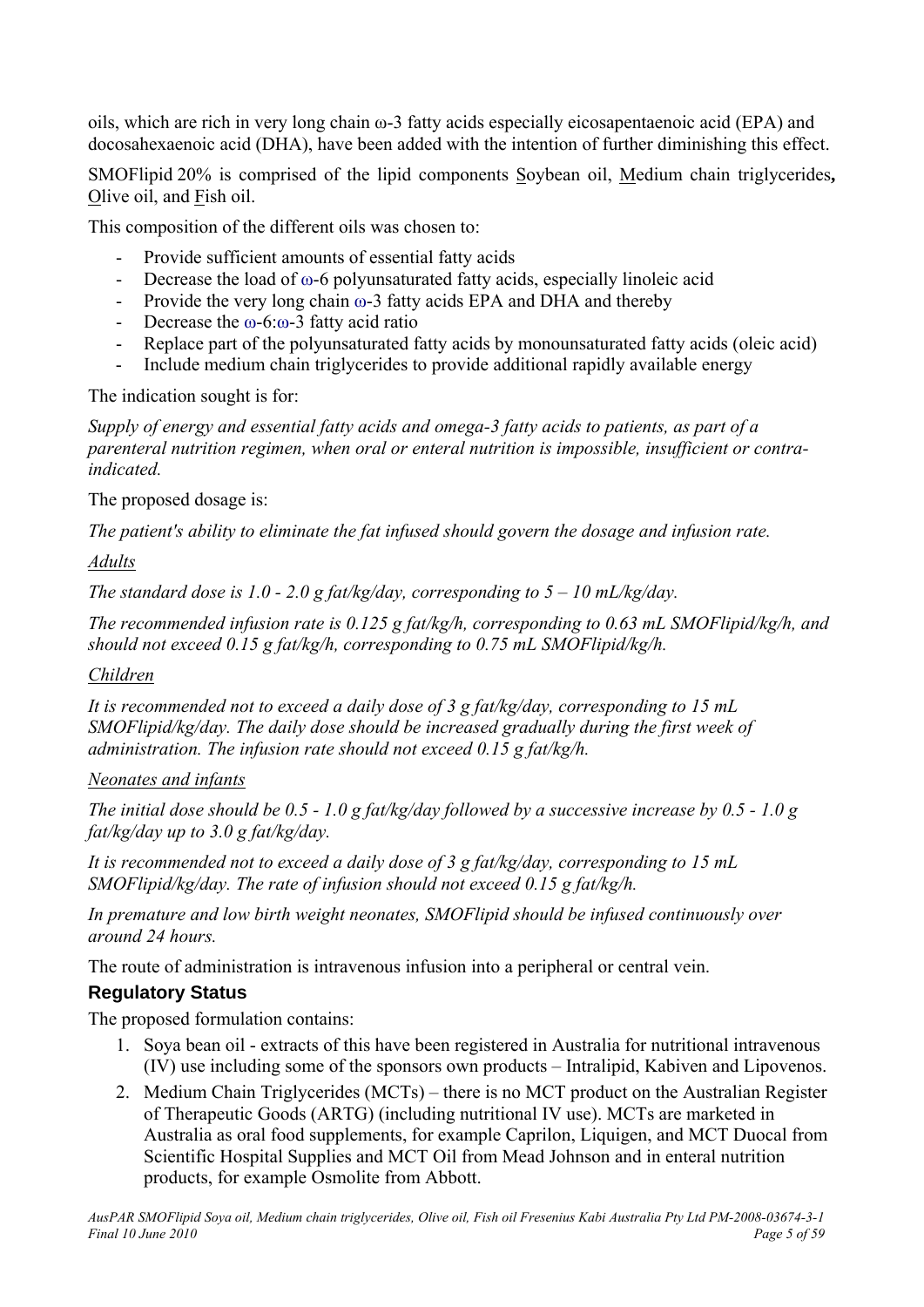oils, which are rich in very long chain ω-3 fatty acids especially eicosapentaenoic acid (EPA) and docosahexaenoic acid (DHA), have been added with the intention of further diminishing this effect.

SMOFlipid 20% is comprised of the lipid components <u>S</u>oybean oil, <u>M</u>edium chain triglycerides**,** <u>O</u>live oil, and <u>F</u>ish oil.

This composition of the different oils was chosen to:

- Provide sufficient amounts of essential fatty acids
- Decrease the load of ω-6 polyunsaturated fatty acids, especially linoleic acid
- Provide the very long chain ω-3 fatty acids EPA and DHA and thereby
- Decrease the ω-6:ω-3 fatty acid ratio
- Replace part of the polyunsaturated fatty acids by monounsaturated fatty acids (oleic acid)
- Include medium chain triglycerides to provide additional rapidly available energy

The indication sought is for:

*Supply of energy and essential fatty acids and omega-3 fatty acids to patients, as part of a parenteral nutrition regimen, when oral or enteral nutrition is impossible, insufficient or contra-indicated.*

The proposed dosage is:

*The patient's ability to eliminate the fat infused should govern the dosage and infusion rate.*

*<u>Adults</u>*

*The standard dose is 1.0 - 2.0 g fat/kg/day, corresponding to 5 – 10 mL/kg/day.*

*The recommended infusion rate is 0.125 g fat/kg/h, corresponding to 0.63 mL SMOFlipid/kg/h, and should not exceed 0.15 g fat/kg/h, corresponding to 0.75 mL SMOFlipid/kg/h.*

*<u>Children</u>*

*It is recommended not to exceed a daily dose of 3 g fat/kg/day, corresponding to 15 mL SMOFlipid/kg/day. The daily dose should be increased gradually during the first week of administration. The infusion rate should not exceed 0.15 g fat/kg/h.*

*<u>Neonates and infants</u>*

*The initial dose should be 0.5 - 1.0 g fat/kg/day followed by a successive increase by 0.5 - 1.0 g fat/kg/day up to 3.0 g fat/kg/day.*

*It is recommended not to exceed a daily dose of 3 g fat/kg/day, corresponding to 15 mL SMOFlipid/kg/day. The rate of infusion should not exceed 0.15 g fat/kg/h.*

*In premature and low birth weight neonates, SMOFlipid should be infused continuously over around 24 hours.*

The route of administration is intravenous infusion into a peripheral or central vein.

## Regulatory Status

The proposed formulation contains:

1. Soya bean oil - extracts of this have been registered in Australia for nutritional intravenous (IV) use including some of the sponsors own products – Intralipid, Kabiven and Lipovenos.
2. Medium Chain Triglycerides (MCTs) – there is no MCT product on the Australian Register of Therapeutic Goods (ARTG) (including nutritional IV use). MCTs are marketed in Australia as oral food supplements, for example Caprilon, Liquigen, and MCT Duocal from Scientific Hospital Supplies and MCT Oil from Mead Johnson and in enteral nutrition products, for example Osmolite from Abbott.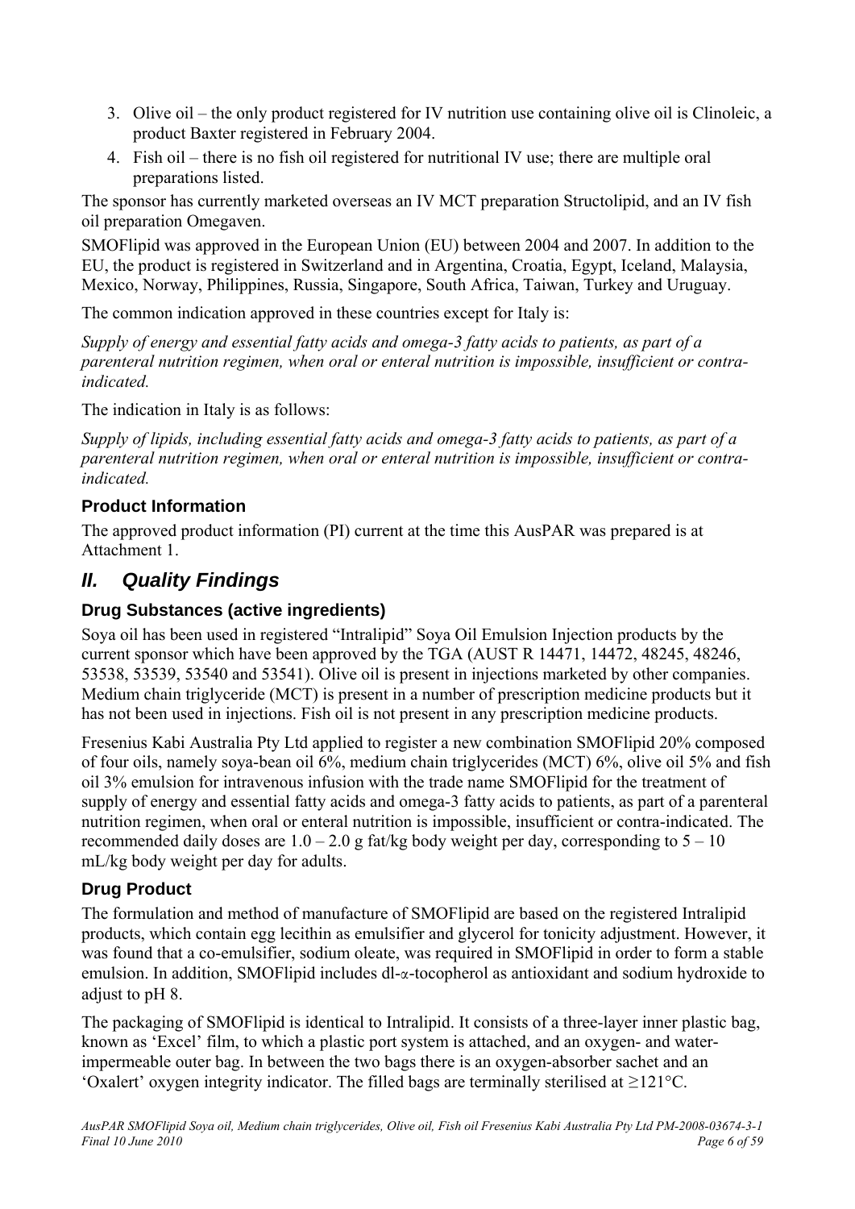3. Olive oil – the only product registered for IV nutrition use containing olive oil is Clinoleic, a product Baxter registered in February 2004.
4. Fish oil – there is no fish oil registered for nutritional IV use; there are multiple oral preparations listed.

The sponsor has currently marketed overseas an IV MCT preparation Structolipid, and an IV fish oil preparation Omegaven.

SMOFlipid was approved in the European Union (EU) between 2004 and 2007. In addition to the EU, the product is registered in Switzerland and in Argentina, Croatia, Egypt, Iceland, Malaysia, Mexico, Norway, Philippines, Russia, Singapore, South Africa, Taiwan, Turkey and Uruguay.

The common indication approved in these countries except for Italy is:

*Supply of energy and essential fatty acids and omega-3 fatty acids to patients, as part of a parenteral nutrition regimen, when oral or enteral nutrition is impossible, insufficient or contra-indicated.*

The indication in Italy is as follows:

*Supply of lipids, including essential fatty acids and omega-3 fatty acids to patients, as part of a parenteral nutrition regimen, when oral or enteral nutrition is impossible, insufficient or contra-indicated.*

### Product Information

The approved product information (PI) current at the time this AusPAR was prepared is at Attachment 1.

## *II. Quality Findings*

### Drug Substances (active ingredients)

Soya oil has been used in registered "Intralipid" Soya Oil Emulsion Injection products by the current sponsor which have been approved by the TGA (AUST R 14471, 14472, 48245, 48246, 53538, 53539, 53540 and 53541). Olive oil is present in injections marketed by other companies. Medium chain triglyceride (MCT) is present in a number of prescription medicine products but it has not been used in injections. Fish oil is not present in any prescription medicine products.

Fresenius Kabi Australia Pty Ltd applied to register a new combination SMOFlipid 20% composed of four oils, namely soya-bean oil 6%, medium chain triglycerides (MCT) 6%, olive oil 5% and fish oil 3% emulsion for intravenous infusion with the trade name SMOFlipid for the treatment of supply of energy and essential fatty acids and omega-3 fatty acids to patients, as part of a parenteral nutrition regimen, when oral or enteral nutrition is impossible, insufficient or contra-indicated. The recommended daily doses are 1.0 – 2.0 g fat/kg body weight per day, corresponding to 5 – 10 mL/kg body weight per day for adults.

### Drug Product

The formulation and method of manufacture of SMOFlipid are based on the registered Intralipid products, which contain egg lecithin as emulsifier and glycerol for tonicity adjustment. However, it was found that a co-emulsifier, sodium oleate, was required in SMOFlipid in order to form a stable emulsion. In addition, SMOFlipid includes dl-α-tocopherol as antioxidant and sodium hydroxide to adjust to pH 8.

The packaging of SMOFlipid is identical to Intralipid. It consists of a three-layer inner plastic bag, known as 'Excel' film, to which a plastic port system is attached, and an oxygen- and water-impermeable outer bag. In between the two bags there is an oxygen-absorber sachet and an 'Oxalert' oxygen integrity indicator. The filled bags are terminally sterilised at ≥121°C.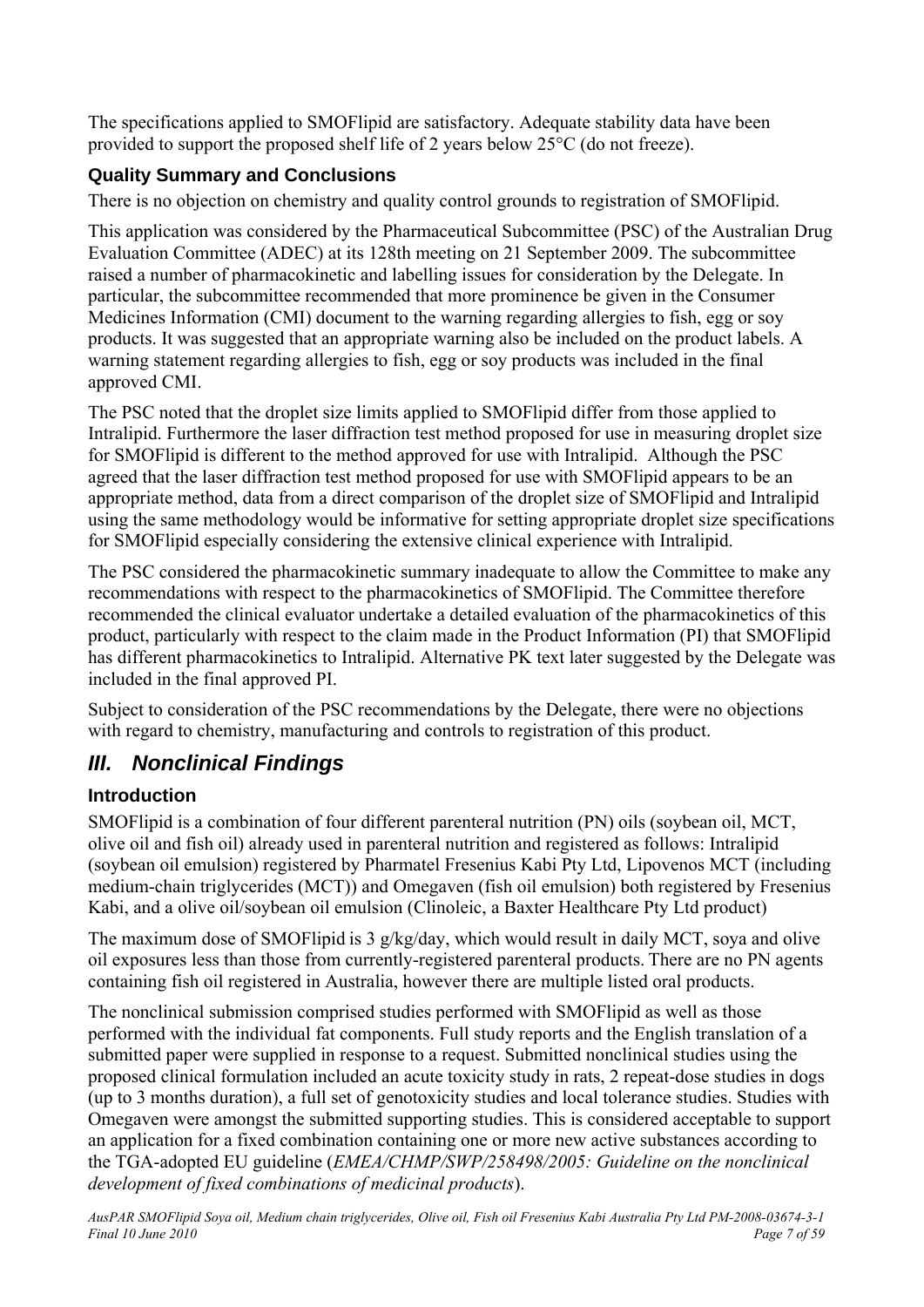The specifications applied to SMOFlipid are satisfactory. Adequate stability data have been provided to support the proposed shelf life of 2 years below 25°C (do not freeze).

### Quality Summary and Conclusions

There is no objection on chemistry and quality control grounds to registration of SMOFlipid.

This application was considered by the Pharmaceutical Subcommittee (PSC) of the Australian Drug Evaluation Committee (ADEC) at its 128th meeting on 21 September 2009. The subcommittee raised a number of pharmacokinetic and labelling issues for consideration by the Delegate. In particular, the subcommittee recommended that more prominence be given in the Consumer Medicines Information (CMI) document to the warning regarding allergies to fish, egg or soy products. It was suggested that an appropriate warning also be included on the product labels. A warning statement regarding allergies to fish, egg or soy products was included in the final approved CMI.

The PSC noted that the droplet size limits applied to SMOFlipid differ from those applied to Intralipid. Furthermore the laser diffraction test method proposed for use in measuring droplet size for SMOFlipid is different to the method approved for use with Intralipid. Although the PSC agreed that the laser diffraction test method proposed for use with SMOFlipid appears to be an appropriate method, data from a direct comparison of the droplet size of SMOFlipid and Intralipid using the same methodology would be informative for setting appropriate droplet size specifications for SMOFlipid especially considering the extensive clinical experience with Intralipid.

The PSC considered the pharmacokinetic summary inadequate to allow the Committee to make any recommendations with respect to the pharmacokinetics of SMOFlipid. The Committee therefore recommended the clinical evaluator undertake a detailed evaluation of the pharmacokinetics of this product, particularly with respect to the claim made in the Product Information (PI) that SMOFlipid has different pharmacokinetics to Intralipid. Alternative PK text later suggested by the Delegate was included in the final approved PI.

Subject to consideration of the PSC recommendations by the Delegate, there were no objections with regard to chemistry, manufacturing and controls to registration of this product.

## III. Nonclinical Findings

### Introduction

SMOFlipid is a combination of four different parenteral nutrition (PN) oils (soybean oil, MCT, olive oil and fish oil) already used in parenteral nutrition and registered as follows: Intralipid (soybean oil emulsion) registered by Pharmatel Fresenius Kabi Pty Ltd, Lipovenos MCT (including medium-chain triglycerides (MCT)) and Omegaven (fish oil emulsion) both registered by Fresenius Kabi, and a olive oil/soybean oil emulsion (Clinoleic, a Baxter Healthcare Pty Ltd product)

The maximum dose of SMOFlipid is 3 g/kg/day, which would result in daily MCT, soya and olive oil exposures less than those from currently-registered parenteral products. There are no PN agents containing fish oil registered in Australia, however there are multiple listed oral products.

The nonclinical submission comprised studies performed with SMOFlipid as well as those performed with the individual fat components. Full study reports and the English translation of a submitted paper were supplied in response to a request. Submitted nonclinical studies using the proposed clinical formulation included an acute toxicity study in rats, 2 repeat-dose studies in dogs (up to 3 months duration), a full set of genotoxicity studies and local tolerance studies. Studies with Omegaven were amongst the submitted supporting studies. This is considered acceptable to support an application for a fixed combination containing one or more new active substances according to the TGA-adopted EU guideline (*EMEA/CHMP/SWP/258498/2005: Guideline on the nonclinical development of fixed combinations of medicinal products*).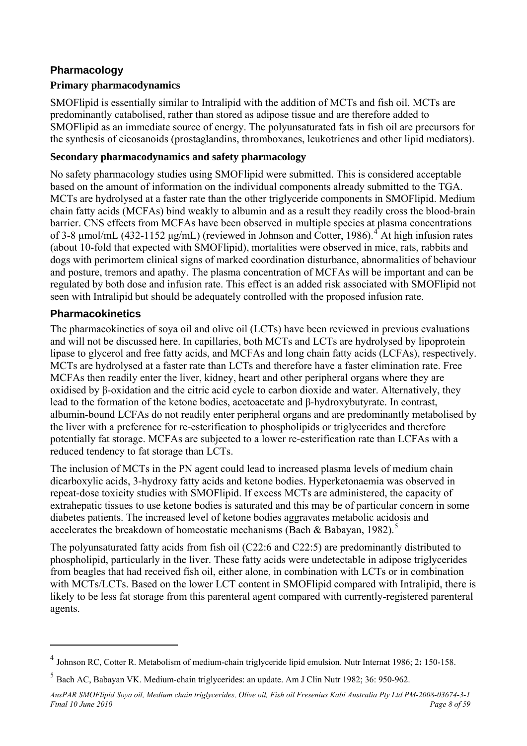## Pharmacology

### Primary pharmacodynamics

SMOFlipid is essentially similar to Intralipid with the addition of MCTs and fish oil. MCTs are predominantly catabolised, rather than stored as adipose tissue and are therefore added to SMOFlipid as an immediate source of energy. The polyunsaturated fats in fish oil are precursors for the synthesis of eicosanoids (prostaglandins, thromboxanes, leukotrienes and other lipid mediators).

### Secondary pharmacodynamics and safety pharmacology

No safety pharmacology studies using SMOFlipid were submitted. This is considered acceptable based on the amount of information on the individual components already submitted to the TGA. MCTs are hydrolysed at a faster rate than the other triglyceride components in SMOFlipid. Medium chain fatty acids (MCFAs) bind weakly to albumin and as a result they readily cross the blood-brain barrier. CNS effects from MCFAs have been observed in multiple species at plasma concentrations of 3-8 μmol/mL (432-1152 μg/mL) (reviewed in Johnson and Cotter, 1986).[4] At high infusion rates (about 10-fold that expected with SMOFlipid), mortalities were observed in mice, rats, rabbits and dogs with perimortem clinical signs of marked coordination disturbance, abnormalities of behaviour and posture, tremors and apathy. The plasma concentration of MCFAs will be important and can be regulated by both dose and infusion rate. This effect is an added risk associated with SMOFlipid not seen with Intralipid but should be adequately controlled with the proposed infusion rate.

## Pharmacokinetics

The pharmacokinetics of soya oil and olive oil (LCTs) have been reviewed in previous evaluations and will not be discussed here. In capillaries, both MCTs and LCTs are hydrolysed by lipoprotein lipase to glycerol and free fatty acids, and MCFAs and long chain fatty acids (LCFAs), respectively. MCTs are hydrolysed at a faster rate than LCTs and therefore have a faster elimination rate. Free MCFAs then readily enter the liver, kidney, heart and other peripheral organs where they are oxidised by β-oxidation and the citric acid cycle to carbon dioxide and water. Alternatively, they lead to the formation of the ketone bodies, acetoacetate and β-hydroxybutyrate. In contrast, albumin-bound LCFAs do not readily enter peripheral organs and are predominantly metabolised by the liver with a preference for re-esterification to phospholipids or triglycerides and therefore potentially fat storage. MCFAs are subjected to a lower re-esterification rate than LCFAs with a reduced tendency to fat storage than LCTs.

The inclusion of MCTs in the PN agent could lead to increased plasma levels of medium chain dicarboxylic acids, 3-hydroxy fatty acids and ketone bodies. Hyperketonaemia was observed in repeat-dose toxicity studies with SMOFlipid. If excess MCTs are administered, the capacity of extrahepatic tissues to use ketone bodies is saturated and this may be of particular concern in some diabetes patients. The increased level of ketone bodies aggravates metabolic acidosis and accelerates the breakdown of homeostatic mechanisms (Bach & Babayan, 1982).[5]

The polyunsaturated fatty acids from fish oil (C22:6 and C22:5) are predominantly distributed to phospholipid, particularly in the liver. These fatty acids were undetectable in adipose triglycerides from beagles that had received fish oil, either alone, in combination with LCTs or in combination with MCTs/LCTs. Based on the lower LCT content in SMOFlipid compared with Intralipid, there is likely to be less fat storage from this parenteral agent compared with currently-registered parenteral agents.

---

[4] Johnson RC, Cotter R. Metabolism of medium-chain triglyceride lipid emulsion. Nutr Internat 1986; 2**:** 150-158.

[5] Bach AC, Babayan VK. Medium-chain triglycerides: an update. Am J Clin Nutr 1982; 36: 950-962.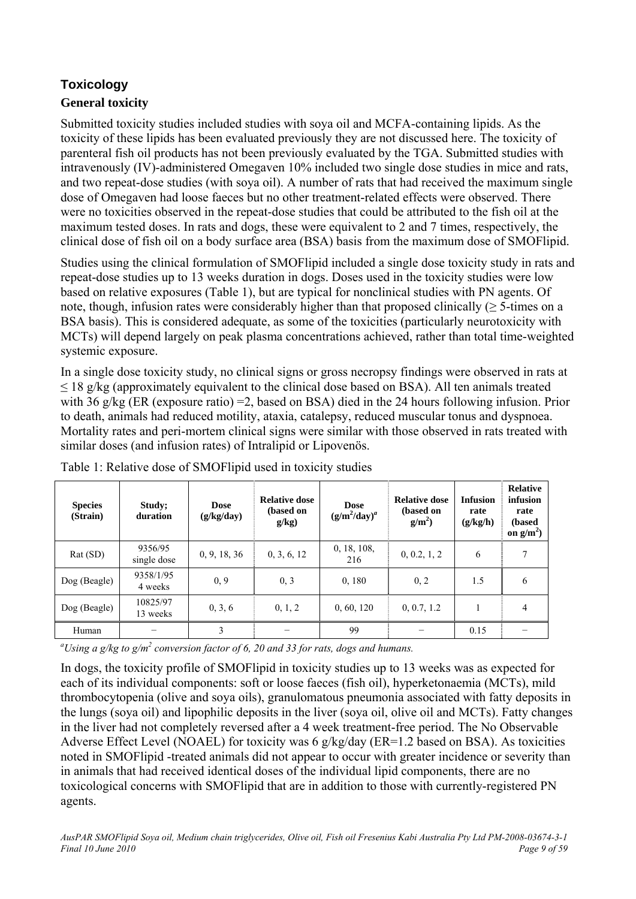## Toxicology

### General toxicity

Submitted toxicity studies included studies with soya oil and MCFA-containing lipids. As the toxicity of these lipids has been evaluated previously they are not discussed here. The toxicity of parenteral fish oil products has not been previously evaluated by the TGA. Submitted studies with intravenously (IV)-administered Omegaven 10% included two single dose studies in mice and rats, and two repeat-dose studies (with soya oil). A number of rats that had received the maximum single dose of Omegaven had loose faeces but no other treatment-related effects were observed. There were no toxicities observed in the repeat-dose studies that could be attributed to the fish oil at the maximum tested doses. In rats and dogs, these were equivalent to 2 and 7 times, respectively, the clinical dose of fish oil on a body surface area (BSA) basis from the maximum dose of SMOFlipid.

Studies using the clinical formulation of SMOFlipid included a single dose toxicity study in rats and repeat-dose studies up to 13 weeks duration in dogs. Doses used in the toxicity studies were low based on relative exposures (Table 1), but are typical for nonclinical studies with PN agents. Of note, though, infusion rates were considerably higher than that proposed clinically (≥ 5-times on a BSA basis). This is considered adequate, as some of the toxicities (particularly neurotoxicity with MCTs) will depend largely on peak plasma concentrations achieved, rather than total time-weighted systemic exposure.

In a single dose toxicity study, no clinical signs or gross necropsy findings were observed in rats at ≤ 18 g/kg (approximately equivalent to the clinical dose based on BSA). All ten animals treated with 36 g/kg (ER (exposure ratio) =2, based on BSA) died in the 24 hours following infusion. Prior to death, animals had reduced motility, ataxia, catalepsy, reduced muscular tonus and dyspnoea. Mortality rates and peri-mortem clinical signs were similar with those observed in rats treated with similar doses (and infusion rates) of Intralipid or Lipovenös.

Table 1: Relative dose of SMOFlipid used in toxicity studies

| Species (Strain) | Study; duration | Dose (g/kg/day) | Relative dose (based on g/kg) | Dose $(g/m^2/day)^a$ | Relative dose (based on $g/m^2$) | Infusion rate (g/kg/h) | Relative infusion rate (based on $g/m^2$) |
|---|---|---|---|---|---|---|---|
| Rat (SD) | 9356/95 single dose | 0, 9, 18, 36 | 0, 3, 6, 12 | 0, 18, 108, 216 | 0, 0.2, 1, 2 | 6 | 7 |
| Dog (Beagle) | 9358/1/95 4 weeks | 0, 9 | 0, 3 | 0, 180 | 0, 2 | 1.5 | 6 |
| Dog (Beagle) | 10825/97 13 weeks | 0, 3, 6 | 0, 1, 2 | 0, 60, 120 | 0, 0.7, 1.2 | 1 | 4 |
| Human | – | 3 | – | 99 | – | 0.15 | – |

[a] *Using a g/kg to $g/m^2$ conversion factor of 6, 20 and 33 for rats, dogs and humans.*

In dogs, the toxicity profile of SMOFlipid in toxicity studies up to 13 weeks was as expected for each of its individual components: soft or loose faeces (fish oil), hyperketonaemia (MCTs), mild thrombocytopenia (olive and soya oils), granulomatous pneumonia associated with fatty deposits in the lungs (soya oil) and lipophilic deposits in the liver (soya oil, olive oil and MCTs). Fatty changes in the liver had not completely reversed after a 4 week treatment-free period. The No Observable Adverse Effect Level (NOAEL) for toxicity was 6 g/kg/day (ER=1.2 based on BSA). As toxicities noted in SMOFlipid -treated animals did not appear to occur with greater incidence or severity than in animals that had received identical doses of the individual lipid components, there are no toxicological concerns with SMOFlipid that are in addition to those with currently-registered PN agents.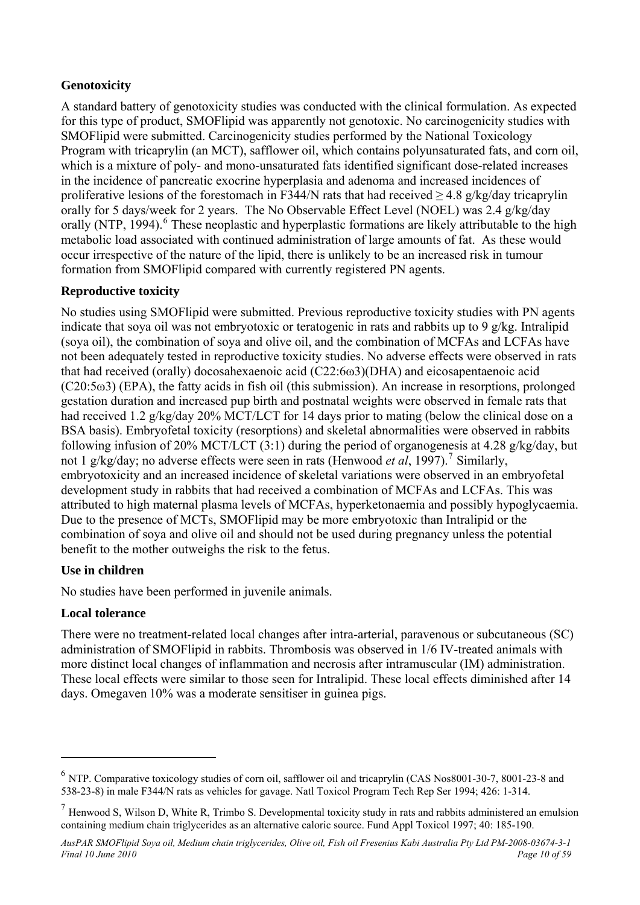### Genotoxicity

A standard battery of genotoxicity studies was conducted with the clinical formulation. As expected for this type of product, SMOFlipid was apparently not genotoxic. No carcinogenicity studies with SMOFlipid were submitted. Carcinogenicity studies performed by the National Toxicology Program with tricaprylin (an MCT), safflower oil, which contains polyunsaturated fats, and corn oil, which is a mixture of poly- and mono-unsaturated fats identified significant dose-related increases in the incidence of pancreatic exocrine hyperplasia and adenoma and increased incidences of proliferative lesions of the forestomach in F344/N rats that had received $\geq$ 4.8 g/kg/day tricaprylin orally for 5 days/week for 2 years. The No Observable Effect Level (NOEL) was 2.4 g/kg/day orally (NTP, 1994).[6] These neoplastic and hyperplastic formations are likely attributable to the high metabolic load associated with continued administration of large amounts of fat. As these would occur irrespective of the nature of the lipid, there is unlikely to be an increased risk in tumour formation from SMOFlipid compared with currently registered PN agents.

### Reproductive toxicity

No studies using SMOFlipid were submitted. Previous reproductive toxicity studies with PN agents indicate that soya oil was not embryotoxic or teratogenic in rats and rabbits up to 9 g/kg. Intralipid (soya oil), the combination of soya and olive oil, and the combination of MCFAs and LCFAs have not been adequately tested in reproductive toxicity studies. No adverse effects were observed in rats that had received (orally) docosahexaenoic acid (C22:6ω3)(DHA) and eicosapentaenoic acid (C20:5ω3) (EPA), the fatty acids in fish oil (this submission). An increase in resorptions, prolonged gestation duration and increased pup birth and postnatal weights were observed in female rats that had received 1.2 g/kg/day 20% MCT/LCT for 14 days prior to mating (below the clinical dose on a BSA basis). Embryofetal toxicity (resorptions) and skeletal abnormalities were observed in rabbits following infusion of 20% MCT/LCT (3:1) during the period of organogenesis at 4.28 g/kg/day, but not 1 g/kg/day; no adverse effects were seen in rats (Henwood *et al*, 1997).[7] Similarly, embryotoxicity and an increased incidence of skeletal variations were observed in an embryofetal development study in rabbits that had received a combination of MCFAs and LCFAs. This was attributed to high maternal plasma levels of MCFAs, hyperketonaemia and possibly hypoglycaemia. Due to the presence of MCTs, SMOFlipid may be more embryotoxic than Intralipid or the combination of soya and olive oil and should not be used during pregnancy unless the potential benefit to the mother outweighs the risk to the fetus.

### Use in children

No studies have been performed in juvenile animals.

### Local tolerance

There were no treatment-related local changes after intra-arterial, paravenous or subcutaneous (SC) administration of SMOFlipid in rabbits. Thrombosis was observed in 1/6 IV-treated animals with more distinct local changes of inflammation and necrosis after intramuscular (IM) administration. These local effects were similar to those seen for Intralipid. These local effects diminished after 14 days. Omegaven 10% was a moderate sensitiser in guinea pigs.

---

[6] NTP. Comparative toxicology studies of corn oil, safflower oil and tricaprylin (CAS Nos8001-30-7, 8001-23-8 and 538-23-8) in male F344/N rats as vehicles for gavage. Natl Toxicol Program Tech Rep Ser 1994; 426: 1-314.

[7] Henwood S, Wilson D, White R, Trimbo S. Developmental toxicity study in rats and rabbits administered an emulsion containing medium chain triglycerides as an alternative caloric source. Fund Appl Toxicol 1997; 40: 185-190.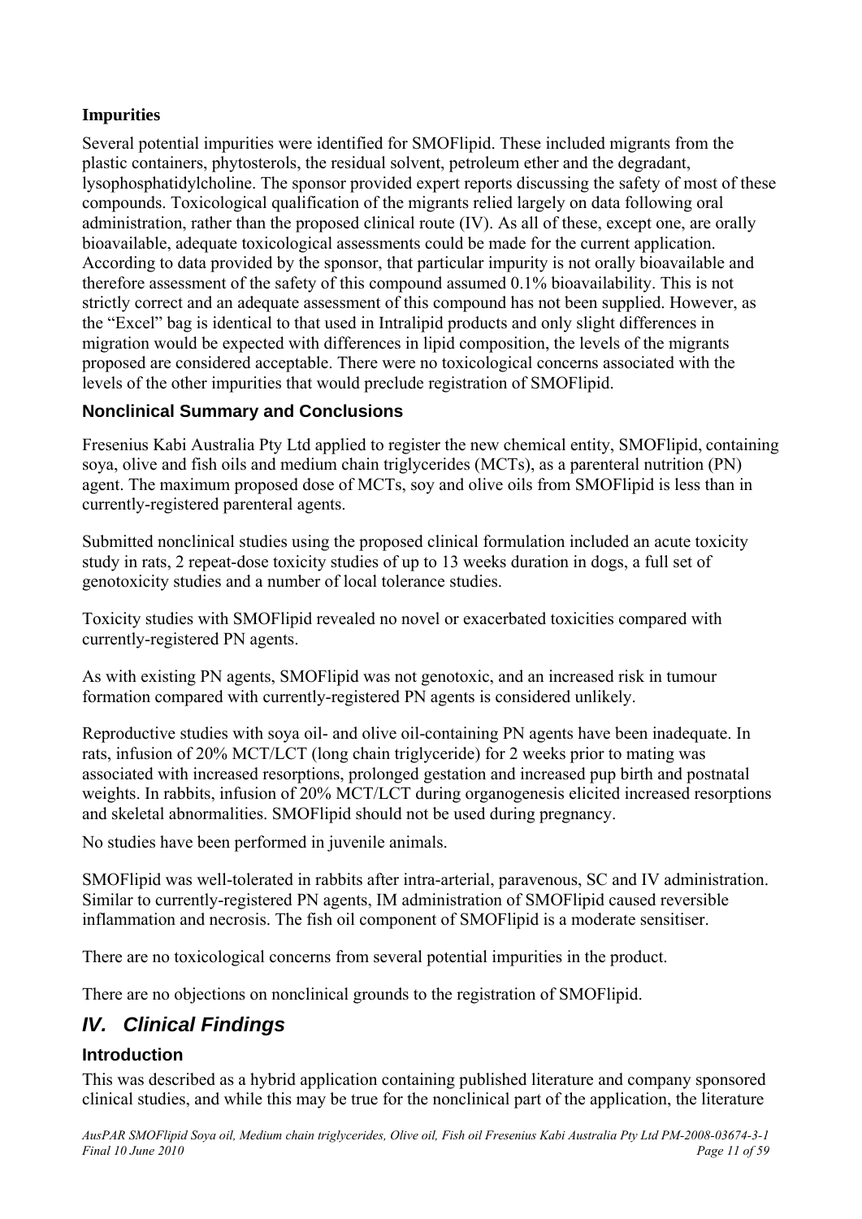### Impurities

Several potential impurities were identified for SMOFlipid. These included migrants from the plastic containers, phytosterols, the residual solvent, petroleum ether and the degradant, lysophosphatidylcholine. The sponsor provided expert reports discussing the safety of most of these compounds. Toxicological qualification of the migrants relied largely on data following oral administration, rather than the proposed clinical route (IV). As all of these, except one, are orally bioavailable, adequate toxicological assessments could be made for the current application. According to data provided by the sponsor, that particular impurity is not orally bioavailable and therefore assessment of the safety of this compound assumed 0.1% bioavailability. This is not strictly correct and an adequate assessment of this compound has not been supplied. However, as the "Excel" bag is identical to that used in Intralipid products and only slight differences in migration would be expected with differences in lipid composition, the levels of the migrants proposed are considered acceptable. There were no toxicological concerns associated with the levels of the other impurities that would preclude registration of SMOFlipid.

### Nonclinical Summary and Conclusions

Fresenius Kabi Australia Pty Ltd applied to register the new chemical entity, SMOFlipid, containing soya, olive and fish oils and medium chain triglycerides (MCTs), as a parenteral nutrition (PN) agent. The maximum proposed dose of MCTs, soy and olive oils from SMOFlipid is less than in currently-registered parenteral agents.

Submitted nonclinical studies using the proposed clinical formulation included an acute toxicity study in rats, 2 repeat-dose toxicity studies of up to 13 weeks duration in dogs, a full set of genotoxicity studies and a number of local tolerance studies.

Toxicity studies with SMOFlipid revealed no novel or exacerbated toxicities compared with currently-registered PN agents.

As with existing PN agents, SMOFlipid was not genotoxic, and an increased risk in tumour formation compared with currently-registered PN agents is considered unlikely.

Reproductive studies with soya oil- and olive oil-containing PN agents have been inadequate. In rats, infusion of 20% MCT/LCT (long chain triglyceride) for 2 weeks prior to mating was associated with increased resorptions, prolonged gestation and increased pup birth and postnatal weights. In rabbits, infusion of 20% MCT/LCT during organogenesis elicited increased resorptions and skeletal abnormalities. SMOFlipid should not be used during pregnancy.

No studies have been performed in juvenile animals.

SMOFlipid was well-tolerated in rabbits after intra-arterial, paravenous, SC and IV administration. Similar to currently-registered PN agents, IM administration of SMOFlipid caused reversible inflammation and necrosis. The fish oil component of SMOFlipid is a moderate sensitiser.

There are no toxicological concerns from several potential impurities in the product.

There are no objections on nonclinical grounds to the registration of SMOFlipid.

## *IV. Clinical Findings*

### Introduction

This was described as a hybrid application containing published literature and company sponsored clinical studies, and while this may be true for the nonclinical part of the application, the literature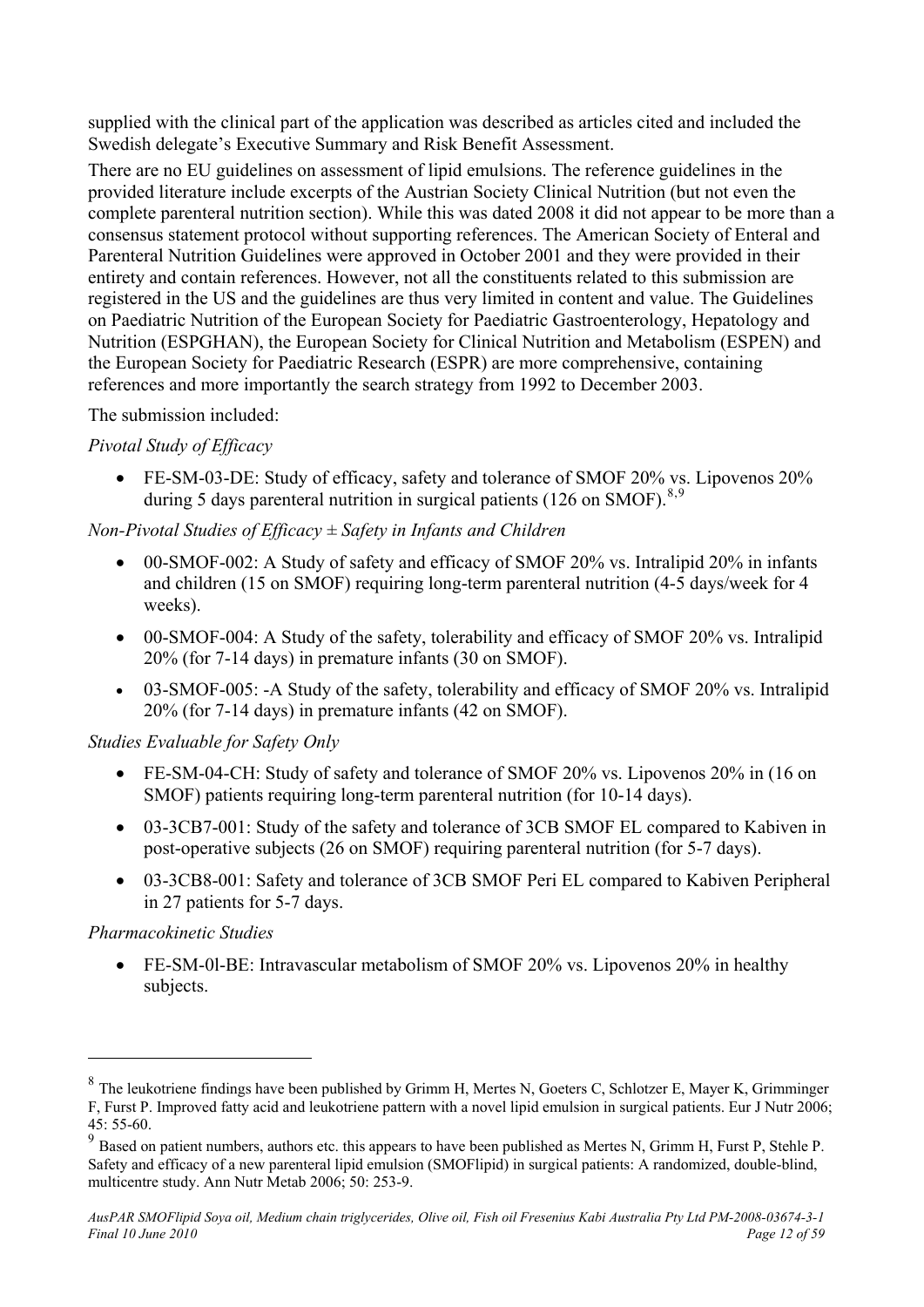supplied with the clinical part of the application was described as articles cited and included the Swedish delegate's Executive Summary and Risk Benefit Assessment.

There are no EU guidelines on assessment of lipid emulsions. The reference guidelines in the provided literature include excerpts of the Austrian Society Clinical Nutrition (but not even the complete parenteral nutrition section). While this was dated 2008 it did not appear to be more than a consensus statement protocol without supporting references. The American Society of Enteral and Parenteral Nutrition Guidelines were approved in October 2001 and they were provided in their entirety and contain references. However, not all the constituents related to this submission are registered in the US and the guidelines are thus very limited in content and value. The Guidelines on Paediatric Nutrition of the European Society for Paediatric Gastroenterology, Hepatology and Nutrition (ESPGHAN), the European Society for Clinical Nutrition and Metabolism (ESPEN) and the European Society for Paediatric Research (ESPR) are more comprehensive, containing references and more importantly the search strategy from 1992 to December 2003.

The submission included:

*Pivotal Study of Efficacy*

- FE-SM-03-DE: Study of efficacy, safety and tolerance of SMOF 20% vs. Lipovenos 20% during 5 days parenteral nutrition in surgical patients (126 on SMOF).[8,9]

*Non-Pivotal Studies of Efficacy ± Safety in Infants and Children*

- 00-SMOF-002: A Study of safety and efficacy of SMOF 20% vs. Intralipid 20% in infants and children (15 on SMOF) requiring long-term parenteral nutrition (4-5 days/week for 4 weeks).
- 00-SMOF-004: A Study of the safety, tolerability and efficacy of SMOF 20% vs. Intralipid 20% (for 7-14 days) in premature infants (30 on SMOF).
- 03-SMOF-005: -A Study of the safety, tolerability and efficacy of SMOF 20% vs. Intralipid 20% (for 7-14 days) in premature infants (42 on SMOF).

*Studies Evaluable for Safety Only*

- FE-SM-04-CH: Study of safety and tolerance of SMOF 20% vs. Lipovenos 20% in (16 on SMOF) patients requiring long-term parenteral nutrition (for 10-14 days).
- 03-3CB7-001: Study of the safety and tolerance of 3CB SMOF EL compared to Kabiven in post-operative subjects (26 on SMOF) requiring parenteral nutrition (for 5-7 days).
- 03-3CB8-001: Safety and tolerance of 3CB SMOF Peri EL compared to Kabiven Peripheral in 27 patients for 5-7 days.

*Pharmacokinetic Studies*

- FE-SM-0l-BE: Intravascular metabolism of SMOF 20% vs. Lipovenos 20% in healthy subjects.

---

[8] The leukotriene findings have been published by Grimm H, Mertes N, Goeters C, Schlotzer E, Mayer K, Grimminger F, Furst P. Improved fatty acid and leukotriene pattern with a novel lipid emulsion in surgical patients. Eur J Nutr 2006; 45: 55-60.

[9] Based on patient numbers, authors etc. this appears to have been published as Mertes N, Grimm H, Furst P, Stehle P. Safety and efficacy of a new parenteral lipid emulsion (SMOFlipid) in surgical patients: A randomized, double-blind, multicentre study. Ann Nutr Metab 2006; 50: 253-9.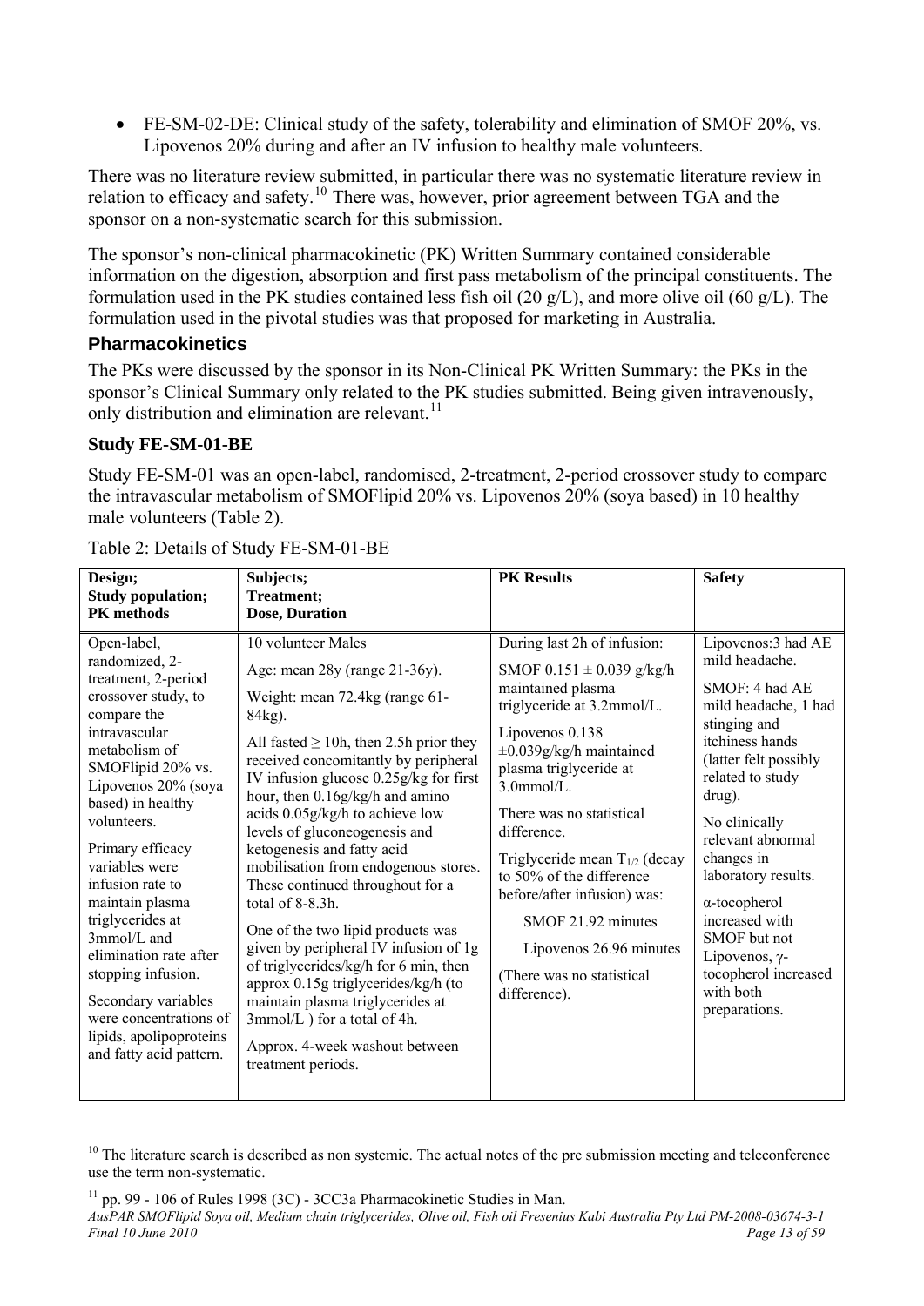- FE-SM-02-DE: Clinical study of the safety, tolerability and elimination of SMOF 20%, vs. Lipovenos 20% during and after an IV infusion to healthy male volunteers.

There was no literature review submitted, in particular there was no systematic literature review in relation to efficacy and safety.[10] There was, however, prior agreement between TGA and the sponsor on a non-systematic search for this submission.

The sponsor's non-clinical pharmacokinetic (PK) Written Summary contained considerable information on the digestion, absorption and first pass metabolism of the principal constituents. The formulation used in the PK studies contained less fish oil (20 g/L), and more olive oil (60 g/L). The formulation used in the pivotal studies was that proposed for marketing in Australia.

### Pharmacokinetics

The PKs were discussed by the sponsor in its Non-Clinical PK Written Summary: the PKs in the sponsor's Clinical Summary only related to the PK studies submitted. Being given intravenously, only distribution and elimination are relevant.[11]

#### Study FE-SM-01-BE

Study FE-SM-01 was an open-label, randomised, 2-treatment, 2-period crossover study to compare the intravascular metabolism of SMOFlipid 20% vs. Lipovenos 20% (soya based) in 10 healthy male volunteers (Table 2).

Table 2: Details of Study FE-SM-01-BE

| **Design; Study population; PK methods** | **Subjects; Treatment; Dose, Duration** | **PK Results** | **Safety** |
|---|---|---|---|
| Open-label, randomized, 2-treatment, 2-period crossover study, to compare the intravascular metabolism of SMOFlipid 20% vs. Lipovenos 20% (soya based) in healthy volunteers.<br><br>Primary efficacy variables were infusion rate to maintain plasma triglycerides at 3mmol/L and elimination rate after stopping infusion.<br><br>Secondary variables were concentrations of lipids, apolipoproteins and fatty acid pattern. | 10 volunteer Males<br><br>Age: mean 28y (range 21-36y).<br><br>Weight: mean 72.4kg (range 61-84kg).<br><br>All fasted ≥ 10h, then 2.5h prior they received concomitantly by peripheral IV infusion glucose 0.25g/kg for first hour, then 0.16g/kg/h and amino acids 0.05g/kg/h to achieve low levels of gluconeogenesis and ketogenesis and fatty acid mobilisation from endogenous stores. These continued throughout for a total of 8-8.3h.<br><br>One of the two lipid products was given by peripheral IV infusion of 1g of triglycerides/kg/h for 6 min, then approx 0.15g triglycerides/kg/h (to maintain plasma triglycerides at 3mmol/L ) for a total of 4h.<br><br>Approx. 4-week washout between treatment periods. | During last 2h of infusion:<br><br>SMOF 0.151 ± 0.039 g/kg/h maintained plasma triglyceride at 3.2mmol/L.<br><br>Lipovenos 0.138 ±0.039g/kg/h maintained plasma triglyceride at 3.0mmol/L.<br><br>There was no statistical difference.<br><br>Triglyceride mean $T_{1/2}$ (decay to 50% of the difference before/after infusion) was:<br><br>SMOF 21.92 minutes<br><br>Lipovenos 26.96 minutes<br><br>(There was no statistical difference). | Lipovenos:3 had AE mild headache.<br><br>SMOF: 4 had AE mild headache, 1 had stinging and itchiness hands (latter felt possibly related to study drug).<br><br>No clinically relevant abnormal changes in laboratory results.<br><br>α-tocopherol increased with SMOF but not Lipovenos, γ-tocopherol increased with both preparations. |

[10] The literature search is described as non systemic. The actual notes of the pre submission meeting and teleconference use the term non-systematic.

[11] pp. 99 - 106 of Rules 1998 (3C) - 3CC3a Pharmacokinetic Studies in Man.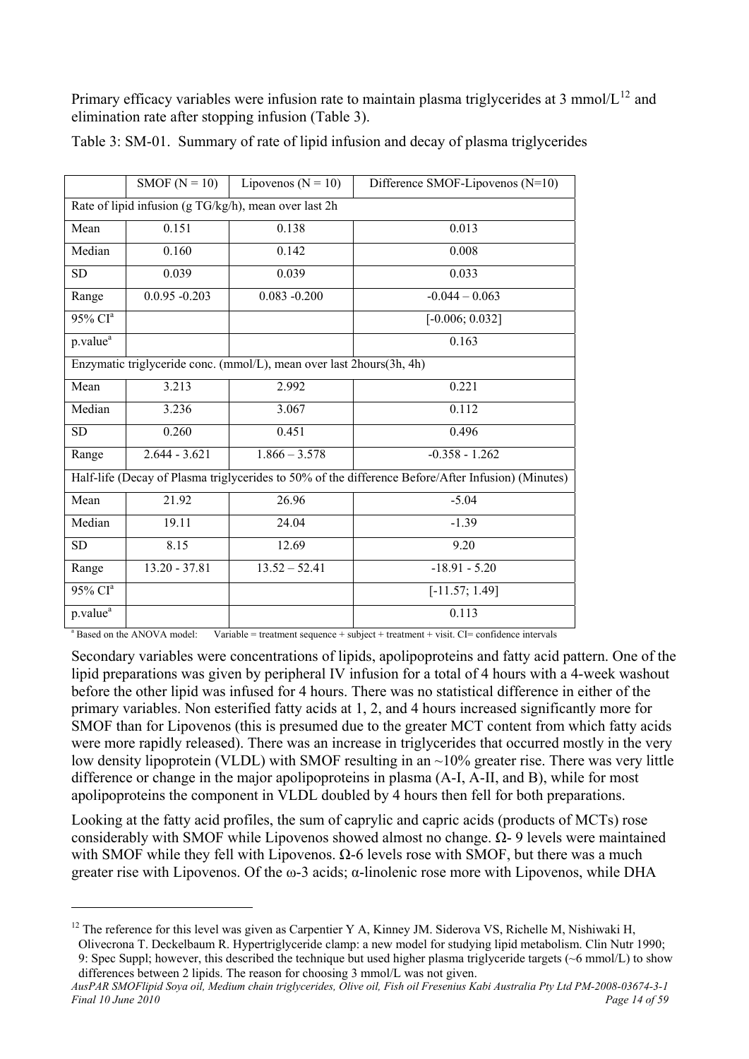Primary efficacy variables were infusion rate to maintain plasma triglycerides at 3 mmol/L[12] and elimination rate after stopping infusion (Table 3).

Table 3: SM-01. Summary of rate of lipid infusion and decay of plasma triglycerides

| | SMOF (N = 10) | Lipovenos (N = 10) | Difference SMOF-Lipovenos (N=10) |
|---|---|---|---|
| Rate of lipid infusion (g TG/kg/h), mean over last 2h | | | |
| Mean | 0.151 | 0.138 | 0.013 |
| Median | 0.160 | 0.142 | 0.008 |
| SD | 0.039 | 0.039 | 0.033 |
| Range | 0.0.95 -0.203 | 0.083 -0.200 | -0.044 – 0.063 |
| 95% CI[a] | | | [-0.006; 0.032] |
| p.value[a] | | | 0.163 |
| Enzymatic triglyceride conc. (mmol/L), mean over last 2hours(3h, 4h) | | | |
| Mean | 3.213 | 2.992 | 0.221 |
| Median | 3.236 | 3.067 | 0.112 |
| SD | 0.260 | 0.451 | 0.496 |
| Range | 2.644 - 3.621 | 1.866 – 3.578 | -0.358 - 1.262 |
| Half-life (Decay of Plasma triglycerides to 50% of the difference Before/After Infusion) (Minutes) | | | |
| Mean | 21.92 | 26.96 | -5.04 |
| Median | 19.11 | 24.04 | -1.39 |
| SD | 8.15 | 12.69 | 9.20 |
| Range | 13.20 - 37.81 | 13.52 – 52.41 | -18.91 - 5.20 |
| 95% CI[a] | | | [-11.57; 1.49] |
| p.value[a] | | | 0.113 |

[a] Based on the ANOVA model: Variable = treatment sequence + subject + treatment + visit. CI= confidence intervals

Secondary variables were concentrations of lipids, apolipoproteins and fatty acid pattern. One of the lipid preparations was given by peripheral IV infusion for a total of 4 hours with a 4-week washout before the other lipid was infused for 4 hours. There was no statistical difference in either of the primary variables. Non esterified fatty acids at 1, 2, and 4 hours increased significantly more for SMOF than for Lipovenos (this is presumed due to the greater MCT content from which fatty acids were more rapidly released). There was an increase in triglycerides that occurred mostly in the very low density lipoprotein (VLDL) with SMOF resulting in an ~10% greater rise. There was very little difference or change in the major apolipoproteins in plasma (A-I, A-II, and B), while for most apolipoproteins the component in VLDL doubled by 4 hours then fell for both preparations.

Looking at the fatty acid profiles, the sum of caprylic and capric acids (products of MCTs) rose considerably with SMOF while Lipovenos showed almost no change. Ω- 9 levels were maintained with SMOF while they fell with Lipovenos. Ω-6 levels rose with SMOF, but there was a much greater rise with Lipovenos. Of the ω-3 acids; α-linolenic rose more with Lipovenos, while DHA

[12] The reference for this level was given as Carpentier Y A, Kinney JM. Siderova VS, Richelle M, Nishiwaki H, Olivecrona T. Deckelbaum R. Hypertriglyceride clamp: a new model for studying lipid metabolism. Clin Nutr 1990; 9: Spec Suppl; however, this described the technique but used higher plasma triglyceride targets (~6 mmol/L) to show differences between 2 lipids. The reason for choosing 3 mmol/L was not given.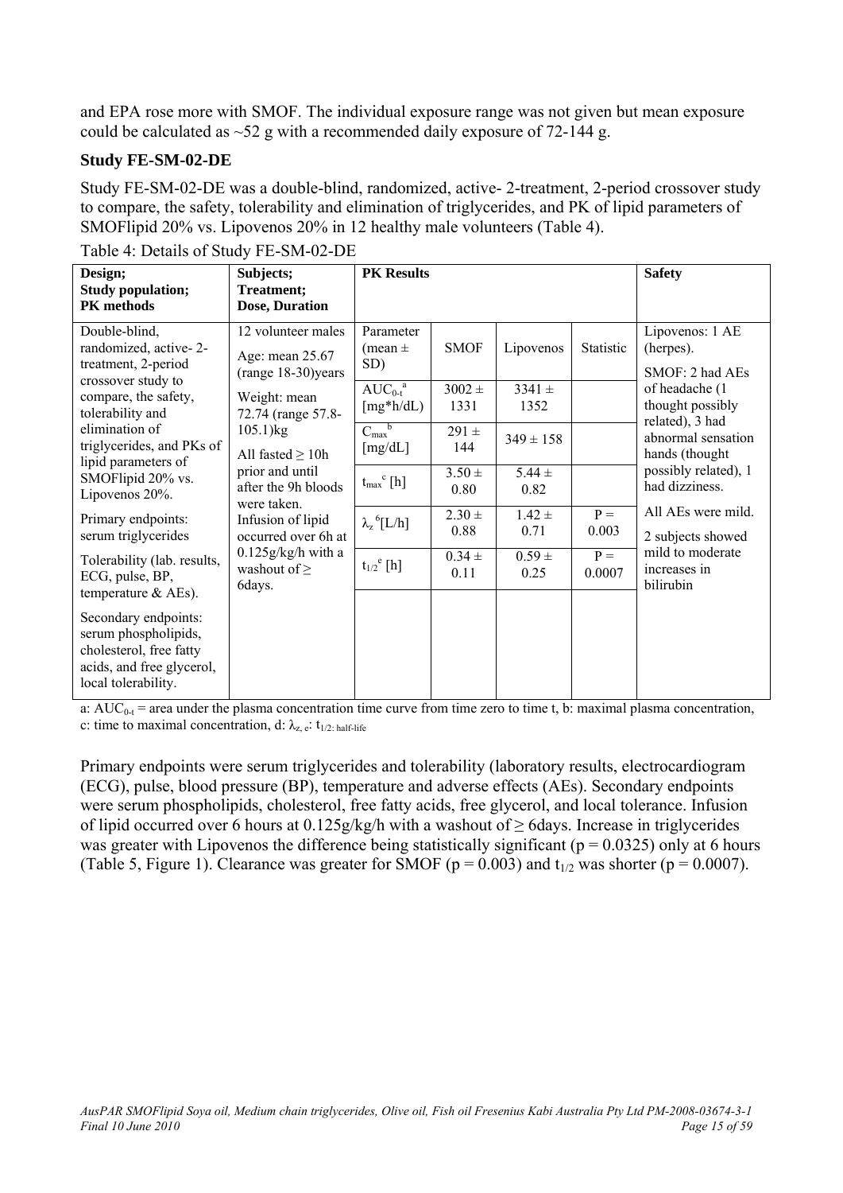and EPA rose more with SMOF. The individual exposure range was not given but mean exposure could be calculated as ~52 g with a recommended daily exposure of 72-144 g.

### Study FE-SM-02-DE

Study FE-SM-02-DE was a double-blind, randomized, active- 2-treatment, 2-period crossover study to compare, the safety, tolerability and elimination of triglycerides, and PK of lipid parameters of SMOFlipid 20% vs. Lipovenos 20% in 12 healthy male volunteers (Table 4).

Table 4: Details of Study FE-SM-02-DE

| Design; Study population; PK methods | Subjects; Treatment; Dose, Duration | PK Results | | | | Safety |
|---|---|---|---|---|---|---|
| Double-blind, randomized, active- 2-treatment, 2-period crossover study to compare, the safety, tolerability and elimination of triglycerides, and PKs of lipid parameters of SMOFlipid 20% vs. Lipovenos 20%.<br><br>Primary endpoints: serum triglycerides<br><br>Tolerability (lab. results, ECG, pulse, BP, temperature & AEs).<br><br>Secondary endpoints: serum phospholipids, cholesterol, free fatty acids, and free glycerol, local tolerability. | 12 volunteer males<br><br>Age: mean 25.67 (range 18-30)years<br><br>Weight: mean 72.74 (range 57.8-105.1)kg<br><br>All fasted ≥ 10h prior and until after the 9h bloods were taken.<br><br>Infusion of lipid occurred over 6h at 0.125g/kg/h with a washout of ≥ 6days. | Parameter (mean ± SD) | SMOF | Lipovenos | Statistic | Lipovenos: 1 AE (herpes).<br><br>SMOF: 2 had AEs of headache (1 thought possibly related), 3 had abnormal sensation hands (thought possibly related), 1 had dizziness.<br><br>All AEs were mild.<br><br>2 subjects showed mild to moderate increases in bilirubin |
| | | $AUC_{0-t}$[a] [mg*h/dL] | 3002 ± 1331 | 3341 ± 1352 | | |
| | | $C_{max}$[b] [mg/dL] | 291 ± 144 | 349 ± 158 | | |
| | | $t_{max}$[c] [h] | 3.50 ± 0.80 | 5.44 ± 0.82 | | |
| | | $\lambda_z$[6][L/h] | 2.30 ± 0.88 | 1.42 ± 0.71 | P = 0.003 | |
| | | $t_{1/2}$[e] [h] | 0.34 ± 0.11 | 0.59 ± 0.25 | P = 0.0007 | |

a: $AUC_{0-t}$ = area under the plasma concentration time curve from time zero to time t, b: maximal plasma concentration, c: time to maximal concentration, d: $\lambda_{z,}$ e: $t_{1/2}$: half-life

Primary endpoints were serum triglycerides and tolerability (laboratory results, electrocardiogram (ECG), pulse, blood pressure (BP), temperature and adverse effects (AEs). Secondary endpoints were serum phospholipids, cholesterol, free fatty acids, free glycerol, and local tolerance. Infusion of lipid occurred over 6 hours at 0.125g/kg/h with a washout of ≥ 6days. Increase in triglycerides was greater with Lipovenos the difference being statistically significant ($p = 0.0325$) only at 6 hours (Table 5, Figure 1). Clearance was greater for SMOF ($p = 0.003$) and $t_{1/2}$ was shorter ($p = 0.0007$).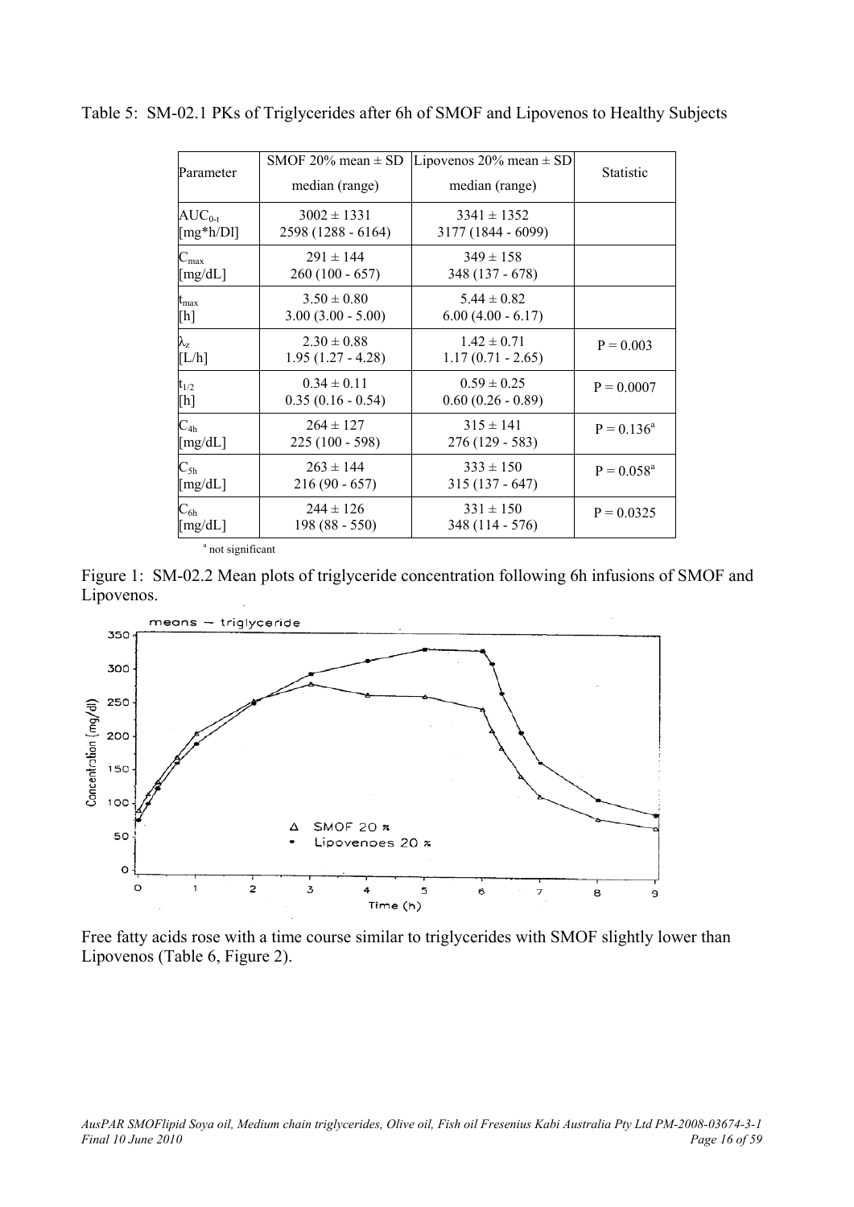Table 5: SM-02.1 PKs of Triglycerides after 6h of SMOF and Lipovenos to Healthy Subjects

| Parameter | SMOF 20% mean ± SD median (range) | Lipovenos 20% mean ± SD median (range) | Statistic |
|---|---|---|---|
| $AUC_{0-t}$ [mg*h/Dl] | 3002 ± 1331 2598 (1288 - 6164) | 3341 ± 1352 3177 (1844 - 6099) | |
| $C_{max}$ [mg/dL] | 291 ± 144 260 (100 - 657) | 349 ± 158 348 (137 - 678) | |
| $t_{max}$ [h] | 3.50 ± 0.80 3.00 (3.00 - 5.00) | 5.44 ± 0.82 6.00 (4.00 - 6.17) | |
| $\lambda_z$ [L/h] | 2.30 ± 0.88 1.95 (1.27 - 4.28) | 1.42 ± 0.71 1.17 (0.71 - 2.65) | P = 0.003 |
| $t_{1/2}$ [h] | 0.34 ± 0.11 0.35 (0.16 - 0.54) | 0.59 ± 0.25 0.60 (0.26 - 0.89) | P = 0.0007 |
| $C_{4h}$ [mg/dL] | 264 ± 127 225 (100 - 598) | 315 ± 141 276 (129 - 583) | P = 0.136[a] |
| $C_{5h}$ [mg/dL] | 263 ± 144 216 (90 - 657) | 333 ± 150 315 (137 - 647) | P = 0.058[a] |
| $C_{6h}$ [mg/dL] | 244 ± 126 198 (88 - 550) | 331 ± 150 348 (114 - 576) | P = 0.0325 |

[a] not significant

Figure 1: SM-02.2 Mean plots of triglyceride concentration following 6h infusions of SMOF and Lipovenos.

Free fatty acids rose with a time course similar to triglycerides with SMOF slightly lower than Lipovenos (Table 6, Figure 2).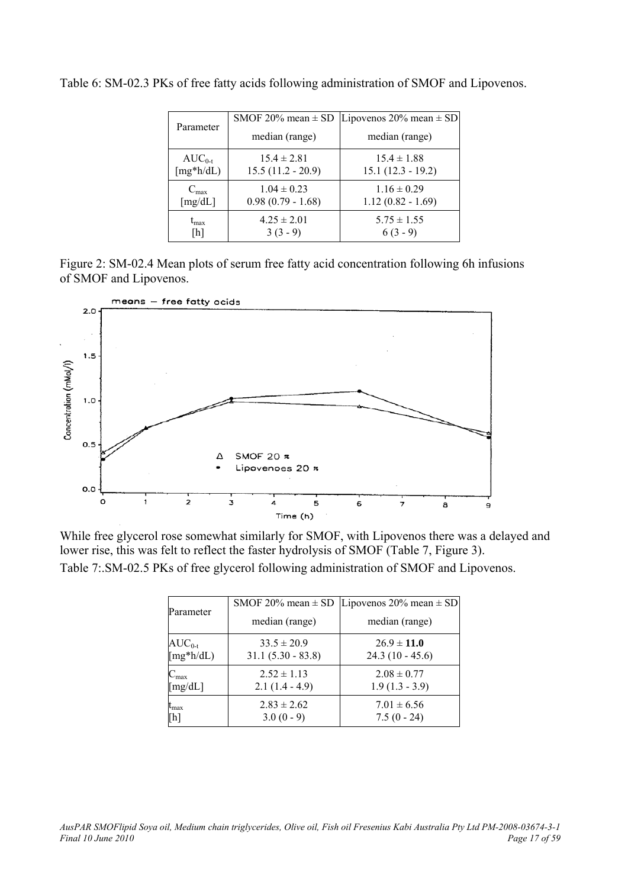Table 6: SM-02.3 PKs of free fatty acids following administration of SMOF and Lipovenos.

| Parameter | SMOF 20% mean ± SD median (range) | Lipovenos 20% mean ± SD median (range) |
|---|---|---|
| $AUC_{0-t}$ [mg*h/dL) | 15.4 ± 2.81<br>15.5 (11.2 - 20.9) | 15.4 ± 1.88<br>15.1 (12.3 - 19.2) |
| $C_{max}$ [mg/dL] | 1.04 ± 0.23<br>0.98 (0.79 - 1.68) | 1.16 ± 0.29<br>1.12 (0.82 - 1.69) |
| $t_{max}$ [h] | 4.25 ± 2.01<br>3 (3 - 9) | 5.75 ± 1.55<br>6 (3 - 9) |

Figure 2: SM-02.4 Mean plots of serum free fatty acid concentration following 6h infusions of SMOF and Lipovenos.

While free glycerol rose somewhat similarly for SMOF, with Lipovenos there was a delayed and lower rise, this was felt to reflect the faster hydrolysis of SMOF (Table 7, Figure 3).

Table 7:.SM-02.5 PKs of free glycerol following administration of SMOF and Lipovenos.

| Parameter | SMOF 20% mean ± SD median (range) | Lipovenos 20% mean ± SD median (range) |
|---|---|---|
| $AUC_{0-t}$ [mg*h/dL) | 33.5 ± 20.9<br>31.1 (5.30 - 83.8) | 26.9 ± **11.0**<br>24.3 (10 - 45.6) |
| $C_{max}$ [mg/dL] | 2.52 ± 1.13<br>2.1 (1.4 - 4.9) | 2.08 ± 0.77<br>1.9 (1.3 - 3.9) |
| $t_{max}$ [h] | 2.83 ± 2.62<br>3.0 (0 - 9) | 7.01 ± 6.56<br>7.5 (0 - 24) |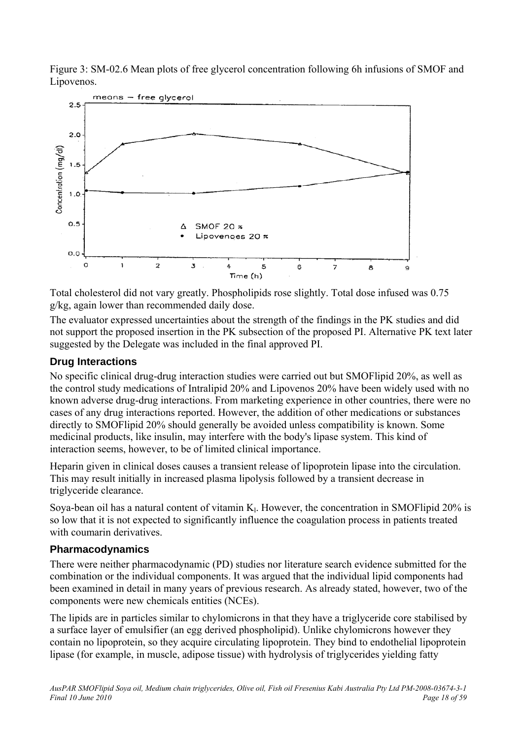Figure 3: SM-02.6 Mean plots of free glycerol concentration following 6h infusions of SMOF and Lipovenos.

Total cholesterol did not vary greatly. Phospholipids rose slightly. Total dose infused was 0.75 g/kg, again lower than recommended daily dose.

The evaluator expressed uncertainties about the strength of the findings in the PK studies and did not support the proposed insertion in the PK subsection of the proposed PI. Alternative PK text later suggested by the Delegate was included in the final approved PI.

### Drug Interactions

No specific clinical drug-drug interaction studies were carried out but SMOFlipid 20%, as well as the control study medications of Intralipid 20% and Lipovenos 20% have been widely used with no known adverse drug-drug interactions. From marketing experience in other countries, there were no cases of any drug interactions reported. However, the addition of other medications or substances directly to SMOFlipid 20% should generally be avoided unless compatibility is known. Some medicinal products, like insulin, may interfere with the body's lipase system. This kind of interaction seems, however, to be of limited clinical importance.

Heparin given in clinical doses causes a transient release of lipoprotein lipase into the circulation. This may result initially in increased plasma lipolysis followed by a transient decrease in triglyceride clearance.

Soya-bean oil has a natural content of vitamin $K_1$. However, the concentration in SMOFlipid 20% is so low that it is not expected to significantly influence the coagulation process in patients treated with coumarin derivatives.

### Pharmacodynamics

There were neither pharmacodynamic (PD) studies nor literature search evidence submitted for the combination or the individual components. It was argued that the individual lipid components had been examined in detail in many years of previous research. As already stated, however, two of the components were new chemicals entities (NCEs).

The lipids are in particles similar to chylomicrons in that they have a triglyceride core stabilised by a surface layer of emulsifier (an egg derived phospholipid). Unlike chylomicrons however they contain no lipoprotein, so they acquire circulating lipoprotein. They bind to endothelial lipoprotein lipase (for example, in muscle, adipose tissue) with hydrolysis of triglycerides yielding fatty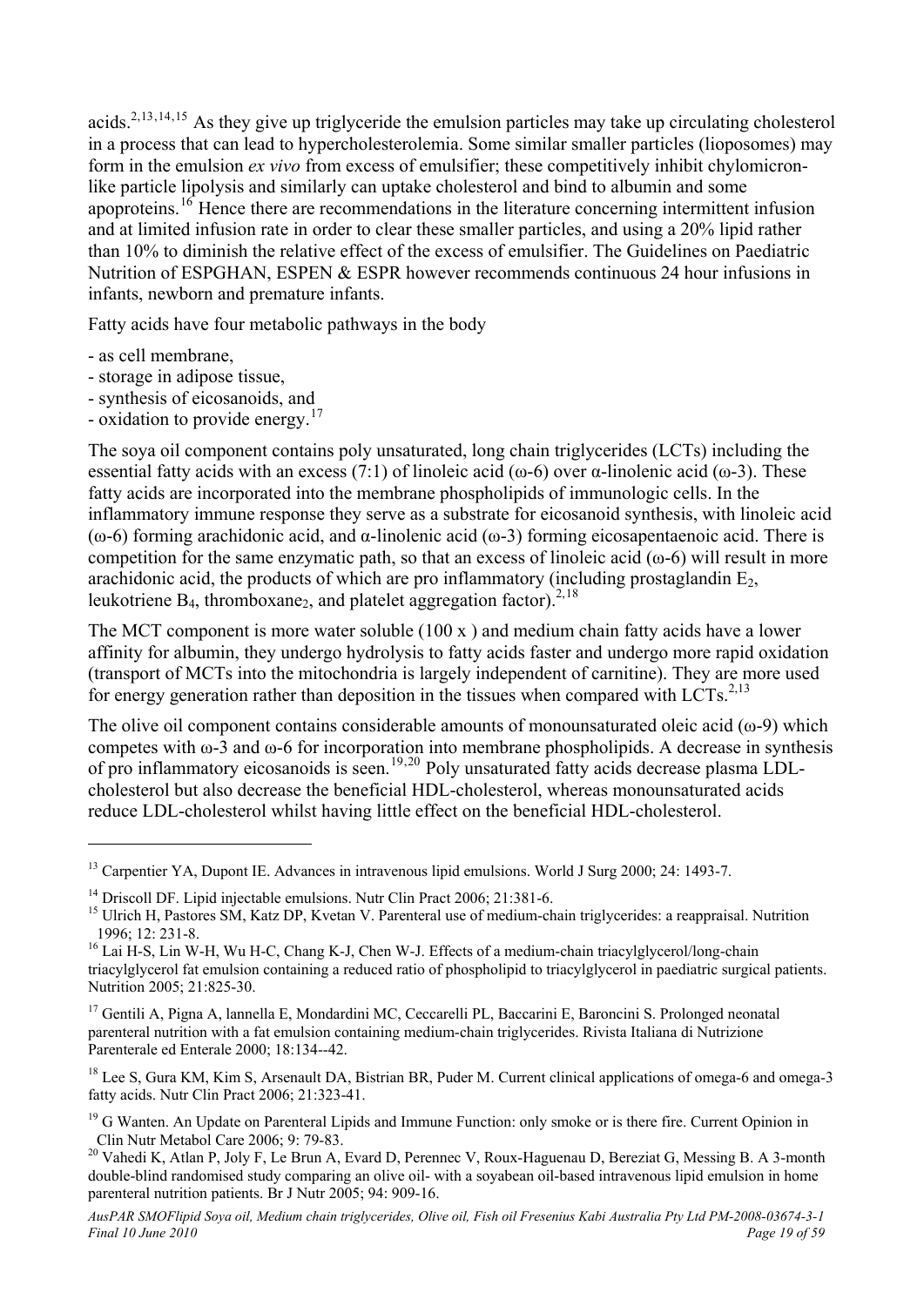acids.[2,13,14,15] As they give up triglyceride the emulsion particles may take up circulating cholesterol in a process that can lead to hypercholesterolemia. Some similar smaller particles (lioposomes) may form in the emulsion *ex vivo* from excess of emulsifier; these competitively inhibit chylomicron-like particle lipolysis and similarly can uptake cholesterol and bind to albumin and some apoproteins.[16] Hence there are recommendations in the literature concerning intermittent infusion and at limited infusion rate in order to clear these smaller particles, and using a 20% lipid rather than 10% to diminish the relative effect of the excess of emulsifier. The Guidelines on Paediatric Nutrition of ESPGHAN, ESPEN & ESPR however recommends continuous 24 hour infusions in infants, newborn and premature infants.

Fatty acids have four metabolic pathways in the body

- as cell membrane,
- storage in adipose tissue,
- synthesis of eicosanoids, and
- oxidation to provide energy.[17]

The soya oil component contains poly unsaturated, long chain triglycerides (LCTs) including the essential fatty acids with an excess (7:1) of linoleic acid (ω-6) over α-linolenic acid (ω-3). These fatty acids are incorporated into the membrane phospholipids of immunologic cells. In the inflammatory immune response they serve as a substrate for eicosanoid synthesis, with linoleic acid (ω-6) forming arachidonic acid, and α-linolenic acid (ω-3) forming eicosapentaenoic acid. There is competition for the same enzymatic path, so that an excess of linoleic acid (ω-6) will result in more arachidonic acid, the products of which are pro inflammatory (including prostaglandin $E_2$, leukotriene $B_4$, thromboxane$_2$, and platelet aggregation factor).[2,18]

The MCT component is more water soluble (100 x ) and medium chain fatty acids have a lower affinity for albumin, they undergo hydrolysis to fatty acids faster and undergo more rapid oxidation (transport of MCTs into the mitochondria is largely independent of carnitine). They are more used for energy generation rather than deposition in the tissues when compared with LCTs.[2,13]

The olive oil component contains considerable amounts of monounsaturated oleic acid (ω-9) which competes with ω-3 and ω-6 for incorporation into membrane phospholipids. A decrease in synthesis of pro inflammatory eicosanoids is seen.[19,20] Poly unsaturated fatty acids decrease plasma LDL-cholesterol but also decrease the beneficial HDL-cholesterol, whereas monounsaturated acids reduce LDL-cholesterol whilst having little effect on the beneficial HDL-cholesterol.

---

[13] Carpentier YA, Dupont IE. Advances in intravenous lipid emulsions. World J Surg 2000; 24: 1493-7.

[14] Driscoll DF. Lipid injectable emulsions. Nutr Clin Pract 2006; 21:381-6.

[15] Ulrich H, Pastores SM, Katz DP, Kvetan V. Parenteral use of medium-chain triglycerides: a reappraisal. Nutrition 1996; 12: 231-8.

[16] Lai H-S, Lin W-H, Wu H-C, Chang K-J, Chen W-J. Effects of a medium-chain triacylglycerol/long-chain triacylglycerol fat emulsion containing a reduced ratio of phospholipid to triacylglycerol in paediatric surgical patients. Nutrition 2005; 21:825-30.

[17] Gentili A, Pigna A, lannella E, Mondardini MC, Ceccarelli PL, Baccarini E, Baroncini S. Prolonged neonatal parenteral nutrition with a fat emulsion containing medium-chain triglycerides. Rivista Italiana di Nutrizione Parenterale ed Enterale 2000; 18:134--42.

[18] Lee S, Gura KM, Kim S, Arsenault DA, Bistrian BR, Puder M. Current clinical applications of omega-6 and omega-3 fatty acids. Nutr Clin Pract 2006; 21:323-41.

[19] G Wanten. An Update on Parenteral Lipids and Immune Function: only smoke or is there fire. Current Opinion in Clin Nutr Metabol Care 2006; 9: 79-83.

[20] Vahedi K, Atlan P, Joly F, Le Brun A, Evard D, Perennec V, Roux-Haguenau D, Bereziat G, Messing B. A 3-month double-blind randomised study comparing an olive oil- with a soyabean oil-based intravenous lipid emulsion in home parenteral nutrition patients. Br J Nutr 2005; 94: 909-16.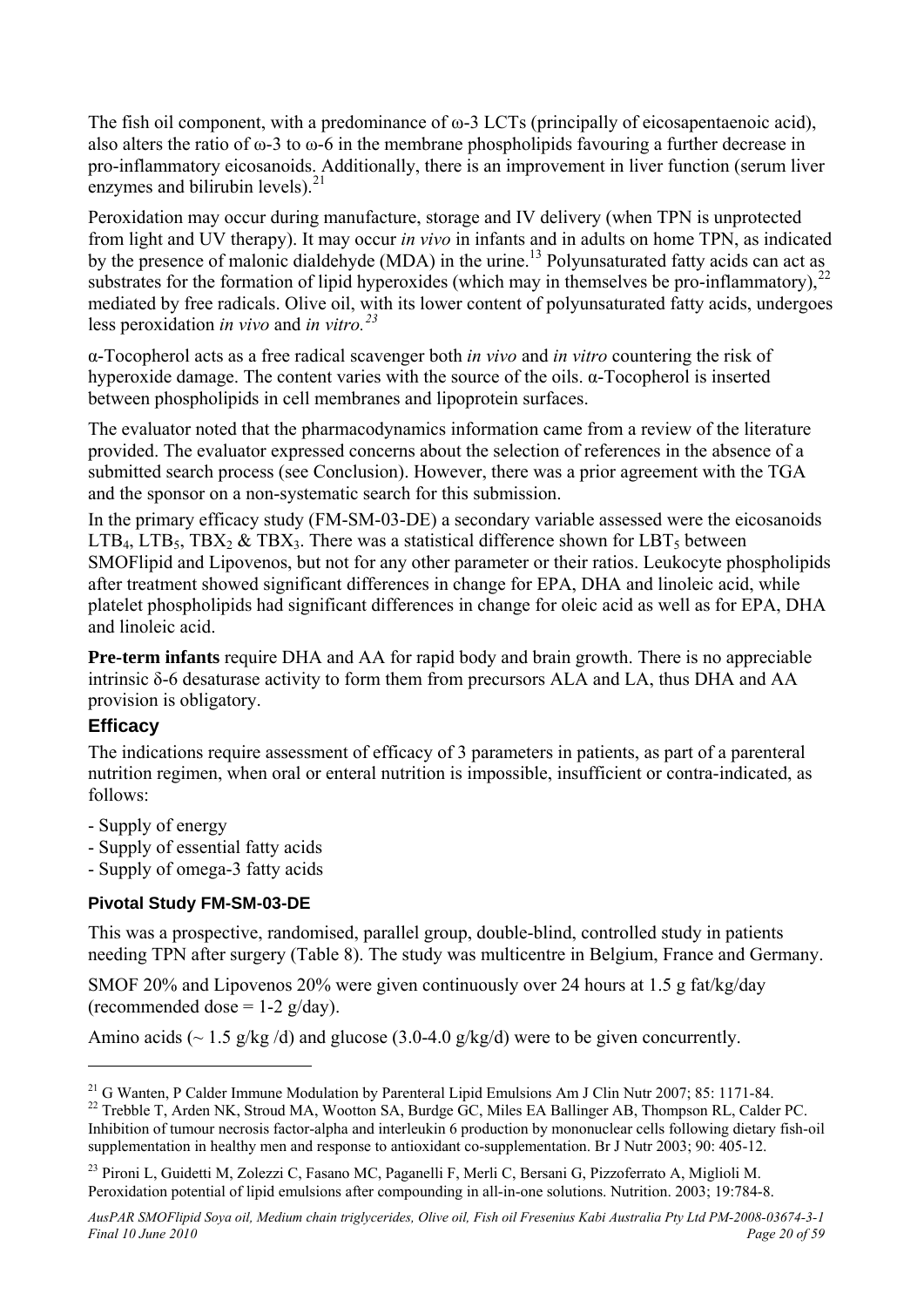The fish oil component, with a predominance of ω-3 LCTs (principally of eicosapentaenoic acid), also alters the ratio of ω-3 to ω-6 in the membrane phospholipids favouring a further decrease in pro-inflammatory eicosanoids. Additionally, there is an improvement in liver function (serum liver enzymes and bilirubin levels).[21]

Peroxidation may occur during manufacture, storage and IV delivery (when TPN is unprotected from light and UV therapy). It may occur *in vivo* in infants and in adults on home TPN, as indicated by the presence of malonic dialdehyde (MDA) in the urine.[13] Polyunsaturated fatty acids can act as substrates for the formation of lipid hyperoxides (which may in themselves be pro-inflammatory),[22] mediated by free radicals. Olive oil, with its lower content of polyunsaturated fatty acids, undergoes less peroxidation *in vivo* and *in vitro.*[23]

α-Tocopherol acts as a free radical scavenger both *in vivo* and *in vitro* countering the risk of hyperoxide damage. The content varies with the source of the oils. α-Tocopherol is inserted between phospholipids in cell membranes and lipoprotein surfaces.

The evaluator noted that the pharmacodynamics information came from a review of the literature provided. The evaluator expressed concerns about the selection of references in the absence of a submitted search process (see Conclusion). However, there was a prior agreement with the TGA and the sponsor on a non-systematic search for this submission.

In the primary efficacy study (FM-SM-03-DE) a secondary variable assessed were the eicosanoids $LTB_4$, $LTB_5$, $TBX_2$ & $TBX_3$. There was a statistical difference shown for $LBT_5$ between SMOFlipid and Lipovenos, but not for any other parameter or their ratios. Leukocyte phospholipids after treatment showed significant differences in change for EPA, DHA and linoleic acid, while platelet phospholipids had significant differences in change for oleic acid as well as for EPA, DHA and linoleic acid.

**Pre-term infants** require DHA and AA for rapid body and brain growth. There is no appreciable intrinsic δ-6 desaturase activity to form them from precursors ALA and LA, thus DHA and AA provision is obligatory.

## Efficacy

The indications require assessment of efficacy of 3 parameters in patients, as part of a parenteral nutrition regimen, when oral or enteral nutrition is impossible, insufficient or contra-indicated, as follows:

- Supply of energy
- Supply of essential fatty acids
- Supply of omega-3 fatty acids

### Pivotal Study FM-SM-03-DE

This was a prospective, randomised, parallel group, double-blind, controlled study in patients needing TPN after surgery (Table 8). The study was multicentre in Belgium, France and Germany.

SMOF 20% and Lipovenos 20% were given continuously over 24 hours at 1.5 g fat/kg/day (recommended dose = 1-2 g/day).

Amino acids (~ 1.5 g/kg /d) and glucose (3.0-4.0 g/kg/d) were to be given concurrently.

---

[21] G Wanten, P Calder Immune Modulation by Parenteral Lipid Emulsions Am J Clin Nutr 2007; 85: 1171-84.

[22] Trebble T, Arden NK, Stroud MA, Wootton SA, Burdge GC, Miles EA Ballinger AB, Thompson RL, Calder PC. Inhibition of tumour necrosis factor-alpha and interleukin 6 production by mononuclear cells following dietary fish-oil supplementation in healthy men and response to antioxidant co-supplementation. Br J Nutr 2003; 90: 405-12.

[23] Pironi L, Guidetti M, Zolezzi C, Fasano MC, Paganelli F, Merli C, Bersani G, Pizzoferrato A, Miglioli M. Peroxidation potential of lipid emulsions after compounding in all-in-one solutions. Nutrition. 2003; 19:784-8.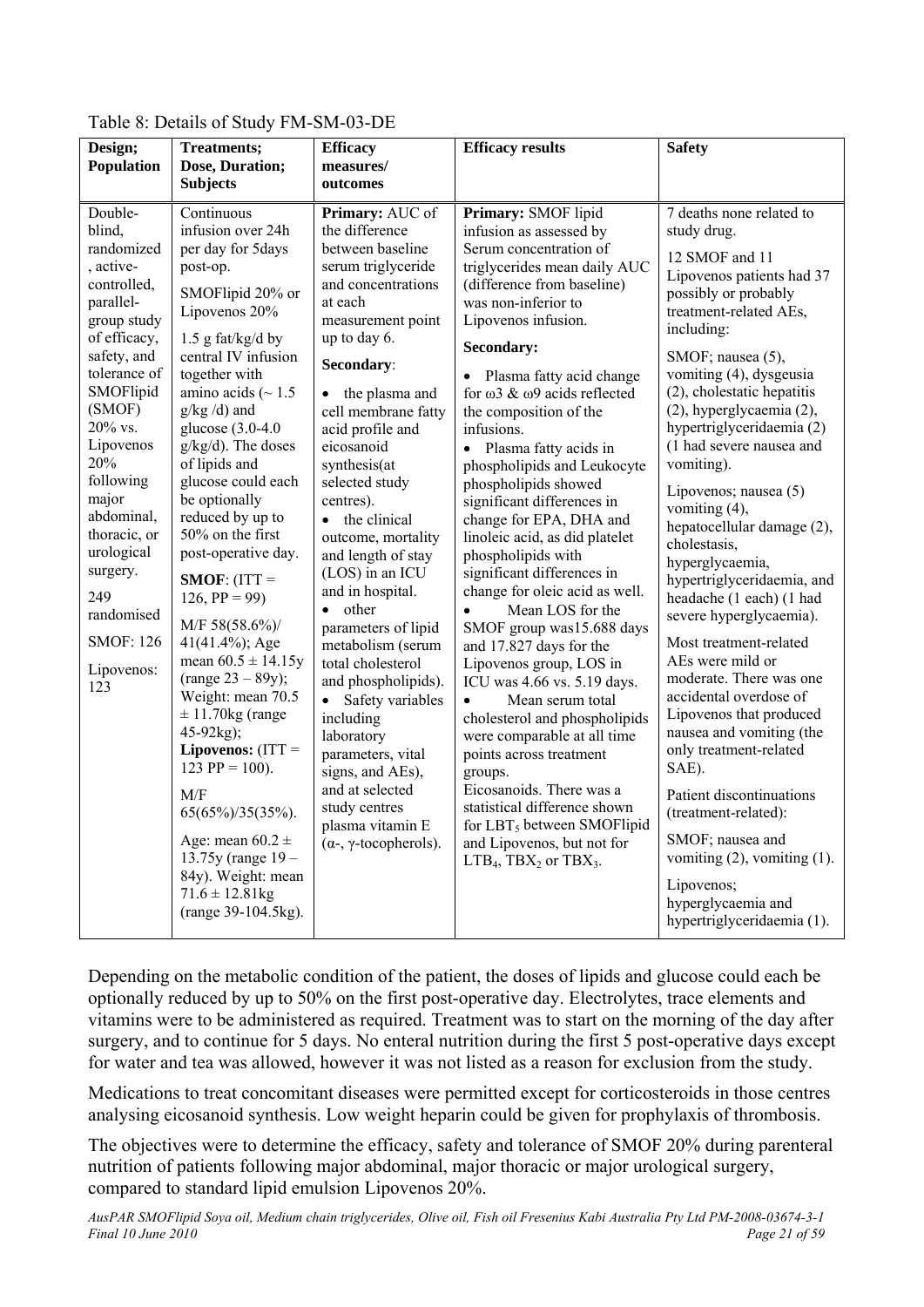Table 8: Details of Study FM-SM-03-DE

| Design; Population | Treatments; Dose, Duration; Subjects | Efficacy measures/ outcomes | Efficacy results | Safety |
|---|---|---|---|---|
| Double-blind, randomized, active-controlled, parallel-group study of efficacy, safety, and tolerance of SMOFlipid (SMOF) 20% vs. Lipovenos 20% following major abdominal, thoracic, or urological surgery.<br><br>249 randomised<br><br>SMOF: 126<br><br>Lipovenos: 123 | Continuous infusion over 24h per day for 5days post-op.<br><br>SMOFlipid 20% or Lipovenos 20%<br><br>1.5 g fat/kg/d by central IV infusion together with amino acids (~ 1.5 g/kg /d) and glucose (3.0-4.0 g/kg/d). The doses of lipids and glucose could each be optionally reduced by up to 50% on the first post-operative day.<br><br>**SMOF**: (ITT = 126, PP = 99)<br><br>M/F 58(58.6%)/ 41(41.4%); Age mean 60.5 ± 14.15y (range 23 – 89y); Weight: mean 70.5 ± 11.70kg (range 45-92kg);<br>**Lipovenos:** (ITT = 123 PP = 100).<br><br>M/F 65(65%)/35(35%).<br><br>Age: mean 60.2 ± 13.75y (range 19 – 84y). Weight: mean 71.6 ± 12.81kg (range 39-104.5kg). | **Primary:** AUC of the difference between baseline serum triglyceride and concentrations at each measurement point up to day 6.<br><br>**Secondary**:<br><br>• the plasma and cell membrane fatty acid profile and eicosanoid synthesis(at selected study centres).<br>• the clinical outcome, mortality and length of stay (LOS) in an ICU and in hospital.<br>• other parameters of lipid metabolism (serum total cholesterol and phospholipids).<br>• Safety variables including laboratory parameters, vital signs, and AEs), and at selected study centres plasma vitamin E (α-, γ-tocopherols). | **Primary:** SMOF lipid infusion as assessed by Serum concentration of triglycerides mean daily AUC (difference from baseline) was non-inferior to Lipovenos infusion.<br><br>**Secondary:**<br><br>• Plasma fatty acid change for ω3 & ω9 acids reflected the composition of the infusions.<br>• Plasma fatty acids in phospholipids and Leukocyte phospholipids showed significant differences in change for EPA, DHA and linoleic acid, as did platelet phospholipids with significant differences in change for oleic acid as well.<br>• Mean LOS for the SMOF group was15.688 days and 17.827 days for the Lipovenos group, LOS in ICU was 4.66 vs. 5.19 days.<br>• Mean serum total cholesterol and phospholipids were comparable at all time points across treatment groups.<br>Eicosanoids. There was a statistical difference shown for $LBT_5$ between SMOFlipid and Lipovenos, but not for $LTB_4$, $TBX_2$ or $TBX_3$. | 7 deaths none related to study drug.<br><br>12 SMOF and 11 Lipovenos patients had 37 possibly or probably treatment-related AEs, including:<br><br>SMOF; nausea (5), vomiting (4), dysgeusia (2), cholestatic hepatitis (2), hyperglycaemia (2), hypertriglyceridaemia (2) (1 had severe nausea and vomiting).<br><br>Lipovenos; nausea (5) vomiting (4), hepatocellular damage (2), cholestasis, hyperglycaemia, hypertriglyceridaemia, and headache (1 each) (1 had severe hyperglycaemia).<br><br>Most treatment-related AEs were mild or moderate. There was one accidental overdose of Lipovenos that produced nausea and vomiting (the only treatment-related SAE).<br><br>Patient discontinuations (treatment-related):<br><br>SMOF; nausea and vomiting (2), vomiting (1).<br><br>Lipovenos; hyperglycaemia and hypertriglyceridaemia (1). |

Depending on the metabolic condition of the patient, the doses of lipids and glucose could each be optionally reduced by up to 50% on the first post-operative day. Electrolytes, trace elements and vitamins were to be administered as required. Treatment was to start on the morning of the day after surgery, and to continue for 5 days. No enteral nutrition during the first 5 post-operative days except for water and tea was allowed, however it was not listed as a reason for exclusion from the study.

Medications to treat concomitant diseases were permitted except for corticosteroids in those centres analysing eicosanoid synthesis. Low weight heparin could be given for prophylaxis of thrombosis.

The objectives were to determine the efficacy, safety and tolerance of SMOF 20% during parenteral nutrition of patients following major abdominal, major thoracic or major urological surgery, compared to standard lipid emulsion Lipovenos 20%.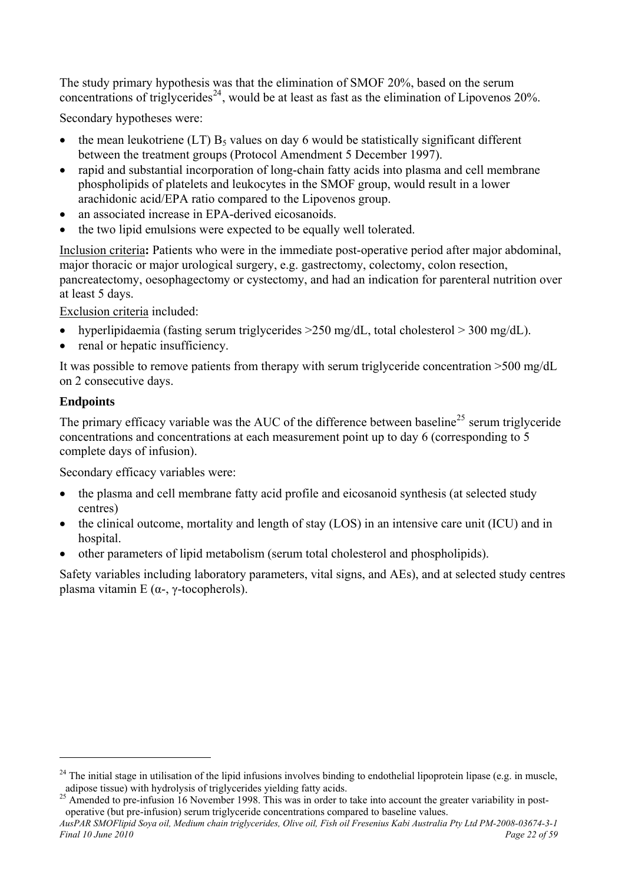The study primary hypothesis was that the elimination of SMOF 20%, based on the serum concentrations of triglycerides[24], would be at least as fast as the elimination of Lipovenos 20%.

Secondary hypotheses were:

- the mean leukotriene (LT) $B_5$ values on day 6 would be statistically significant different between the treatment groups (Protocol Amendment 5 December 1997).
- rapid and substantial incorporation of long-chain fatty acids into plasma and cell membrane phospholipids of platelets and leukocytes in the SMOF group, would result in a lower arachidonic acid/EPA ratio compared to the Lipovenos group.
- an associated increase in EPA-derived eicosanoids.
- the two lipid emulsions were expected to be equally well tolerated.

<u>Inclusion criteria</u>**:** Patients who were in the immediate post-operative period after major abdominal, major thoracic or major urological surgery, e.g. gastrectomy, colectomy, colon resection, pancreatectomy, oesophagectomy or cystectomy, and had an indication for parenteral nutrition over at least 5 days.

<u>Exclusion criteria</u> included:

- hyperlipidaemia (fasting serum triglycerides >250 mg/dL, total cholesterol > 300 mg/dL).
- renal or hepatic insufficiency.

It was possible to remove patients from therapy with serum triglyceride concentration >500 mg/dL on 2 consecutive days.

### Endpoints

The primary efficacy variable was the AUC of the difference between baseline[25] serum triglyceride concentrations and concentrations at each measurement point up to day 6 (corresponding to 5 complete days of infusion).

Secondary efficacy variables were:

- the plasma and cell membrane fatty acid profile and eicosanoid synthesis (at selected study centres)
- the clinical outcome, mortality and length of stay (LOS) in an intensive care unit (ICU) and in hospital.
- other parameters of lipid metabolism (serum total cholesterol and phospholipids).

Safety variables including laboratory parameters, vital signs, and AEs), and at selected study centres plasma vitamin E (α-, γ-tocopherols).

---

[24] The initial stage in utilisation of the lipid infusions involves binding to endothelial lipoprotein lipase (e.g. in muscle, adipose tissue) with hydrolysis of triglycerides yielding fatty acids.

[25] Amended to pre-infusion 16 November 1998. This was in order to take into account the greater variability in post-operative (but pre-infusion) serum triglyceride concentrations compared to baseline values.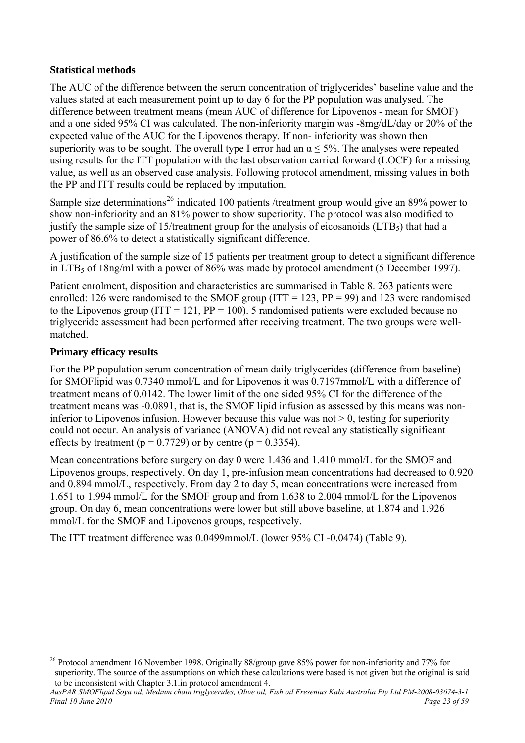**Statistical methods**

The AUC of the difference between the serum concentration of triglycerides' baseline value and the values stated at each measurement point up to day 6 for the PP population was analysed. The difference between treatment means (mean AUC of difference for Lipovenos - mean for SMOF) and a one sided 95% CI was calculated. The non-inferiority margin was -8mg/dL/day or 20% of the expected value of the AUC for the Lipovenos therapy. If non- inferiority was shown then superiority was to be sought. The overall type I error had an $\alpha \leq 5\%$. The analyses were repeated using results for the ITT population with the last observation carried forward (LOCF) for a missing value, as well as an observed case analysis. Following protocol amendment, missing values in both the PP and ITT results could be replaced by imputation.

Sample size determinations[26] indicated 100 patients /treatment group would give an 89% power to show non-inferiority and an 81% power to show superiority. The protocol was also modified to justify the sample size of 15/treatment group for the analysis of eicosanoids ($LTB_5$) that had a power of 86.6% to detect a statistically significant difference.

A justification of the sample size of 15 patients per treatment group to detect a significant difference in $LTB_5$ of 18ng/ml with a power of 86% was made by protocol amendment (5 December 1997).

Patient enrolment, disposition and characteristics are summarised in Table 8. 263 patients were enrolled: 126 were randomised to the SMOF group (ITT = 123, PP = 99) and 123 were randomised to the Lipovenos group (ITT = 121, PP = 100). 5 randomised patients were excluded because no triglyceride assessment had been performed after receiving treatment. The two groups were well-matched.

**Primary efficacy results**

For the PP population serum concentration of mean daily triglycerides (difference from baseline) for SMOFlipid was 0.7340 mmol/L and for Lipovenos it was 0.7197mmol/L with a difference of treatment means of 0.0142. The lower limit of the one sided 95% CI for the difference of the treatment means was -0.0891, that is, the SMOF lipid infusion as assessed by this means was non-inferior to Lipovenos infusion. However because this value was not > 0, testing for superiority could not occur. An analysis of variance (ANOVA) did not reveal any statistically significant effects by treatment ($p = 0.7729$) or by centre ($p = 0.3354$).

Mean concentrations before surgery on day 0 were 1.436 and 1.410 mmol/L for the SMOF and Lipovenos groups, respectively. On day 1, pre-infusion mean concentrations had decreased to 0.920 and 0.894 mmol/L, respectively. From day 2 to day 5, mean concentrations were increased from 1.651 to 1.994 mmol/L for the SMOF group and from 1.638 to 2.004 mmol/L for the Lipovenos group. On day 6, mean concentrations were lower but still above baseline, at 1.874 and 1.926 mmol/L for the SMOF and Lipovenos groups, respectively.

The ITT treatment difference was 0.0499mmol/L (lower 95% CI -0.0474) (Table 9).

---

[26] Protocol amendment 16 November 1998. Originally 88/group gave 85% power for non-inferiority and 77% for superiority. The source of the assumptions on which these calculations were based is not given but the original is said to be inconsistent with Chapter 3.1.in protocol amendment 4.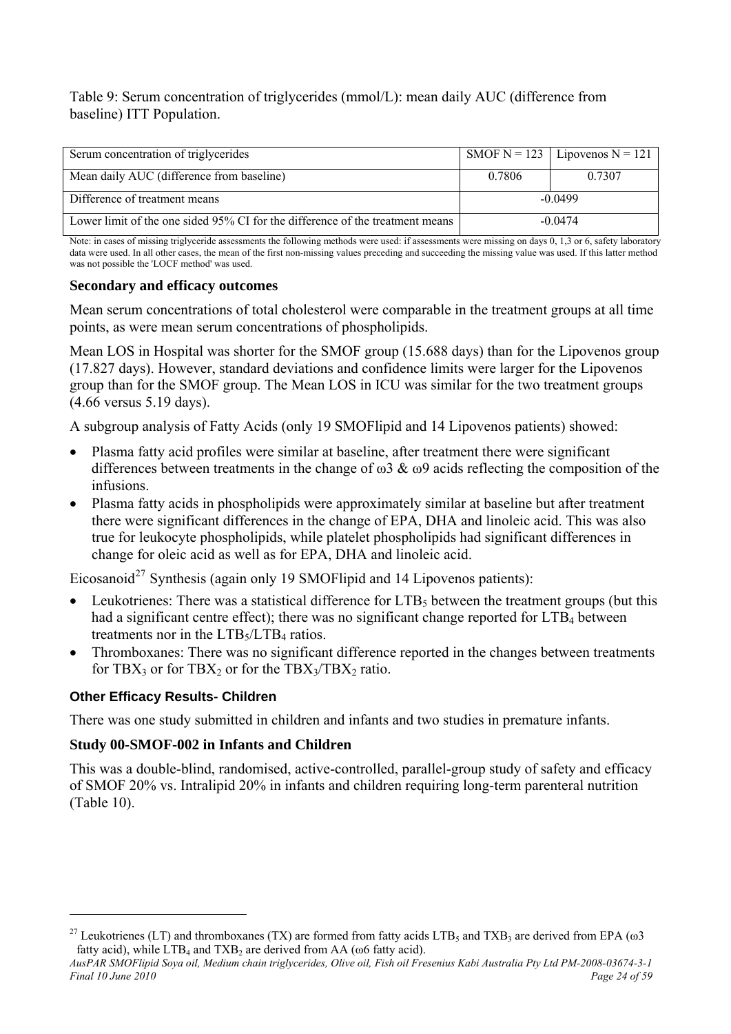Table 9: Serum concentration of triglycerides (mmol/L): mean daily AUC (difference from baseline) ITT Population.

| Serum concentration of triglycerides | SMOF N = 123 | Lipovenos N = 121 |
|---|---|---|
| Mean daily AUC (difference from baseline) | 0.7806 | 0.7307 |
| Difference of treatment means | -0.0499 | |
| Lower limit of the one sided 95% CI for the difference of the treatment means | -0.0474 | |

Note: in cases of missing triglyceride assessments the following methods were used: if assessments were missing on days 0, 1,3 or 6, safety laboratory data were used. In all other cases, the mean of the first non-missing values preceding and succeeding the missing value was used. If this latter method was not possible the 'LOCF method' was used.

### Secondary and efficacy outcomes

Mean serum concentrations of total cholesterol were comparable in the treatment groups at all time points, as were mean serum concentrations of phospholipids.

Mean LOS in Hospital was shorter for the SMOF group (15.688 days) than for the Lipovenos group (17.827 days). However, standard deviations and confidence limits were larger for the Lipovenos group than for the SMOF group. The Mean LOS in ICU was similar for the two treatment groups (4.66 versus 5.19 days).

A subgroup analysis of Fatty Acids (only 19 SMOFlipid and 14 Lipovenos patients) showed:

- Plasma fatty acid profiles were similar at baseline, after treatment there were significant differences between treatments in the change of ω3 & ω9 acids reflecting the composition of the infusions.
- Plasma fatty acids in phospholipids were approximately similar at baseline but after treatment there were significant differences in the change of EPA, DHA and linoleic acid. This was also true for leukocyte phospholipids, while platelet phospholipids had significant differences in change for oleic acid as well as for EPA, DHA and linoleic acid.

Eicosanoid[27] Synthesis (again only 19 SMOFlipid and 14 Lipovenos patients):

- Leukotrienes: There was a statistical difference for $LTB_5$ between the treatment groups (but this had a significant centre effect); there was no significant change reported for $LTB_4$ between treatments nor in the $LTB_5/LTB_4$ ratios.
- Thromboxanes: There was no significant difference reported in the changes between treatments for $TBX_3$ or for $TBX_2$ or for the $TBX_3/TBX_2$ ratio.

### Other Efficacy Results- Children

There was one study submitted in children and infants and two studies in premature infants.

### Study 00-SMOF-002 in Infants and Children

This was a double-blind, randomised, active-controlled, parallel-group study of safety and efficacy of SMOF 20% vs. Intralipid 20% in infants and children requiring long-term parenteral nutrition (Table 10).

---

[27] Leukotrienes (LT) and thromboxanes (TX) are formed from fatty acids $LTB_5$ and $TXB_3$ are derived from EPA (ω3 fatty acid), while $LTB_4$ and $TXB_2$ are derived from AA (ω6 fatty acid).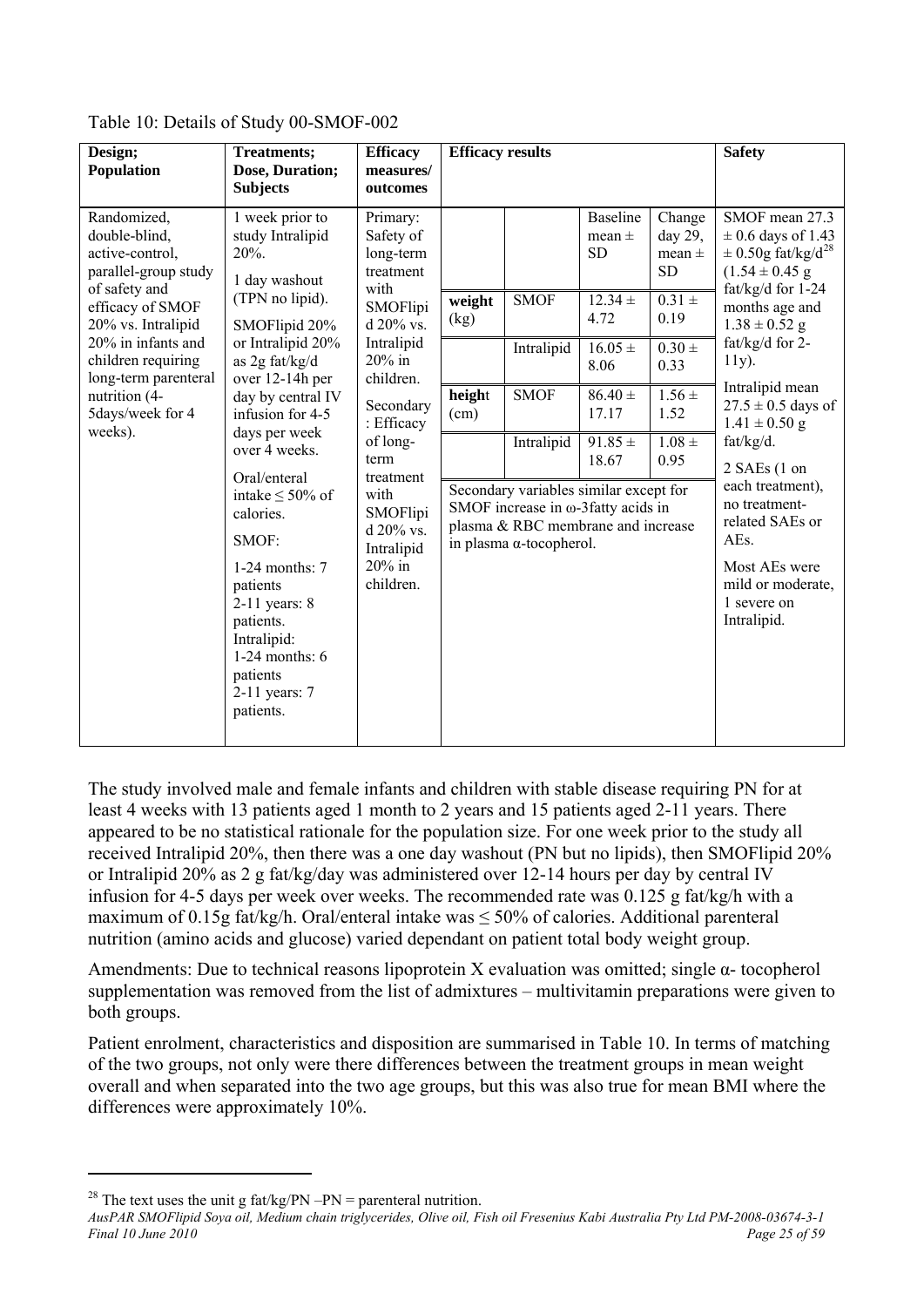Table 10: Details of Study 00-SMOF-002

| Design; Population | Treatments; Dose, Duration; Subjects | Efficacy measures/ outcomes | Efficacy results | | | | Safety |
|---|---|---|---|---|---|---|---|
| Randomized, double-blind, active-control, parallel-group study of safety and efficacy of SMOF 20% vs. Intralipid 20% in infants and children requiring long-term parenteral nutrition (4-5days/week for 4 weeks). | 1 week prior to study Intralipid 20%.<br>1 day washout (TPN no lipid).<br>SMOFlipid 20% or Intralipid 20% as 2g fat/kg/d over 12-14h per day by central IV infusion for 4-5 days per week over 4 weeks.<br>Oral/enteral intake ≤ 50% of calories.<br>SMOF:<br>1-24 months: 7 patients<br>2-11 years: 8 patients.<br>Intralipid:<br>1-24 months: 6 patients<br>2-11 years: 7 patients. | Primary: Safety of long-term treatment with SMOFlipid 20% vs. Intralipid 20% in children.<br>Secondary: Efficacy of long-term treatment with SMOFlipid 20% vs. Intralipid 20% in children. | | | Baseline mean ± SD | Change day 29, mean ± SD | SMOF mean 27.3 ± 0.6 days of 1.43 ± 0.50g fat/kg/d[28] (1.54 ± 0.45 g fat/kg/d for 1-24 months age and 1.38 ± 0.52 g fat/kg/d for 2-11y).<br>Intralipid mean 27.5 ± 0.5 days of 1.41 ± 0.50 g fat/kg/d.<br>2 SAEs (1 on each treatment), no treatment-related SAEs or AEs.<br>Most AEs were mild or moderate, 1 severe on Intralipid. |
| | | | **weight** (kg) | SMOF | 12.34 ± 4.72 | 0.31 ± 0.19 | |
| | | | | Intralipid | 16.05 ± 8.06 | 0.30 ± 0.33 | |
| | | | **height** (cm) | SMOF | 86.40 ± 17.17 | 1.56 ± 1.52 | |
| | | | | Intralipid | 91.85 ± 18.67 | 1.08 ± 0.95 | |
| | | | Secondary variables similar except for SMOF increase in ω-3fatty acids in plasma & RBC membrane and increase in plasma α-tocopherol. | | | | |

The study involved male and female infants and children with stable disease requiring PN for at least 4 weeks with 13 patients aged 1 month to 2 years and 15 patients aged 2-11 years. There appeared to be no statistical rationale for the population size. For one week prior to the study all received Intralipid 20%, then there was a one day washout (PN but no lipids), then SMOFlipid 20% or Intralipid 20% as 2 g fat/kg/day was administered over 12-14 hours per day by central IV infusion for 4-5 days per week over weeks. The recommended rate was 0.125 g fat/kg/h with a maximum of 0.15g fat/kg/h. Oral/enteral intake was ≤ 50% of calories. Additional parenteral nutrition (amino acids and glucose) varied dependant on patient total body weight group.

Amendments: Due to technical reasons lipoprotein X evaluation was omitted; single α- tocopherol supplementation was removed from the list of admixtures – multivitamin preparations were given to both groups.

Patient enrolment, characteristics and disposition are summarised in Table 10. In terms of matching of the two groups, not only were there differences between the treatment groups in mean weight overall and when separated into the two age groups, but this was also true for mean BMI where the differences were approximately 10%.

---

[28] The text uses the unit g fat/kg/PN –PN = parenteral nutrition.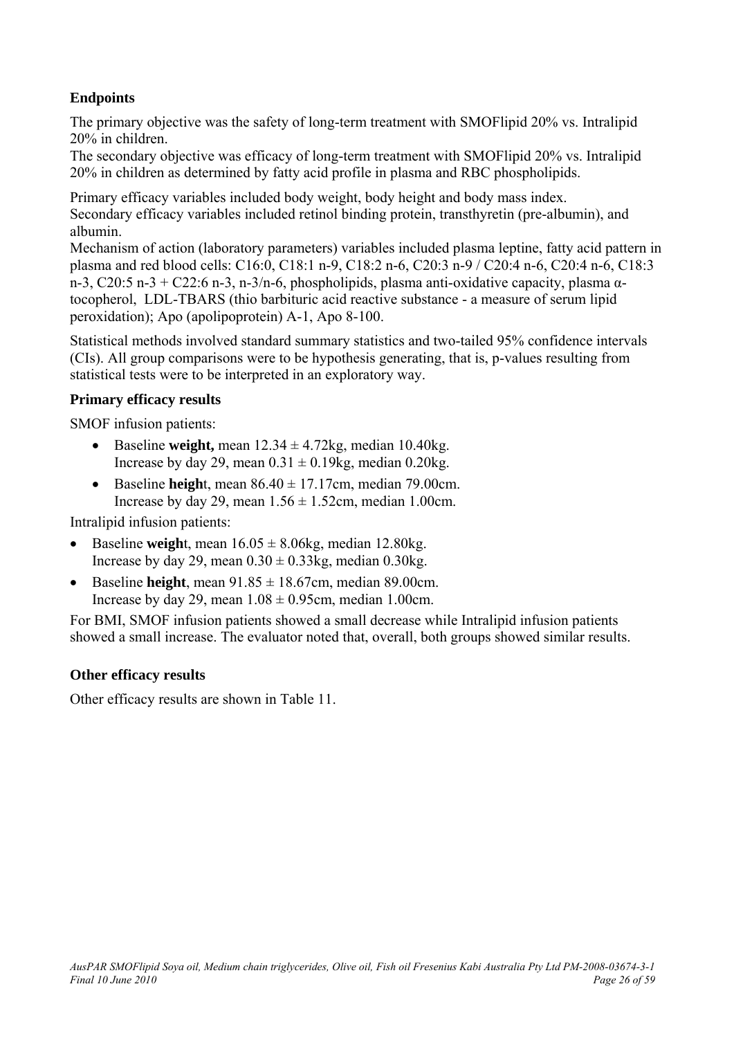### Endpoints

The primary objective was the safety of long-term treatment with SMOFlipid 20% vs. Intralipid 20% in children.
The secondary objective was efficacy of long-term treatment with SMOFlipid 20% vs. Intralipid 20% in children as determined by fatty acid profile in plasma and RBC phospholipids.

Primary efficacy variables included body weight, body height and body mass index.
Secondary efficacy variables included retinol binding protein, transthyretin (pre-albumin), and albumin.
Mechanism of action (laboratory parameters) variables included plasma leptine, fatty acid pattern in plasma and red blood cells: C16:0, C18:1 n-9, C18:2 n-6, C20:3 n-9 / C20:4 n-6, C20:4 n-6, C18:3 n-3, C20:5 n-3 + C22:6 n-3, n-3/n-6, phospholipids, plasma anti-oxidative capacity, plasma α-tocopherol, LDL-TBARS (thio barbituric acid reactive substance - a measure of serum lipid peroxidation); Apo (apolipoprotein) A-1, Apo 8-100.

Statistical methods involved standard summary statistics and two-tailed 95% confidence intervals (CIs). All group comparisons were to be hypothesis generating, that is, p-values resulting from statistical tests were to be interpreted in an exploratory way.

### Primary efficacy results

SMOF infusion patients:

- Baseline **weight,** mean $12.34 \pm 4.72$kg, median 10.40kg.
  Increase by day 29, mean $0.31 \pm 0.19$kg, median 0.20kg.
- Baseline **heigh**t, mean $86.40 \pm 17.17$cm, median 79.00cm.
  Increase by day 29, mean $1.56 \pm 1.52$cm, median 1.00cm.

Intralipid infusion patients:

- Baseline **weigh**t, mean $16.05 \pm 8.06$kg, median 12.80kg.
  Increase by day 29, mean $0.30 \pm 0.33$kg, median 0.30kg.
- Baseline **height**, mean $91.85 \pm 18.67$cm, median 89.00cm.
  Increase by day 29, mean $1.08 \pm 0.95$cm, median 1.00cm.

For BMI, SMOF infusion patients showed a small decrease while Intralipid infusion patients showed a small increase. The evaluator noted that, overall, both groups showed similar results.

### Other efficacy results

Other efficacy results are shown in Table 11.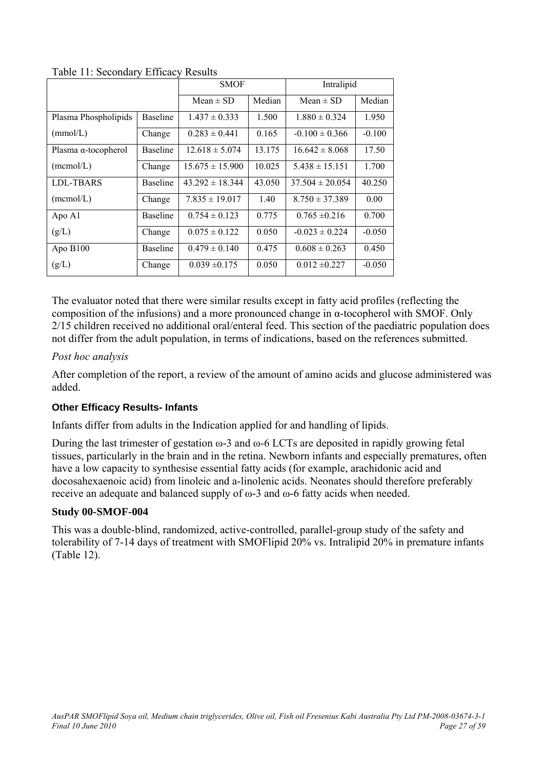Table 11: Secondary Efficacy Results

| | | SMOF | | Intralipid | |
|---|---|---|---|---|---|
| | | Mean ± SD | Median | Mean ± SD | Median |
| Plasma Phospholipids | Baseline | 1.437 ± 0.333 | 1.500 | 1.880 ± 0.324 | 1.950 |
| (mmol/L) | Change | 0.283 ± 0.441 | 0.165 | -0.100 ± 0.366 | -0.100 |
| Plasma α-tocopherol | Baseline | 12.618 ± 5.074 | 13.175 | 16.642 ± 8.068 | 17.50 |
| (mcmol/L) | Change | 15.675 ± 15.900 | 10.025 | 5.438 ± 15.151 | 1.700 |
| LDL-TBARS | Baseline | 43.292 ± 18.344 | 43.050 | 37.504 ± 20.054 | 40.250 |
| (mcmol/L) | Change | 7.835 ± 19.017 | 1.40 | 8.750 ± 37.389 | 0.00 |
| Apo A1 | Baseline | 0.754 ± 0.123 | 0.775 | 0.765 ±0.216 | 0.700 |
| (g/L) | Change | 0.075 ± 0.122 | 0.050 | -0.023 ± 0.224 | -0.050 |
| Apo B100 | Baseline | 0.479 ± 0.140 | 0.475 | 0.608 ± 0.263 | 0.450 |
| (g/L) | Change | 0.039 ±0.175 | 0.050 | 0.012 ±0.227 | -0.050 |

The evaluator noted that there were similar results except in fatty acid profiles (reflecting the composition of the infusions) and a more pronounced change in α-tocopherol with SMOF. Only 2/15 children received no additional oral/enteral feed. This section of the paediatric population does not differ from the adult population, in terms of indications, based on the references submitted.

*Post hoc analysis*

After completion of the report, a review of the amount of amino acids and glucose administered was added.

### Other Efficacy Results- Infants

Infants differ from adults in the Indication applied for and handling of lipids.

During the last trimester of gestation ω-3 and ω-6 LCTs are deposited in rapidly growing fetal tissues, particularly in the brain and in the retina. Newborn infants and especially prematures, often have a low capacity to synthesise essential fatty acids (for example, arachidonic acid and docosahexaenoic acid) from linoleic and a-linolenic acids. Neonates should therefore preferably receive an adequate and balanced supply of ω-3 and ω-6 fatty acids when needed.

### Study 00-SMOF-004

This was a double-blind, randomized, active-controlled, parallel-group study of the safety and tolerability of 7-14 days of treatment with SMOFlipid 20% vs. Intralipid 20% in premature infants (Table 12).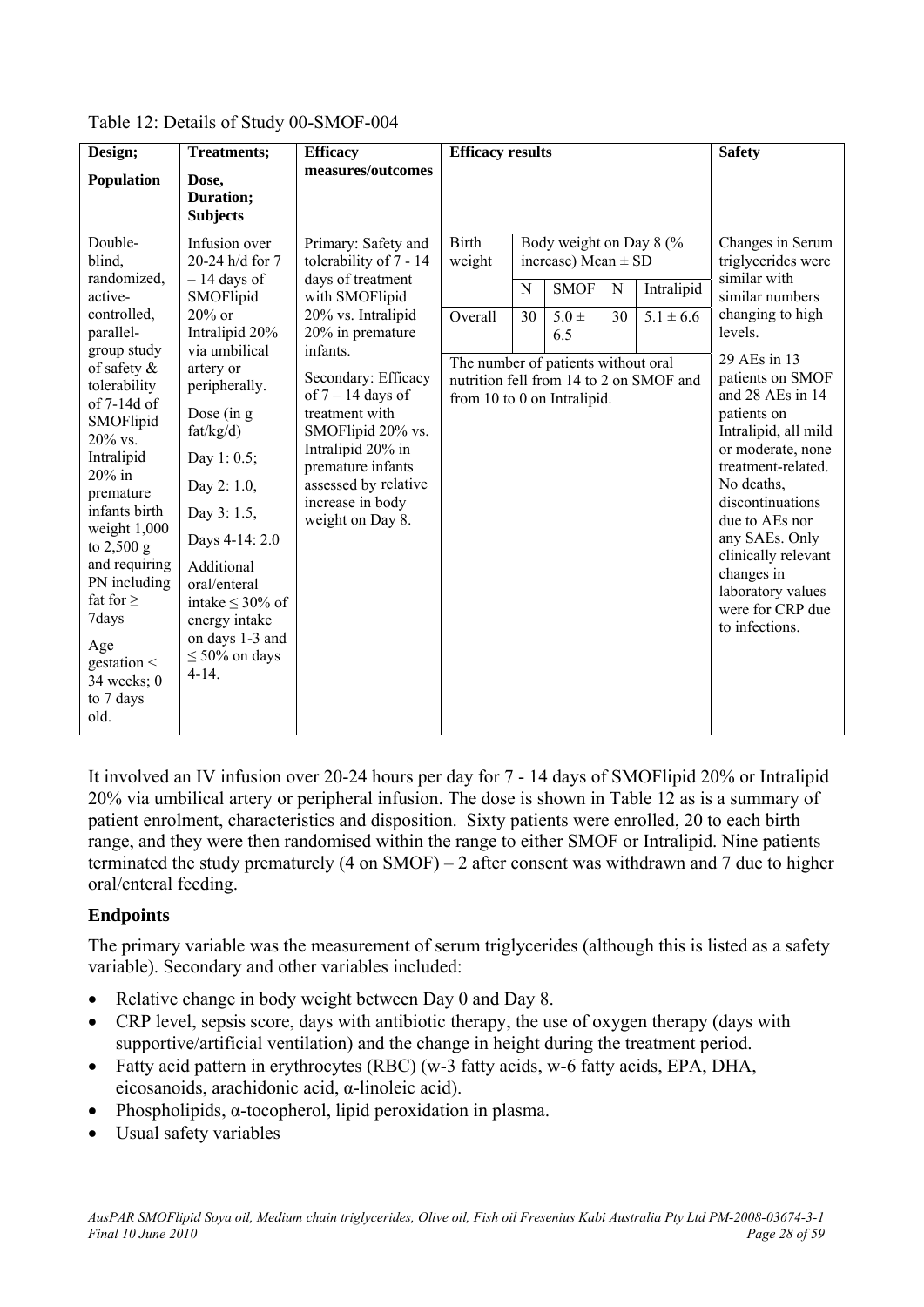Table 12: Details of Study 00-SMOF-004

| Design; Population | Treatments; Dose, Duration; Subjects | Efficacy measures/outcomes | Efficacy results | Safety |
|---|---|---|---|---|
| Double-blind, randomized, active-controlled, parallel-group study of safety & tolerability of 7-14d of SMOFlipid 20% vs. Intralipid 20% in premature infants birth weight 1,000 to 2,500 g and requiring PN including fat for ≥ 7days<br><br>Age gestation < 34 weeks; 0 to 7 days old. | Infusion over 20-24 h/d for 7 – 14 days of SMOFlipid 20% or Intralipid 20% via umbilical artery or peripherally.<br><br>Dose (in g fat/kg/d)<br><br>Day 1: 0.5;<br><br>Day 2: 1.0,<br><br>Day 3: 1.5,<br><br>Days 4-14: 2.0<br><br>Additional oral/enteral intake ≤ 30% of energy intake on days 1-3 and ≤ 50% on days 4-14. | Primary: Safety and tolerability of 7 - 14 days of treatment with SMOFlipid 20% vs. Intralipid 20% in premature infants.<br><br>Secondary: Efficacy of 7 – 14 days of treatment with SMOFlipid 20% vs. Intralipid 20% in premature infants assessed by relative increase in body weight on Day 8. | Birth weight / Body weight on Day 8 (% increase) Mean ± SD<br><br>Overall: SMOF N = 30, 5.0 ± 6.5; Intralipid N = 30, 5.1 ± 6.6<br><br>The number of patients without oral nutrition fell from 14 to 2 on SMOF and from 10 to 0 on Intralipid. | Changes in Serum triglycerides were similar with similar numbers changing to high levels.<br><br>29 AEs in 13 patients on SMOF and 28 AEs in 14 patients on Intralipid, all mild or moderate, none treatment-related. No deaths, discontinuations due to AEs nor any SAEs. Only clinically relevant changes in laboratory values were for CRP due to infections. |

It involved an IV infusion over 20-24 hours per day for 7 - 14 days of SMOFlipid 20% or Intralipid 20% via umbilical artery or peripheral infusion. The dose is shown in Table 12 as is a summary of patient enrolment, characteristics and disposition. Sixty patients were enrolled, 20 to each birth range, and they were then randomised within the range to either SMOF or Intralipid. Nine patients terminated the study prematurely (4 on SMOF) – 2 after consent was withdrawn and 7 due to higher oral/enteral feeding.

## Endpoints

The primary variable was the measurement of serum triglycerides (although this is listed as a safety variable). Secondary and other variables included:

- Relative change in body weight between Day 0 and Day 8.
- CRP level, sepsis score, days with antibiotic therapy, the use of oxygen therapy (days with supportive/artificial ventilation) and the change in height during the treatment period.
- Fatty acid pattern in erythrocytes (RBC) (w-3 fatty acids, w-6 fatty acids, EPA, DHA, eicosanoids, arachidonic acid, α-linoleic acid).
- Phospholipids, α-tocopherol, lipid peroxidation in plasma.
- Usual safety variables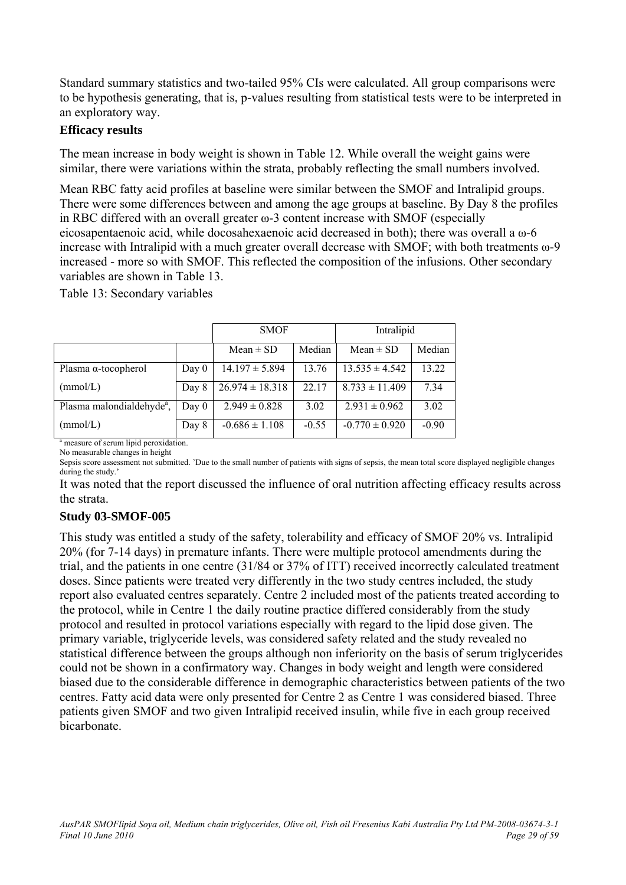Standard summary statistics and two-tailed 95% CIs were calculated. All group comparisons were to be hypothesis generating, that is, p-values resulting from statistical tests were to be interpreted in an exploratory way.

### Efficacy results

The mean increase in body weight is shown in Table 12. While overall the weight gains were similar, there were variations within the strata, probably reflecting the small numbers involved.

Mean RBC fatty acid profiles at baseline were similar between the SMOF and Intralipid groups. There were some differences between and among the age groups at baseline. By Day 8 the profiles in RBC differed with an overall greater ω-3 content increase with SMOF (especially eicosapentaenoic acid, while docosahexaenoic acid decreased in both); there was overall a ω-6 increase with Intralipid with a much greater overall decrease with SMOF; with both treatments ω-9 increased - more so with SMOF. This reflected the composition of the infusions. Other secondary variables are shown in Table 13.

Table 13: Secondary variables

| | | SMOF | | Intralipid | |
|---|---|---|---|---|---|
| | | Mean ± SD | Median | Mean ± SD | Median |
| Plasma α-tocopherol | Day 0 | 14.197 ± 5.894 | 13.76 | 13.535 ± 4.542 | 13.22 |
| (mmol/L) | Day 8 | 26.974 ± 18.318 | 22.17 | 8.733 ± 11.409 | 7.34 |
| Plasma malondialdehyde[a], | Day 0 | 2.949 ± 0.828 | 3.02 | 2.931 ± 0.962 | 3.02 |
| (mmol/L) | Day 8 | -0.686 ± 1.108 | -0.55 | -0.770 ± 0.920 | -0.90 |

[a] measure of serum lipid peroxidation.
No measurable changes in height
Sepsis score assessment not submitted. 'Due to the small number of patients with signs of sepsis, the mean total score displayed negligible changes during the study.'

It was noted that the report discussed the influence of oral nutrition affecting efficacy results across the strata.

### Study 03-SMOF-005

This study was entitled a study of the safety, tolerability and efficacy of SMOF 20% vs. Intralipid 20% (for 7-14 days) in premature infants. There were multiple protocol amendments during the trial, and the patients in one centre (31/84 or 37% of ITT) received incorrectly calculated treatment doses. Since patients were treated very differently in the two study centres included, the study report also evaluated centres separately. Centre 2 included most of the patients treated according to the protocol, while in Centre 1 the daily routine practice differed considerably from the study protocol and resulted in protocol variations especially with regard to the lipid dose given. The primary variable, triglyceride levels, was considered safety related and the study revealed no statistical difference between the groups although non inferiority on the basis of serum triglycerides could not be shown in a confirmatory way. Changes in body weight and length were considered biased due to the considerable difference in demographic characteristics between patients of the two centres. Fatty acid data were only presented for Centre 2 as Centre 1 was considered biased. Three patients given SMOF and two given Intralipid received insulin, while five in each group received bicarbonate.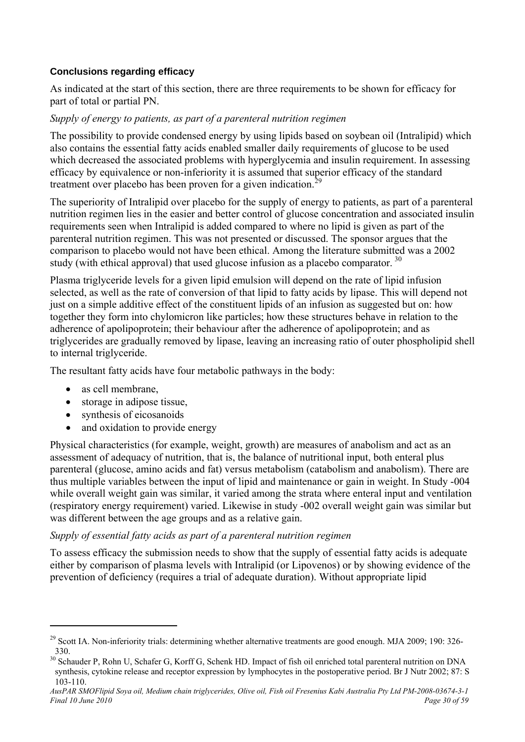### Conclusions regarding efficacy

As indicated at the start of this section, there are three requirements to be shown for efficacy for part of total or partial PN.

*Supply of energy to patients, as part of a parenteral nutrition regimen*

The possibility to provide condensed energy by using lipids based on soybean oil (Intralipid) which also contains the essential fatty acids enabled smaller daily requirements of glucose to be used which decreased the associated problems with hyperglycemia and insulin requirement. In assessing efficacy by equivalence or non-inferiority it is assumed that superior efficacy of the standard treatment over placebo has been proven for a given indication.[29]

The superiority of Intralipid over placebo for the supply of energy to patients, as part of a parenteral nutrition regimen lies in the easier and better control of glucose concentration and associated insulin requirements seen when Intralipid is added compared to where no lipid is given as part of the parenteral nutrition regimen. This was not presented or discussed. The sponsor argues that the comparison to placebo would not have been ethical. Among the literature submitted was a 2002 study (with ethical approval) that used glucose infusion as a placebo comparator.[30]

Plasma triglyceride levels for a given lipid emulsion will depend on the rate of lipid infusion selected, as well as the rate of conversion of that lipid to fatty acids by lipase. This will depend not just on a simple additive effect of the constituent lipids of an infusion as suggested but on: how together they form into chylomicron like particles; how these structures behave in relation to the adherence of apolipoprotein; their behaviour after the adherence of apolipoprotein; and as triglycerides are gradually removed by lipase, leaving an increasing ratio of outer phospholipid shell to internal triglyceride.

The resultant fatty acids have four metabolic pathways in the body:

- as cell membrane,
- storage in adipose tissue,
- synthesis of eicosanoids
- and oxidation to provide energy

Physical characteristics (for example, weight, growth) are measures of anabolism and act as an assessment of adequacy of nutrition, that is, the balance of nutritional input, both enteral plus parenteral (glucose, amino acids and fat) versus metabolism (catabolism and anabolism). There are thus multiple variables between the input of lipid and maintenance or gain in weight. In Study -004 while overall weight gain was similar, it varied among the strata where enteral input and ventilation (respiratory energy requirement) varied. Likewise in study -002 overall weight gain was similar but was different between the age groups and as a relative gain.

*Supply of essential fatty acids as part of a parenteral nutrition regimen*

To assess efficacy the submission needs to show that the supply of essential fatty acids is adequate either by comparison of plasma levels with Intralipid (or Lipovenos) or by showing evidence of the prevention of deficiency (requires a trial of adequate duration). Without appropriate lipid

---

[29] Scott IA. Non-inferiority trials: determining whether alternative treatments are good enough. MJA 2009; 190: 326-330.

[30] Schauder P, Rohn U, Schafer G, Korff G, Schenk HD. Impact of fish oil enriched total parenteral nutrition on DNA synthesis, cytokine release and receptor expression by lymphocytes in the postoperative period. Br J Nutr 2002; 87: S 103-110.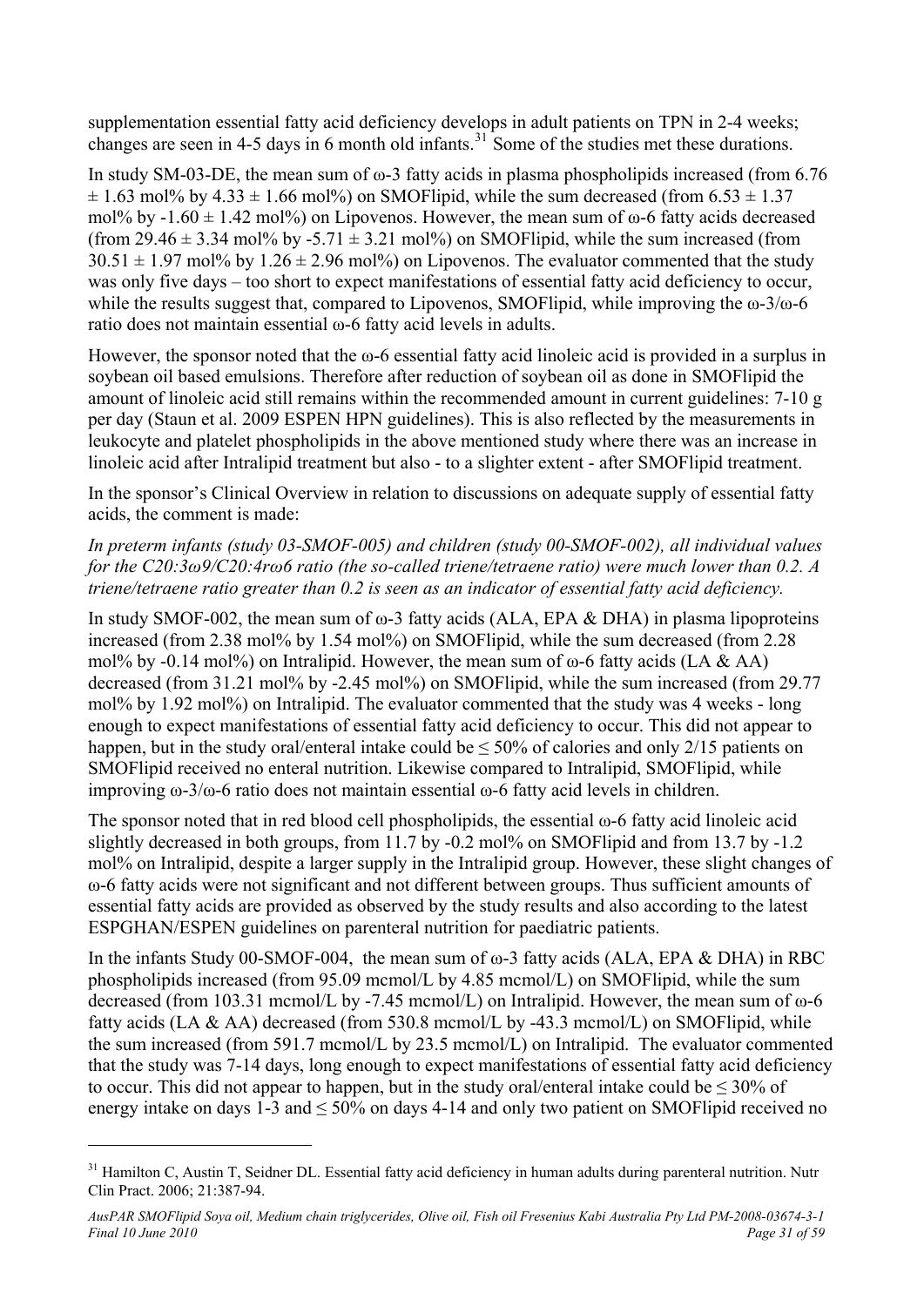supplementation essential fatty acid deficiency develops in adult patients on TPN in 2-4 weeks; changes are seen in 4-5 days in 6 month old infants.[31] Some of the studies met these durations.

In study SM-03-DE, the mean sum of ω-3 fatty acids in plasma phospholipids increased (from 6.76 ± 1.63 mol% by 4.33 ± 1.66 mol%) on SMOFlipid, while the sum decreased (from 6.53 ± 1.37 mol% by -1.60 ± 1.42 mol%) on Lipovenos. However, the mean sum of ω-6 fatty acids decreased (from 29.46 ± 3.34 mol% by -5.71 ± 3.21 mol%) on SMOFlipid, while the sum increased (from 30.51 ± 1.97 mol% by 1.26 ± 2.96 mol%) on Lipovenos. The evaluator commented that the study was only five days – too short to expect manifestations of essential fatty acid deficiency to occur, while the results suggest that, compared to Lipovenos, SMOFlipid, while improving the ω-3/ω-6 ratio does not maintain essential ω-6 fatty acid levels in adults.

However, the sponsor noted that the ω-6 essential fatty acid linoleic acid is provided in a surplus in soybean oil based emulsions. Therefore after reduction of soybean oil as done in SMOFlipid the amount of linoleic acid still remains within the recommended amount in current guidelines: 7-10 g per day (Staun et al. 2009 ESPEN HPN guidelines). This is also reflected by the measurements in leukocyte and platelet phospholipids in the above mentioned study where there was an increase in linoleic acid after Intralipid treatment but also - to a slighter extent - after SMOFlipid treatment.

In the sponsor's Clinical Overview in relation to discussions on adequate supply of essential fatty acids, the comment is made:

*In preterm infants (study 03-SMOF-005) and children (study 00-SMOF-002), all individual values for the C20:3ω9/C20:4rω6 ratio (the so-called triene/tetraene ratio) were much lower than 0.2. A triene/tetraene ratio greater than 0.2 is seen as an indicator of essential fatty acid deficiency.*

In study SMOF-002, the mean sum of ω-3 fatty acids (ALA, EPA & DHA) in plasma lipoproteins increased (from 2.38 mol% by 1.54 mol%) on SMOFlipid, while the sum decreased (from 2.28 mol% by -0.14 mol%) on Intralipid. However, the mean sum of ω-6 fatty acids (LA & AA) decreased (from 31.21 mol% by -2.45 mol%) on SMOFlipid, while the sum increased (from 29.77 mol% by 1.92 mol%) on Intralipid. The evaluator commented that the study was 4 weeks - long enough to expect manifestations of essential fatty acid deficiency to occur. This did not appear to happen, but in the study oral/enteral intake could be ≤ 50% of calories and only 2/15 patients on SMOFlipid received no enteral nutrition. Likewise compared to Intralipid, SMOFlipid, while improving ω-3/ω-6 ratio does not maintain essential ω-6 fatty acid levels in children.

The sponsor noted that in red blood cell phospholipids, the essential ω-6 fatty acid linoleic acid slightly decreased in both groups, from 11.7 by -0.2 mol% on SMOFlipid and from 13.7 by -1.2 mol% on Intralipid, despite a larger supply in the Intralipid group. However, these slight changes of ω-6 fatty acids were not significant and not different between groups. Thus sufficient amounts of essential fatty acids are provided as observed by the study results and also according to the latest ESPGHAN/ESPEN guidelines on parenteral nutrition for paediatric patients.

In the infants Study 00-SMOF-004, the mean sum of ω-3 fatty acids (ALA, EPA & DHA) in RBC phospholipids increased (from 95.09 mcmol/L by 4.85 mcmol/L) on SMOFlipid, while the sum decreased (from 103.31 mcmol/L by -7.45 mcmol/L) on Intralipid. However, the mean sum of ω-6 fatty acids (LA & AA) decreased (from 530.8 mcmol/L by -43.3 mcmol/L) on SMOFlipid, while the sum increased (from 591.7 mcmol/L by 23.5 mcmol/L) on Intralipid. The evaluator commented that the study was 7-14 days, long enough to expect manifestations of essential fatty acid deficiency to occur. This did not appear to happen, but in the study oral/enteral intake could be ≤ 30% of energy intake on days 1-3 and ≤ 50% on days 4-14 and only two patient on SMOFlipid received no

---

[31] Hamilton C, Austin T, Seidner DL. Essential fatty acid deficiency in human adults during parenteral nutrition. Nutr Clin Pract. 2006; 21:387-94.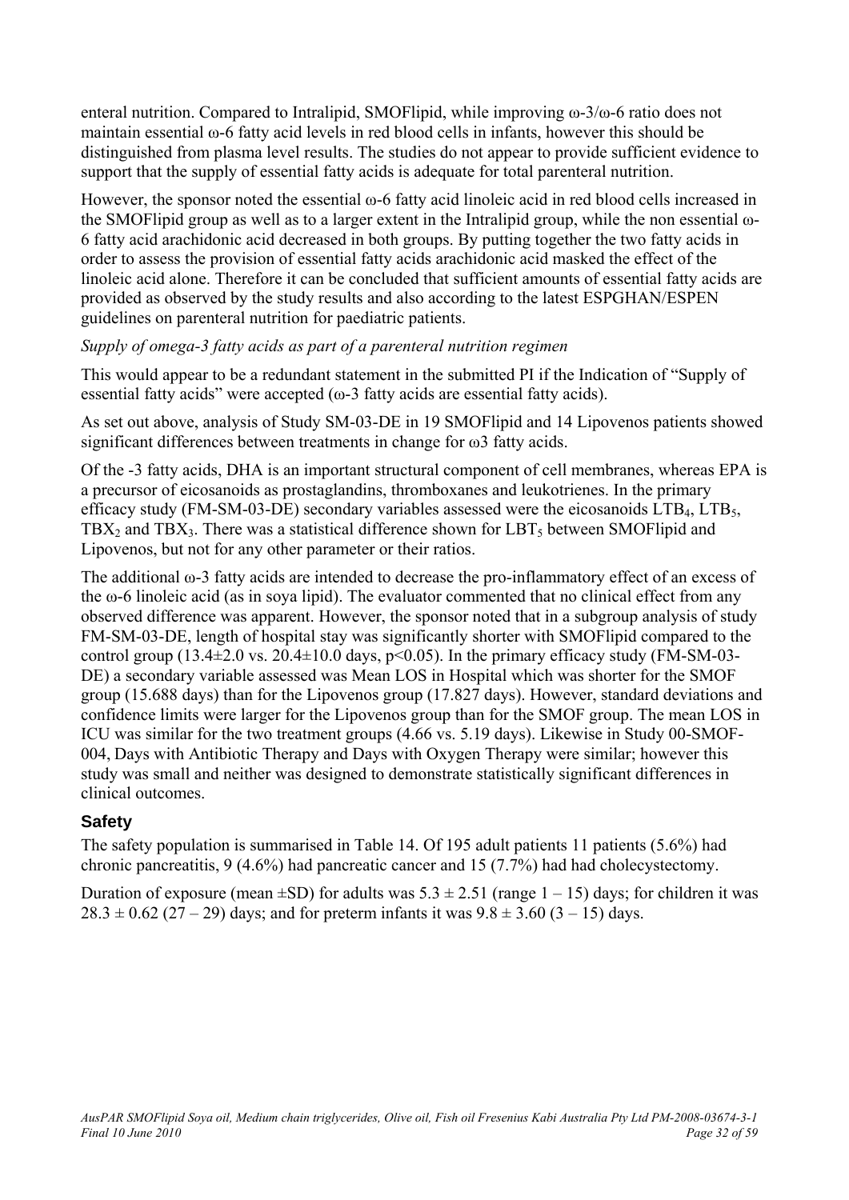enteral nutrition. Compared to Intralipid, SMOFlipid, while improving ω-3/ω-6 ratio does not maintain essential ω-6 fatty acid levels in red blood cells in infants, however this should be distinguished from plasma level results. The studies do not appear to provide sufficient evidence to support that the supply of essential fatty acids is adequate for total parenteral nutrition.

However, the sponsor noted the essential ω-6 fatty acid linoleic acid in red blood cells increased in the SMOFlipid group as well as to a larger extent in the Intralipid group, while the non essential ω-6 fatty acid arachidonic acid decreased in both groups. By putting together the two fatty acids in order to assess the provision of essential fatty acids arachidonic acid masked the effect of the linoleic acid alone. Therefore it can be concluded that sufficient amounts of essential fatty acids are provided as observed by the study results and also according to the latest ESPGHAN/ESPEN guidelines on parenteral nutrition for paediatric patients.

*Supply of omega-3 fatty acids as part of a parenteral nutrition regimen*

This would appear to be a redundant statement in the submitted PI if the Indication of "Supply of essential fatty acids" were accepted (ω-3 fatty acids are essential fatty acids).

As set out above, analysis of Study SM-03-DE in 19 SMOFlipid and 14 Lipovenos patients showed significant differences between treatments in change for ω3 fatty acids.

Of the -3 fatty acids, DHA is an important structural component of cell membranes, whereas EPA is a precursor of eicosanoids as prostaglandins, thromboxanes and leukotrienes. In the primary efficacy study (FM-SM-03-DE) secondary variables assessed were the eicosanoids $LTB_4$, $LTB_5$, $TBX_2$ and $TBX_3$. There was a statistical difference shown for $LBT_5$ between SMOFlipid and Lipovenos, but not for any other parameter or their ratios.

The additional ω-3 fatty acids are intended to decrease the pro-inflammatory effect of an excess of the ω-6 linoleic acid (as in soya lipid). The evaluator commented that no clinical effect from any observed difference was apparent. However, the sponsor noted that in a subgroup analysis of study FM-SM-03-DE, length of hospital stay was significantly shorter with SMOFlipid compared to the control group (13.4±2.0 vs. 20.4±10.0 days, $p<0.05$). In the primary efficacy study (FM-SM-03-DE) a secondary variable assessed was Mean LOS in Hospital which was shorter for the SMOF group (15.688 days) than for the Lipovenos group (17.827 days). However, standard deviations and confidence limits were larger for the Lipovenos group than for the SMOF group. The mean LOS in ICU was similar for the two treatment groups (4.66 vs. 5.19 days). Likewise in Study 00-SMOF-004, Days with Antibiotic Therapy and Days with Oxygen Therapy were similar; however this study was small and neither was designed to demonstrate statistically significant differences in clinical outcomes.

## Safety

The safety population is summarised in Table 14. Of 195 adult patients 11 patients (5.6%) had chronic pancreatitis, 9 (4.6%) had pancreatic cancer and 15 (7.7%) had had cholecystectomy.

Duration of exposure (mean ±SD) for adults was 5.3 ± 2.51 (range 1 – 15) days; for children it was 28.3 ± 0.62 (27 – 29) days; and for preterm infants it was 9.8 ± 3.60 (3 – 15) days.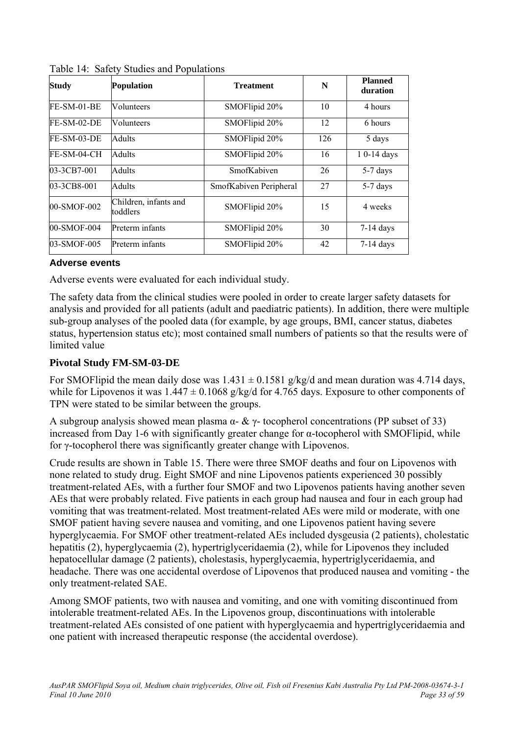Table 14: Safety Studies and Populations

| Study | Population | Treatment | N | Planned duration |
|---|---|---|---|---|
| FE-SM-01-BE | Volunteers | SMOFlipid 20% | 10 | 4 hours |
| FE-SM-02-DE | Volunteers | SMOFlipid 20% | 12 | 6 hours |
| FE-SM-03-DE | Adults | SMOFlipid 20% | 126 | 5 days |
| FE-SM-04-CH | Adults | SMOFlipid 20% | 16 | 1 0-14 days |
| 03-3CB7-001 | Adults | SmofKabiven | 26 | 5-7 days |
| 03-3CB8-001 | Adults | SmofKabiven Peripheral | 27 | 5-7 days |
| 00-SMOF-002 | Children, infants and toddlers | SMOFlipid 20% | 15 | 4 weeks |
| 00-SMOF-004 | Preterm infants | SMOFlipid 20% | 30 | 7-14 days |
| 03-SMOF-005 | Preterm infants | SMOFlipid 20% | 42 | 7-14 days |

#### Adverse events

Adverse events were evaluated for each individual study.

The safety data from the clinical studies were pooled in order to create larger safety datasets for analysis and provided for all patients (adult and paediatric patients). In addition, there were multiple sub-group analyses of the pooled data (for example, by age groups, BMI, cancer status, diabetes status, hypertension status etc); most contained small numbers of patients so that the results were of limited value

### Pivotal Study FM-SM-03-DE

For SMOFlipid the mean daily dose was $1.431 \pm 0.1581$ g/kg/d and mean duration was 4.714 days, while for Lipovenos it was $1.447 \pm 0.1068$ g/kg/d for 4.765 days. Exposure to other components of TPN were stated to be similar between the groups.

A subgroup analysis showed mean plasma α- & γ- tocopherol concentrations (PP subset of 33) increased from Day 1-6 with significantly greater change for α-tocopherol with SMOFlipid, while for γ-tocopherol there was significantly greater change with Lipovenos.

Crude results are shown in Table 15. There were three SMOF deaths and four on Lipovenos with none related to study drug. Eight SMOF and nine Lipovenos patients experienced 30 possibly treatment-related AEs, with a further four SMOF and two Lipovenos patients having another seven AEs that were probably related. Five patients in each group had nausea and four in each group had vomiting that was treatment-related. Most treatment-related AEs were mild or moderate, with one SMOF patient having severe nausea and vomiting, and one Lipovenos patient having severe hyperglycaemia. For SMOF other treatment-related AEs included dysgeusia (2 patients), cholestatic hepatitis (2), hyperglycaemia (2), hypertriglyceridaemia (2), while for Lipovenos they included hepatocellular damage (2 patients), cholestasis, hyperglycaemia, hypertriglyceridaemia, and headache. There was one accidental overdose of Lipovenos that produced nausea and vomiting - the only treatment-related SAE.

Among SMOF patients, two with nausea and vomiting, and one with vomiting discontinued from intolerable treatment-related AEs. In the Lipovenos group, discontinuations with intolerable treatment-related AEs consisted of one patient with hyperglycaemia and hypertriglyceridaemia and one patient with increased therapeutic response (the accidental overdose).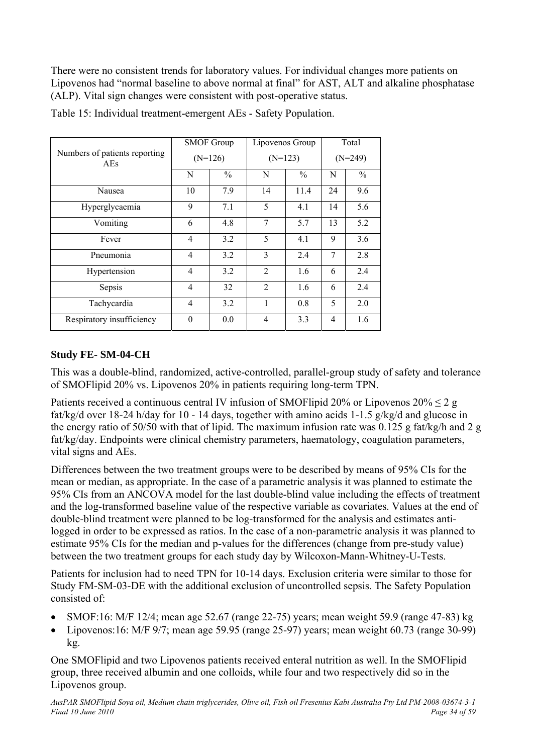There were no consistent trends for laboratory values. For individual changes more patients on Lipovenos had "normal baseline to above normal at final" for AST, ALT and alkaline phosphatase (ALP). Vital sign changes were consistent with post-operative status.

Table 15: Individual treatment-emergent AEs - Safety Population.

| Numbers of patients reporting AEs | SMOF Group (N=126) | | Lipovenos Group (N=123) | | Total (N=249) | |
|---|---|---|---|---|---|---|
| | N | % | N | % | N | % |
| Nausea | 10 | 7.9 | 14 | 11.4 | 24 | 9.6 |
| Hyperglycaemia | 9 | 7.1 | 5 | 4.1 | 14 | 5.6 |
| Vomiting | 6 | 4.8 | 7 | 5.7 | 13 | 5.2 |
| Fever | 4 | 3.2 | 5 | 4.1 | 9 | 3.6 |
| Pneumonia | 4 | 3.2 | 3 | 2.4 | 7 | 2.8 |
| Hypertension | 4 | 3.2 | 2 | 1.6 | 6 | 2.4 |
| Sepsis | 4 | 32 | 2 | 1.6 | 6 | 2.4 |
| Tachycardia | 4 | 3.2 | 1 | 0.8 | 5 | 2.0 |
| Respiratory insufficiency | 0 | 0.0 | 4 | 3.3 | 4 | 1.6 |

### Study FE- SM-04-CH

This was a double-blind, randomized, active-controlled, parallel-group study of safety and tolerance of SMOFlipid 20% vs. Lipovenos 20% in patients requiring long-term TPN.

Patients received a continuous central IV infusion of SMOFlipid 20% or Lipovenos 20% ≤ 2 g fat/kg/d over 18-24 h/day for 10 - 14 days, together with amino acids 1-1.5 g/kg/d and glucose in the energy ratio of 50/50 with that of lipid. The maximum infusion rate was 0.125 g fat/kg/h and 2 g fat/kg/day. Endpoints were clinical chemistry parameters, haematology, coagulation parameters, vital signs and AEs.

Differences between the two treatment groups were to be described by means of 95% CIs for the mean or median, as appropriate. In the case of a parametric analysis it was planned to estimate the 95% CIs from an ANCOVA model for the last double-blind value including the effects of treatment and the log-transformed baseline value of the respective variable as covariates. Values at the end of double-blind treatment were planned to be log-transformed for the analysis and estimates anti-logged in order to be expressed as ratios. In the case of a non-parametric analysis it was planned to estimate 95% CIs for the median and p-values for the differences (change from pre-study value) between the two treatment groups for each study day by Wilcoxon-Mann-Whitney-U-Tests.

Patients for inclusion had to need TPN for 10-14 days. Exclusion criteria were similar to those for Study FM-SM-03-DE with the additional exclusion of uncontrolled sepsis. The Safety Population consisted of:

- SMOF:16: M/F 12/4; mean age 52.67 (range 22-75) years; mean weight 59.9 (range 47-83) kg
- Lipovenos:16: M/F 9/7; mean age 59.95 (range 25-97) years; mean weight 60.73 (range 30-99) kg.

One SMOFlipid and two Lipovenos patients received enteral nutrition as well. In the SMOFlipid group, three received albumin and one colloids, while four and two respectively did so in the Lipovenos group.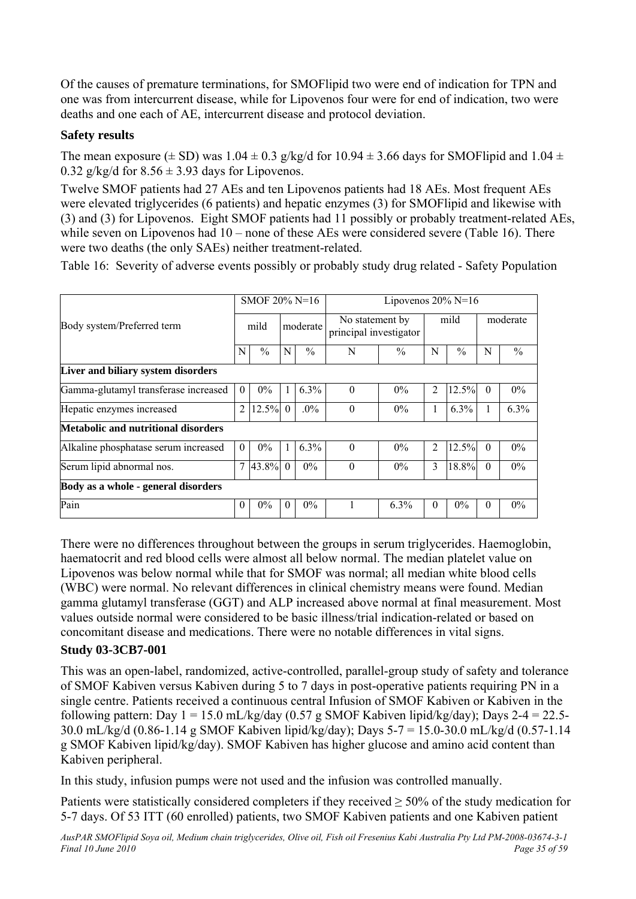Of the causes of premature terminations, for SMOFlipid two were end of indication for TPN and one was from intercurrent disease, while for Lipovenos four were for end of indication, two were deaths and one each of AE, intercurrent disease and protocol deviation.

### Safety results

The mean exposure (± SD) was 1.04 ± 0.3 g/kg/d for 10.94 ± 3.66 days for SMOFlipid and 1.04 ± 0.32 g/kg/d for 8.56 ± 3.93 days for Lipovenos.

Twelve SMOF patients had 27 AEs and ten Lipovenos patients had 18 AEs. Most frequent AEs were elevated triglycerides (6 patients) and hepatic enzymes (3) for SMOFlipid and likewise with (3) and (3) for Lipovenos. Eight SMOF patients had 11 possibly or probably treatment-related AEs, while seven on Lipovenos had 10 – none of these AEs were considered severe (Table 16). There were two deaths (the only SAEs) neither treatment-related.

Table 16: Severity of adverse events possibly or probably study drug related - Safety Population

| Body system/Preferred term | SMOF 20% N=16 | | | | Lipovenos 20% N=16 | | | | | |
|---|---|---|---|---|---|---|---|---|---|---|
| | mild | | moderate | | No statement by principal investigator | | mild | | moderate | |
| | N | % | N | % | N | % | N | % | N | % |
| **Liver and biliary system disorders** | | | | | | | | | | |
| Gamma-glutamyl transferase increased | 0 | 0% | 1 | 6.3% | 0 | 0% | 2 | 12.5% | 0 | 0% |
| Hepatic enzymes increased | 2 | 12.5% | 0 | .0% | 0 | 0% | 1 | 6.3% | 1 | 6.3% |
| **Metabolic and nutritional disorders** | | | | | | | | | | |
| Alkaline phosphatase serum increased | 0 | 0% | 1 | 6.3% | 0 | 0% | 2 | 12.5% | 0 | 0% |
| Serum lipid abnormal nos. | 7 | 43.8% | 0 | 0% | 0 | 0% | 3 | 18.8% | 0 | 0% |
| **Body as a whole - general disorders** | | | | | | | | | | |
| Pain | 0 | 0% | 0 | 0% | 1 | 6.3% | 0 | 0% | 0 | 0% |

There were no differences throughout between the groups in serum triglycerides. Haemoglobin, haematocrit and red blood cells were almost all below normal. The median platelet value on Lipovenos was below normal while that for SMOF was normal; all median white blood cells (WBC) were normal. No relevant differences in clinical chemistry means were found. Median gamma glutamyl transferase (GGT) and ALP increased above normal at final measurement. Most values outside normal were considered to be basic illness/trial indication-related or based on concomitant disease and medications. There were no notable differences in vital signs.

### Study 03-3CB7-001

This was an open-label, randomized, active-controlled, parallel-group study of safety and tolerance of SMOF Kabiven versus Kabiven during 5 to 7 days in post-operative patients requiring PN in a single centre. Patients received a continuous central Infusion of SMOF Kabiven or Kabiven in the following pattern: Day 1 = 15.0 mL/kg/day (0.57 g SMOF Kabiven lipid/kg/day); Days 2-4 = 22.5-30.0 mL/kg/d (0.86-1.14 g SMOF Kabiven lipid/kg/day); Days 5-7 = 15.0-30.0 mL/kg/d (0.57-1.14 g SMOF Kabiven lipid/kg/day). SMOF Kabiven has higher glucose and amino acid content than Kabiven peripheral.

In this study, infusion pumps were not used and the infusion was controlled manually.

Patients were statistically considered completers if they received ≥ 50% of the study medication for 5-7 days. Of 53 ITT (60 enrolled) patients, two SMOF Kabiven patients and one Kabiven patient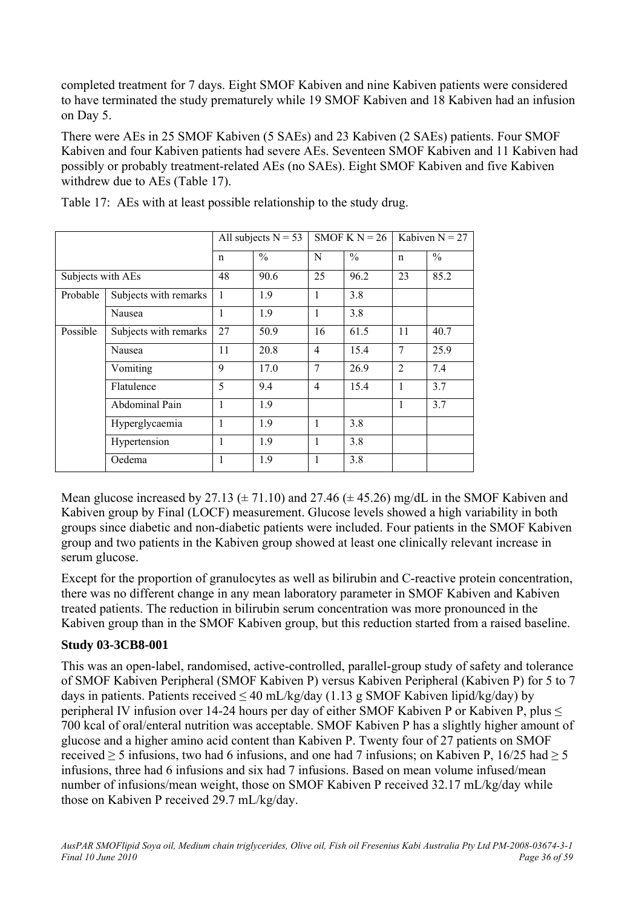completed treatment for 7 days. Eight SMOF Kabiven and nine Kabiven patients were considered to have terminated the study prematurely while 19 SMOF Kabiven and 18 Kabiven had an infusion on Day 5.

There were AEs in 25 SMOF Kabiven (5 SAEs) and 23 Kabiven (2 SAEs) patients. Four SMOF Kabiven and four Kabiven patients had severe AEs. Seventeen SMOF Kabiven and 11 Kabiven had possibly or probably treatment-related AEs (no SAEs). Eight SMOF Kabiven and five Kabiven withdrew due to AEs (Table 17).

Table 17: AEs with at least possible relationship to the study drug.

| | | All subjects N = 53 | | SMOF K N = 26 | | Kabiven N = 27 | |
|---|---|---|---|---|---|---|---|
| | | n | % | N | % | n | % |
| Subjects with AEs | | 48 | 90.6 | 25 | 96.2 | 23 | 85.2 |
| Probable | Subjects with remarks | 1 | 1.9 | 1 | 3.8 | | |
| | Nausea | 1 | 1.9 | 1 | 3.8 | | |
| Possible | Subjects with remarks | 27 | 50.9 | 16 | 61.5 | 11 | 40.7 |
| | Nausea | 11 | 20.8 | 4 | 15.4 | 7 | 25.9 |
| | Vomiting | 9 | 17.0 | 7 | 26.9 | 2 | 7.4 |
| | Flatulence | 5 | 9.4 | 4 | 15.4 | 1 | 3.7 |
| | Abdominal Pain | 1 | 1.9 | | | 1 | 3.7 |
| | Hyperglycaemia | 1 | 1.9 | 1 | 3.8 | | |
| | Hypertension | 1 | 1.9 | 1 | 3.8 | | |
| | Oedema | 1 | 1.9 | 1 | 3.8 | | |

Mean glucose increased by 27.13 (± 71.10) and 27.46 (± 45.26) mg/dL in the SMOF Kabiven and Kabiven group by Final (LOCF) measurement. Glucose levels showed a high variability in both groups since diabetic and non-diabetic patients were included. Four patients in the SMOF Kabiven group and two patients in the Kabiven group showed at least one clinically relevant increase in serum glucose.

Except for the proportion of granulocytes as well as bilirubin and C-reactive protein concentration, there was no different change in any mean laboratory parameter in SMOF Kabiven and Kabiven treated patients. The reduction in bilirubin serum concentration was more pronounced in the Kabiven group than in the SMOF Kabiven group, but this reduction started from a raised baseline.

### Study 03-3CB8-001

This was an open-label, randomised, active-controlled, parallel-group study of safety and tolerance of SMOF Kabiven Peripheral (SMOF Kabiven P) versus Kabiven Peripheral (Kabiven P) for 5 to 7 days in patients. Patients received ≤ 40 mL/kg/day (1.13 g SMOF Kabiven lipid/kg/day) by peripheral IV infusion over 14-24 hours per day of either SMOF Kabiven P or Kabiven P, plus ≤ 700 kcal of oral/enteral nutrition was acceptable. SMOF Kabiven P has a slightly higher amount of glucose and a higher amino acid content than Kabiven P. Twenty four of 27 patients on SMOF received ≥ 5 infusions, two had 6 infusions, and one had 7 infusions; on Kabiven P, 16/25 had ≥ 5 infusions, three had 6 infusions and six had 7 infusions. Based on mean volume infused/mean number of infusions/mean weight, those on SMOF Kabiven P received 32.17 mL/kg/day while those on Kabiven P received 29.7 mL/kg/day.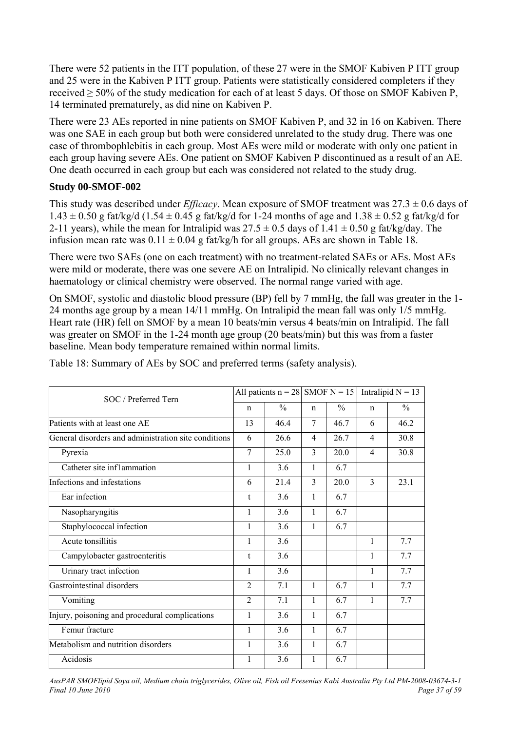There were 52 patients in the ITT population, of these 27 were in the SMOF Kabiven P ITT group and 25 were in the Kabiven P ITT group. Patients were statistically considered completers if they received ≥ 50% of the study medication for each of at least 5 days. Of those on SMOF Kabiven P, 14 terminated prematurely, as did nine on Kabiven P.

There were 23 AEs reported in nine patients on SMOF Kabiven P, and 32 in 16 on Kabiven. There was one SAE in each group but both were considered unrelated to the study drug. There was one case of thrombophlebitis in each group. Most AEs were mild or moderate with only one patient in each group having severe AEs. One patient on SMOF Kabiven P discontinued as a result of an AE. One death occurred in each group but each was considered not related to the study drug.

### Study 00-SMOF-002

This study was described under *Efficacy*. Mean exposure of SMOF treatment was 27.3 ± 0.6 days of 1.43 ± 0.50 g fat/kg/d (1.54 ± 0.45 g fat/kg/d for 1-24 months of age and 1.38 ± 0.52 g fat/kg/d for 2-11 years), while the mean for Intralipid was 27.5 ± 0.5 days of 1.41 ± 0.50 g fat/kg/day. The infusion mean rate was 0.11 ± 0.04 g fat/kg/h for all groups. AEs are shown in Table 18.

There were two SAEs (one on each treatment) with no treatment-related SAEs or AEs. Most AEs were mild or moderate, there was one severe AE on Intralipid. No clinically relevant changes in haematology or clinical chemistry were observed. The normal range varied with age.

On SMOF, systolic and diastolic blood pressure (BP) fell by 7 mmHg, the fall was greater in the 1-24 months age group by a mean 14/11 mmHg. On Intralipid the mean fall was only 1/5 mmHg. Heart rate (HR) fell on SMOF by a mean 10 beats/min versus 4 beats/min on Intralipid. The fall was greater on SMOF in the 1-24 month age group (20 beats/min) but this was from a faster baseline. Mean body temperature remained within normal limits.

Table 18: Summary of AEs by SOC and preferred terms (safety analysis).

| SOC / Preferred Tern | All patients n = 28 | | SMOF N = 15 | | Intralipid N = 13 | |
|---|---|---|---|---|---|---|
| | n | % | n | % | n | % |
| Patients with at least one AE | 13 | 46.4 | 7 | 46.7 | 6 | 46.2 |
| General disorders and administration site conditions | 6 | 26.6 | 4 | 26.7 | 4 | 30.8 |
| Pyrexia | 7 | 25.0 | 3 | 20.0 | 4 | 30.8 |
| Catheter site inflammation | 1 | 3.6 | 1 | 6.7 | | |
| Infections and infestations | 6 | 21.4 | 3 | 20.0 | 3 | 23.1 |
| Ear infection | t | 3.6 | 1 | 6.7 | | |
| Nasopharyngitis | 1 | 3.6 | 1 | 6.7 | | |
| Staphylococcal infection | 1 | 3.6 | 1 | 6.7 | | |
| Acute tonsillitis | 1 | 3.6 | | | 1 | 7.7 |
| Campylobacter gastroenteritis | t | 3.6 | | | 1 | 7.7 |
| Urinary tract infection | I | 3.6 | | | 1 | 7.7 |
| Gastrointestinal disorders | 2 | 7.1 | 1 | 6.7 | 1 | 7.7 |
| Vomiting | 2 | 7.1 | 1 | 6.7 | 1 | 7.7 |
| Injury, poisoning and procedural complications | 1 | 3.6 | 1 | 6.7 | | |
| Femur fracture | 1 | 3.6 | 1 | 6.7 | | |
| Metabolism and nutrition disorders | 1 | 3.6 | 1 | 6.7 | | |
| Acidosis | 1 | 3.6 | 1 | 6.7 | | |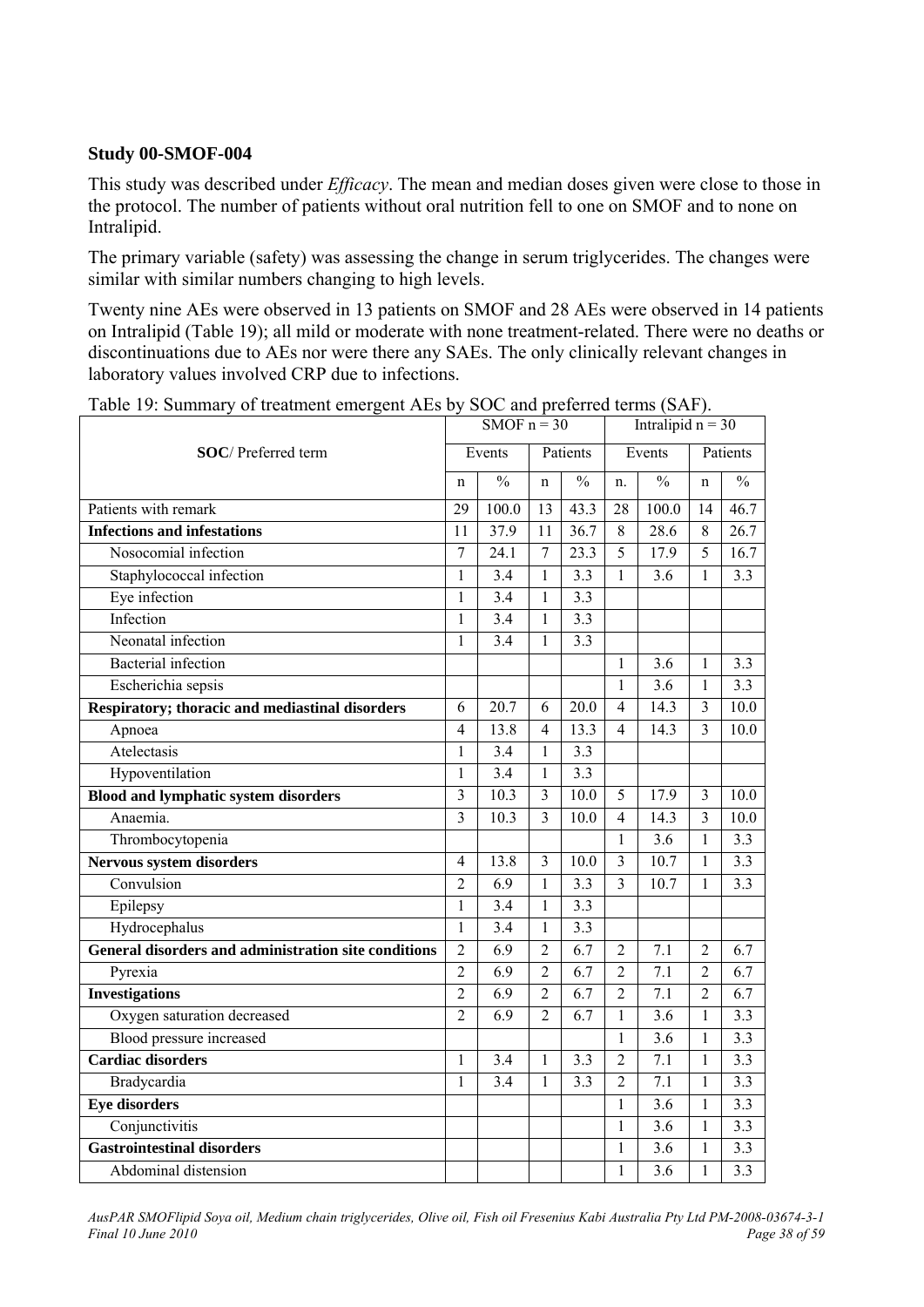### Study 00-SMOF-004

This study was described under *Efficacy*. The mean and median doses given were close to those in the protocol. The number of patients without oral nutrition fell to one on SMOF and to none on Intralipid.

The primary variable (safety) was assessing the change in serum triglycerides. The changes were similar with similar numbers changing to high levels.

Twenty nine AEs were observed in 13 patients on SMOF and 28 AEs were observed in 14 patients on Intralipid (Table 19); all mild or moderate with none treatment-related. There were no deaths or discontinuations due to AEs nor were there any SAEs. The only clinically relevant changes in laboratory values involved CRP due to infections.

Table 19: Summary of treatment emergent AEs by SOC and preferred terms (SAF).

| SOC/ Preferred term | SMOF n = 30 | | | | Intralipid n = 30 | | | |
|---|---|---|---|---|---|---|---|---|
| | Events | | Patients | | Events | | Patients | |
| | n | % | n | % | n. | % | n | % |
| Patients with remark | 29 | 100.0 | 13 | 43.3 | 28 | 100.0 | 14 | 46.7 |
| **Infections and infestations** | 11 | 37.9 | 11 | 36.7 | 8 | 28.6 | 8 | 26.7 |
| Nosocomial infection | 7 | 24.1 | 7 | 23.3 | 5 | 17.9 | 5 | 16.7 |
| Staphylococcal infection | 1 | 3.4 | 1 | 3.3 | 1 | 3.6 | 1 | 3.3 |
| Eye infection | 1 | 3.4 | 1 | 3.3 | | | | |
| Infection | 1 | 3.4 | 1 | 3.3 | | | | |
| Neonatal infection | 1 | 3.4 | 1 | 3.3 | | | | |
| Bacterial infection | | | | | 1 | 3.6 | 1 | 3.3 |
| Escherichia sepsis | | | | | 1 | 3.6 | 1 | 3.3 |
| **Respiratory; thoracic and mediastinal disorders** | 6 | 20.7 | 6 | 20.0 | 4 | 14.3 | 3 | 10.0 |
| Apnoea | 4 | 13.8 | 4 | 13.3 | 4 | 14.3 | 3 | 10.0 |
| Atelectasis | 1 | 3.4 | 1 | 3.3 | | | | |
| Hypoventilation | 1 | 3.4 | 1 | 3.3 | | | | |
| **Blood and lymphatic system disorders** | 3 | 10.3 | 3 | 10.0 | 5 | 17.9 | 3 | 10.0 |
| Anaemia. | 3 | 10.3 | 3 | 10.0 | 4 | 14.3 | 3 | 10.0 |
| Thrombocytopenia | | | | | 1 | 3.6 | 1 | 3.3 |
| **Nervous system disorders** | 4 | 13.8 | 3 | 10.0 | 3 | 10.7 | 1 | 3.3 |
| Convulsion | 2 | 6.9 | 1 | 3.3 | 3 | 10.7 | 1 | 3.3 |
| Epilepsy | 1 | 3.4 | 1 | 3.3 | | | | |
| Hydrocephalus | 1 | 3.4 | 1 | 3.3 | | | | |
| **General disorders and administration site conditions** | 2 | 6.9 | 2 | 6.7 | 2 | 7.1 | 2 | 6.7 |
| Pyrexia | 2 | 6.9 | 2 | 6.7 | 2 | 7.1 | 2 | 6.7 |
| **Investigations** | 2 | 6.9 | 2 | 6.7 | 2 | 7.1 | 2 | 6.7 |
| Oxygen saturation decreased | 2 | 6.9 | 2 | 6.7 | 1 | 3.6 | 1 | 3.3 |
| Blood pressure increased | | | | | 1 | 3.6 | 1 | 3.3 |
| **Cardiac disorders** | 1 | 3.4 | 1 | 3.3 | 2 | 7.1 | 1 | 3.3 |
| Bradycardia | 1 | 3.4 | 1 | 3.3 | 2 | 7.1 | 1 | 3.3 |
| **Eye disorders** | | | | | 1 | 3.6 | 1 | 3.3 |
| Conjunctivitis | | | | | 1 | 3.6 | 1 | 3.3 |
| **Gastrointestinal disorders** | | | | | 1 | 3.6 | 1 | 3.3 |
| Abdominal distension | | | | | 1 | 3.6 | 1 | 3.3 |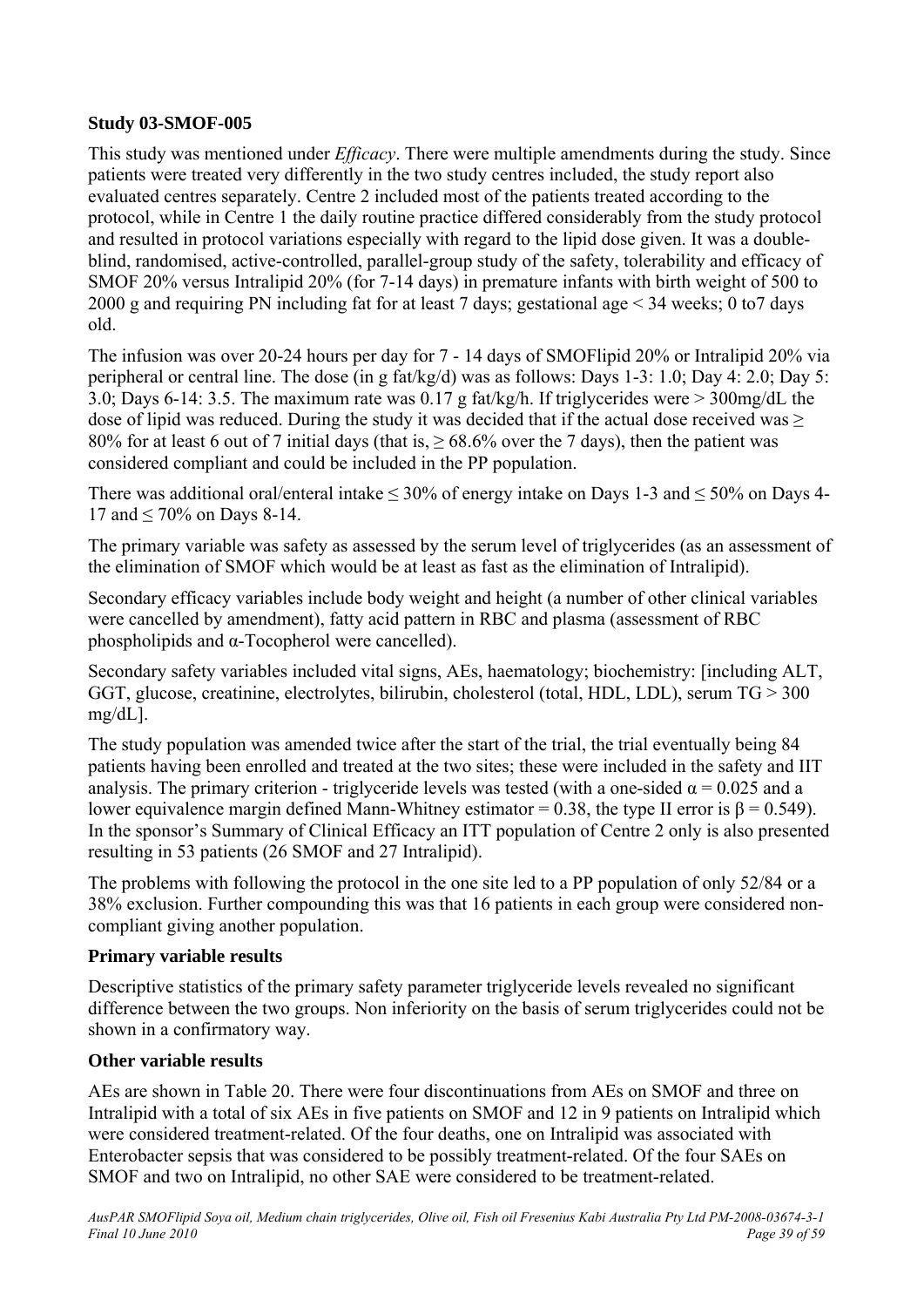**Study 03-SMOF-005**

This study was mentioned under *Efficacy*. There were multiple amendments during the study. Since patients were treated very differently in the two study centres included, the study report also evaluated centres separately. Centre 2 included most of the patients treated according to the protocol, while in Centre 1 the daily routine practice differed considerably from the study protocol and resulted in protocol variations especially with regard to the lipid dose given. It was a double-blind, randomised, active-controlled, parallel-group study of the safety, tolerability and efficacy of SMOF 20% versus Intralipid 20% (for 7-14 days) in premature infants with birth weight of 500 to 2000 g and requiring PN including fat for at least 7 days; gestational age < 34 weeks; 0 to7 days old.

The infusion was over 20-24 hours per day for 7 - 14 days of SMOFlipid 20% or Intralipid 20% via peripheral or central line. The dose (in g fat/kg/d) was as follows: Days 1-3: 1.0; Day 4: 2.0; Day 5: 3.0; Days 6-14: 3.5. The maximum rate was 0.17 g fat/kg/h. If triglycerides were > 300mg/dL the dose of lipid was reduced. During the study it was decided that if the actual dose received was ≥ 80% for at least 6 out of 7 initial days (that is, ≥ 68.6% over the 7 days), then the patient was considered compliant and could be included in the PP population.

There was additional oral/enteral intake ≤ 30% of energy intake on Days 1-3 and ≤ 50% on Days 4-17 and ≤ 70% on Days 8-14.

The primary variable was safety as assessed by the serum level of triglycerides (as an assessment of the elimination of SMOF which would be at least as fast as the elimination of Intralipid).

Secondary efficacy variables include body weight and height (a number of other clinical variables were cancelled by amendment), fatty acid pattern in RBC and plasma (assessment of RBC phospholipids and α-Tocopherol were cancelled).

Secondary safety variables included vital signs, AEs, haematology; biochemistry: [including ALT, GGT, glucose, creatinine, electrolytes, bilirubin, cholesterol (total, HDL, LDL), serum TG > 300 mg/dL].

The study population was amended twice after the start of the trial, the trial eventually being 84 patients having been enrolled and treated at the two sites; these were included in the safety and IIT analysis. The primary criterion - triglyceride levels was tested (with a one-sided $\alpha = 0.025$ and a lower equivalence margin defined Mann-Whitney estimator = 0.38, the type II error is $\beta = 0.549$). In the sponsor's Summary of Clinical Efficacy an ITT population of Centre 2 only is also presented resulting in 53 patients (26 SMOF and 27 Intralipid).

The problems with following the protocol in the one site led to a PP population of only 52/84 or a 38% exclusion. Further compounding this was that 16 patients in each group were considered non-compliant giving another population.

**Primary variable results**

Descriptive statistics of the primary safety parameter triglyceride levels revealed no significant difference between the two groups. Non inferiority on the basis of serum triglycerides could not be shown in a confirmatory way.

**Other variable results**

AEs are shown in Table 20. There were four discontinuations from AEs on SMOF and three on Intralipid with a total of six AEs in five patients on SMOF and 12 in 9 patients on Intralipid which were considered treatment-related. Of the four deaths, one on Intralipid was associated with Enterobacter sepsis that was considered to be possibly treatment-related. Of the four SAEs on SMOF and two on Intralipid, no other SAE were considered to be treatment-related.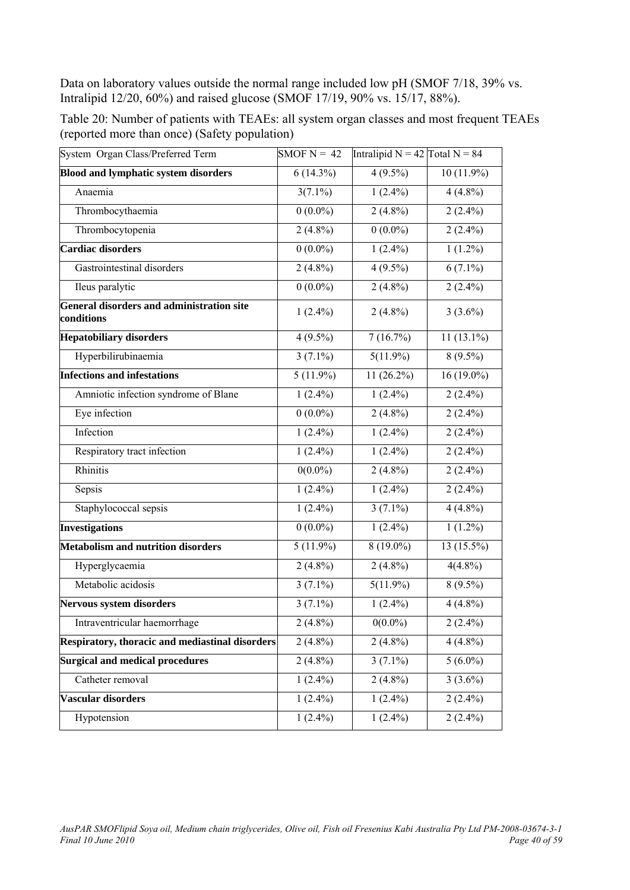Data on laboratory values outside the normal range included low pH (SMOF 7/18, 39% vs. Intralipid 12/20, 60%) and raised glucose (SMOF 17/19, 90% vs. 15/17, 88%).

Table 20: Number of patients with TEAEs: all system organ classes and most frequent TEAEs (reported more than once) (Safety population)

| System Organ Class/Preferred Term | SMOF N = 42 | Intralipid N = 42 | Total N = 84 |
|---|---|---|---|
| **Blood and lymphatic system disorders** | 6 (14.3%) | 4 (9.5%) | 10 (11.9%) |
| Anaemia | 3(7.1%) | 1 (2.4%) | 4 (4.8%) |
| Thrombocythaemia | 0 (0.0%) | 2 (4.8%) | 2 (2.4%) |
| Thrombocytopenia | 2 (4.8%) | 0 (0.0%) | 2 (2.4%) |
| **Cardiac disorders** | 0 (0.0%) | 1 (2.4%) | 1 (1.2%) |
| Gastrointestinal disorders | 2 (4.8%) | 4 (9.5%) | 6 (7.1%) |
| Ileus paralytic | 0 (0.0%) | 2 (4.8%) | 2 (2.4%) |
| **General disorders and administration site conditions** | 1 (2.4%) | 2 (4.8%) | 3 (3.6%) |
| **Hepatobiliary disorders** | 4 (9.5%) | 7 (16.7%) | 11 (13.1%) |
| Hyperbilirubinaemia | 3 (7.1%) | 5(11.9%) | 8 (9.5%) |
| **Infections and infestations** | 5 (11.9%) | 11 (26.2%) | 16 (19.0%) |
| Amniotic infection syndrome of Blane | 1 (2.4%) | 1 (2.4%) | 2 (2.4%) |
| Eye infection | 0 (0.0%) | 2 (4.8%) | 2 (2.4%) |
| Infection | 1 (2.4%) | 1 (2.4%) | 2 (2.4%) |
| Respiratory tract infection | 1 (2.4%) | 1 (2.4%) | 2 (2.4%) |
| Rhinitis | 0(0.0%) | 2 (4.8%) | 2 (2.4%) |
| Sepsis | 1 (2.4%) | 1 (2.4%) | 2 (2.4%) |
| Staphylococcal sepsis | 1 (2.4%) | 3 (7.1%) | 4 (4.8%) |
| **Investigations** | 0 (0.0%) | 1 (2.4%) | 1 (1.2%) |
| **Metabolism and nutrition disorders** | 5 (11.9%) | 8 (19.0%) | 13 (15.5%) |
| Hyperglycaemia | 2 (4.8%) | 2 (4.8%) | 4(4.8%) |
| Metabolic acidosis | 3 (7.1%) | 5(11.9%) | 8 (9.5%) |
| **Nervous system disorders** | 3 (7.1%) | 1 (2.4%) | 4 (4.8%) |
| Intraventricular haemorrhage | 2 (4.8%) | 0(0.0%) | 2 (2.4%) |
| **Respiratory, thoracic and mediastinal disorders** | 2 (4.8%) | 2 (4.8%) | 4 (4.8%) |
| **Surgical and medical procedures** | 2 (4.8%) | 3 (7.1%) | 5 (6.0%) |
| Catheter removal | 1 (2.4%) | 2 (4.8%) | 3 (3.6%) |
| **Vascular disorders** | 1 (2.4%) | 1 (2.4%) | 2 (2.4%) |
| Hypotension | 1 (2.4%) | 1 (2.4%) | 2 (2.4%) |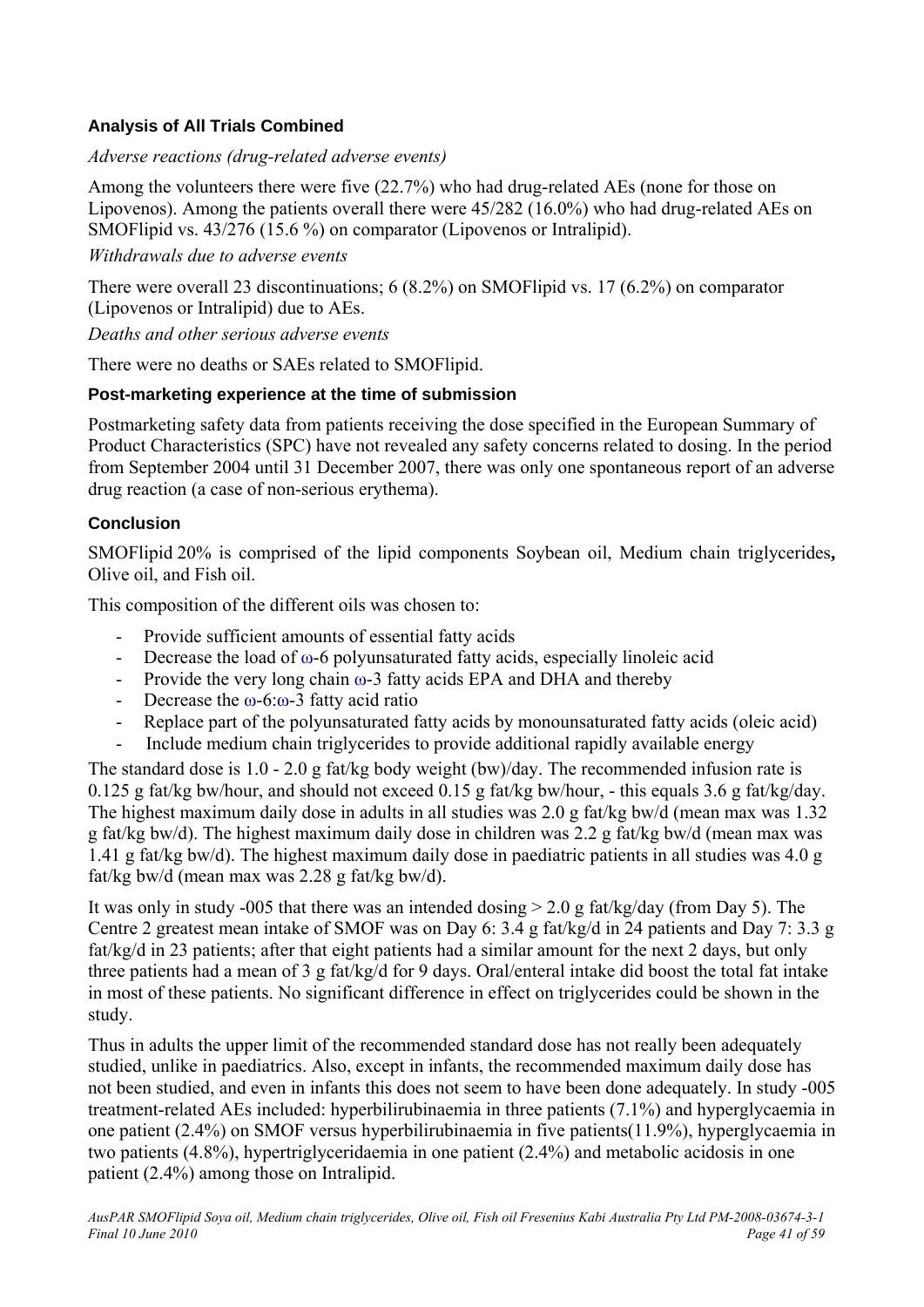### Analysis of All Trials Combined

*Adverse reactions (drug-related adverse events)*

Among the volunteers there were five (22.7%) who had drug-related AEs (none for those on Lipovenos). Among the patients overall there were 45/282 (16.0%) who had drug-related AEs on SMOFlipid vs. 43/276 (15.6 %) on comparator (Lipovenos or Intralipid).

*Withdrawals due to adverse events*

There were overall 23 discontinuations; 6 (8.2%) on SMOFlipid vs. 17 (6.2%) on comparator (Lipovenos or Intralipid) due to AEs.

*Deaths and other serious adverse events*

There were no deaths or SAEs related to SMOFlipid.

### Post-marketing experience at the time of submission

Postmarketing safety data from patients receiving the dose specified in the European Summary of Product Characteristics (SPC) have not revealed any safety concerns related to dosing. In the period from September 2004 until 31 December 2007, there was only one spontaneous report of an adverse drug reaction (a case of non-serious erythema).

### Conclusion

SMOFlipid 20% is comprised of the lipid components Soybean oil, Medium chain triglycerides**,** Olive oil, and Fish oil.

This composition of the different oils was chosen to:

- Provide sufficient amounts of essential fatty acids
- Decrease the load of ω-6 polyunsaturated fatty acids, especially linoleic acid
- Provide the very long chain ω-3 fatty acids EPA and DHA and thereby
- Decrease the ω-6:ω-3 fatty acid ratio
- Replace part of the polyunsaturated fatty acids by monounsaturated fatty acids (oleic acid)
- Include medium chain triglycerides to provide additional rapidly available energy

The standard dose is 1.0 - 2.0 g fat/kg body weight (bw)/day. The recommended infusion rate is 0.125 g fat/kg bw/hour, and should not exceed 0.15 g fat/kg bw/hour, - this equals 3.6 g fat/kg/day. The highest maximum daily dose in adults in all studies was 2.0 g fat/kg bw/d (mean max was 1.32 g fat/kg bw/d). The highest maximum daily dose in children was 2.2 g fat/kg bw/d (mean max was 1.41 g fat/kg bw/d). The highest maximum daily dose in paediatric patients in all studies was 4.0 g fat/kg bw/d (mean max was 2.28 g fat/kg bw/d).

It was only in study -005 that there was an intended dosing > 2.0 g fat/kg/day (from Day 5). The Centre 2 greatest mean intake of SMOF was on Day 6: 3.4 g fat/kg/d in 24 patients and Day 7: 3.3 g fat/kg/d in 23 patients; after that eight patients had a similar amount for the next 2 days, but only three patients had a mean of 3 g fat/kg/d for 9 days. Oral/enteral intake did boost the total fat intake in most of these patients. No significant difference in effect on triglycerides could be shown in the study.

Thus in adults the upper limit of the recommended standard dose has not really been adequately studied, unlike in paediatrics. Also, except in infants, the recommended maximum daily dose has not been studied, and even in infants this does not seem to have been done adequately. In study -005 treatment-related AEs included: hyperbilirubinaemia in three patients (7.1%) and hyperglycaemia in one patient (2.4%) on SMOF versus hyperbilirubinaemia in five patients(11.9%), hyperglycaemia in two patients (4.8%), hypertriglyceridaemia in one patient (2.4%) and metabolic acidosis in one patient (2.4%) among those on Intralipid.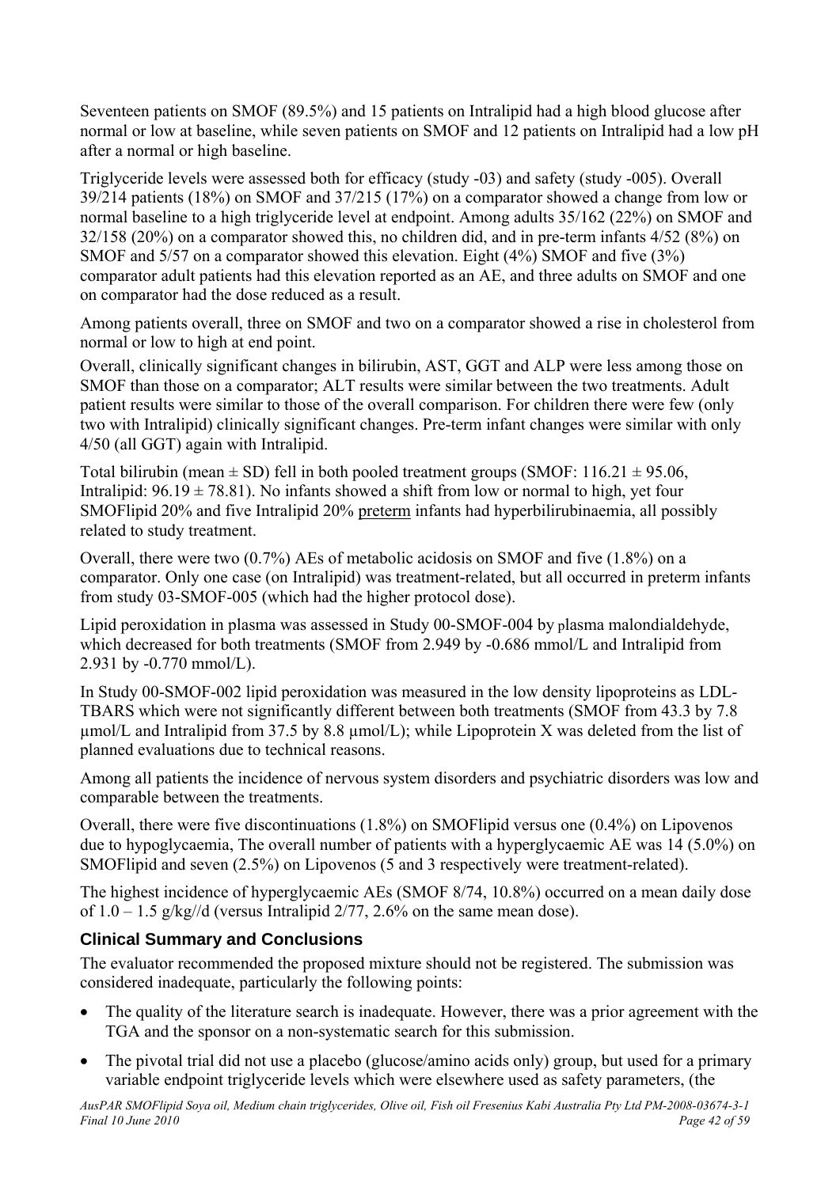Seventeen patients on SMOF (89.5%) and 15 patients on Intralipid had a high blood glucose after normal or low at baseline, while seven patients on SMOF and 12 patients on Intralipid had a low pH after a normal or high baseline.

Triglyceride levels were assessed both for efficacy (study -03) and safety (study -005). Overall 39/214 patients (18%) on SMOF and 37/215 (17%) on a comparator showed a change from low or normal baseline to a high triglyceride level at endpoint. Among adults 35/162 (22%) on SMOF and 32/158 (20%) on a comparator showed this, no children did, and in pre-term infants 4/52 (8%) on SMOF and 5/57 on a comparator showed this elevation. Eight (4%) SMOF and five (3%) comparator adult patients had this elevation reported as an AE, and three adults on SMOF and one on comparator had the dose reduced as a result.

Among patients overall, three on SMOF and two on a comparator showed a rise in cholesterol from normal or low to high at end point.

Overall, clinically significant changes in bilirubin, AST, GGT and ALP were less among those on SMOF than those on a comparator; ALT results were similar between the two treatments. Adult patient results were similar to those of the overall comparison. For children there were few (only two with Intralipid) clinically significant changes. Pre-term infant changes were similar with only 4/50 (all GGT) again with Intralipid.

Total bilirubin (mean ± SD) fell in both pooled treatment groups (SMOF: 116.21 ± 95.06, Intralipid: 96.19 ± 78.81). No infants showed a shift from low or normal to high, yet four SMOFlipid 20% and five Intralipid 20% preterm infants had hyperbilirubinaemia, all possibly related to study treatment.

Overall, there were two (0.7%) AEs of metabolic acidosis on SMOF and five (1.8%) on a comparator. Only one case (on Intralipid) was treatment-related, but all occurred in preterm infants from study 03-SMOF-005 (which had the higher protocol dose).

Lipid peroxidation in plasma was assessed in Study 00-SMOF-004 by plasma malondialdehyde, which decreased for both treatments (SMOF from 2.949 by -0.686 mmol/L and Intralipid from 2.931 by -0.770 mmol/L).

In Study 00-SMOF-002 lipid peroxidation was measured in the low density lipoproteins as LDL-TBARS which were not significantly different between both treatments (SMOF from 43.3 by 7.8 μmol/L and Intralipid from 37.5 by 8.8 μmol/L); while Lipoprotein X was deleted from the list of planned evaluations due to technical reasons.

Among all patients the incidence of nervous system disorders and psychiatric disorders was low and comparable between the treatments.

Overall, there were five discontinuations (1.8%) on SMOFlipid versus one (0.4%) on Lipovenos due to hypoglycaemia, The overall number of patients with a hyperglycaemic AE was 14 (5.0%) on SMOFlipid and seven (2.5%) on Lipovenos (5 and 3 respectively were treatment-related).

The highest incidence of hyperglycaemic AEs (SMOF 8/74, 10.8%) occurred on a mean daily dose of 1.0 – 1.5 g/kg//d (versus Intralipid 2/77, 2.6% on the same mean dose).

### Clinical Summary and Conclusions

The evaluator recommended the proposed mixture should not be registered. The submission was considered inadequate, particularly the following points:

- The quality of the literature search is inadequate. However, there was a prior agreement with the TGA and the sponsor on a non-systematic search for this submission.
- The pivotal trial did not use a placebo (glucose/amino acids only) group, but used for a primary variable endpoint triglyceride levels which were elsewhere used as safety parameters, (the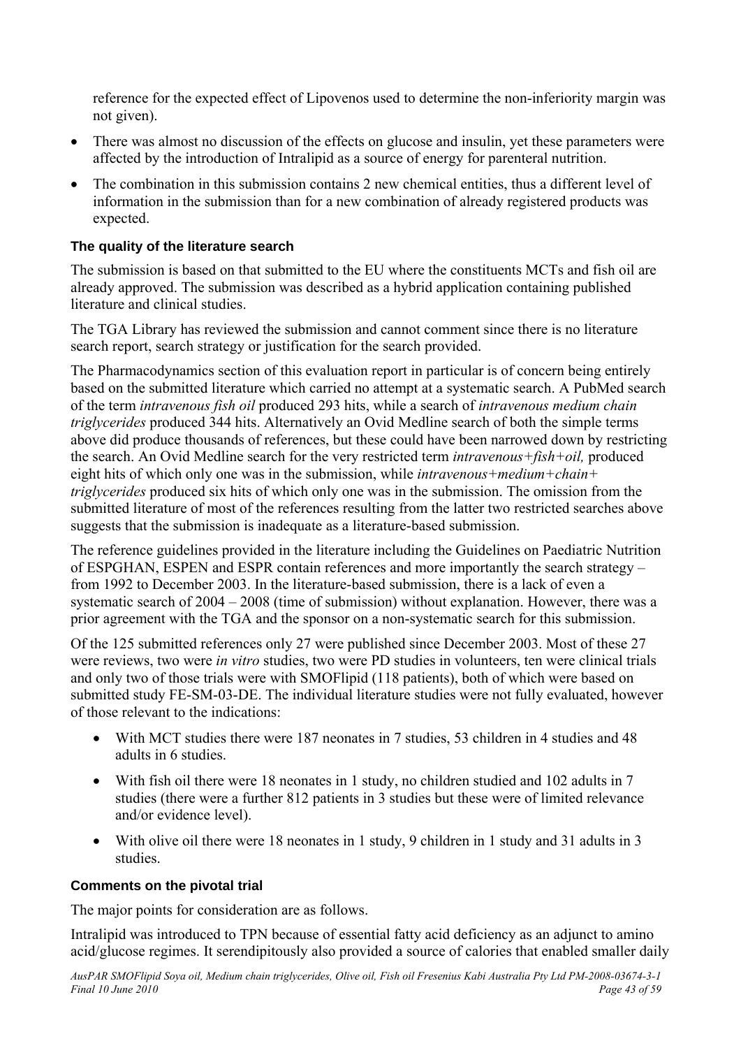reference for the expected effect of Lipovenos used to determine the non-inferiority margin was not given).

- There was almost no discussion of the effects on glucose and insulin, yet these parameters were affected by the introduction of Intralipid as a source of energy for parenteral nutrition.
- The combination in this submission contains 2 new chemical entities, thus a different level of information in the submission than for a new combination of already registered products was expected.

### The quality of the literature search

The submission is based on that submitted to the EU where the constituents MCTs and fish oil are already approved. The submission was described as a hybrid application containing published literature and clinical studies.

The TGA Library has reviewed the submission and cannot comment since there is no literature search report, search strategy or justification for the search provided.

The Pharmacodynamics section of this evaluation report in particular is of concern being entirely based on the submitted literature which carried no attempt at a systematic search. A PubMed search of the term *intravenous fish oil* produced 293 hits, while a search of *intravenous medium chain triglycerides* produced 344 hits. Alternatively an Ovid Medline search of both the simple terms above did produce thousands of references, but these could have been narrowed down by restricting the search. An Ovid Medline search for the very restricted term *intravenous+fish+oil,* produced eight hits of which only one was in the submission, while *intravenous+medium+chain+ triglycerides* produced six hits of which only one was in the submission. The omission from the submitted literature of most of the references resulting from the latter two restricted searches above suggests that the submission is inadequate as a literature-based submission.

The reference guidelines provided in the literature including the Guidelines on Paediatric Nutrition of ESPGHAN, ESPEN and ESPR contain references and more importantly the search strategy – from 1992 to December 2003. In the literature-based submission, there is a lack of even a systematic search of 2004 – 2008 (time of submission) without explanation. However, there was a prior agreement with the TGA and the sponsor on a non-systematic search for this submission.

Of the 125 submitted references only 27 were published since December 2003. Most of these 27 were reviews, two were *in vitro* studies, two were PD studies in volunteers, ten were clinical trials and only two of those trials were with SMOFlipid (118 patients), both of which were based on submitted study FE-SM-03-DE. The individual literature studies were not fully evaluated, however of those relevant to the indications:

- With MCT studies there were 187 neonates in 7 studies, 53 children in 4 studies and 48 adults in 6 studies.
- With fish oil there were 18 neonates in 1 study, no children studied and 102 adults in 7 studies (there were a further 812 patients in 3 studies but these were of limited relevance and/or evidence level).
- With olive oil there were 18 neonates in 1 study, 9 children in 1 study and 31 adults in 3 studies.

### Comments on the pivotal trial

The major points for consideration are as follows.

Intralipid was introduced to TPN because of essential fatty acid deficiency as an adjunct to amino acid/glucose regimes. It serendipitously also provided a source of calories that enabled smaller daily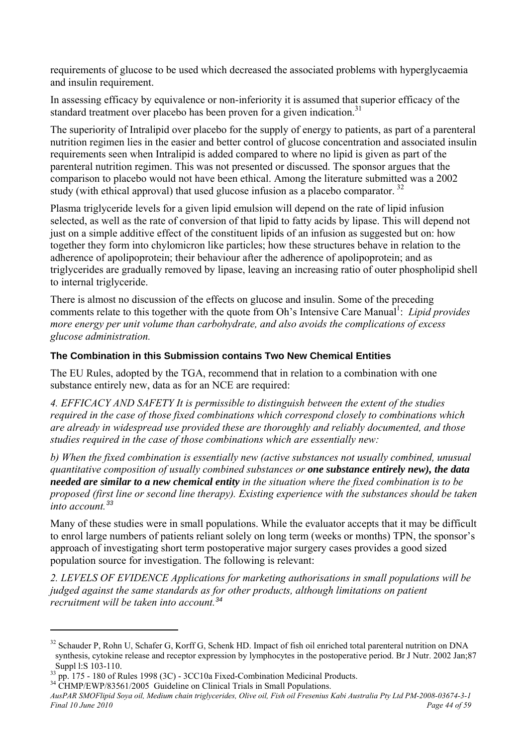requirements of glucose to be used which decreased the associated problems with hyperglycaemia and insulin requirement.

In assessing efficacy by equivalence or non-inferiority it is assumed that superior efficacy of the standard treatment over placebo has been proven for a given indication.[31]

The superiority of Intralipid over placebo for the supply of energy to patients, as part of a parenteral nutrition regimen lies in the easier and better control of glucose concentration and associated insulin requirements seen when Intralipid is added compared to where no lipid is given as part of the parenteral nutrition regimen. This was not presented or discussed. The sponsor argues that the comparison to placebo would not have been ethical. Among the literature submitted was a 2002 study (with ethical approval) that used glucose infusion as a placebo comparator. [32]

Plasma triglyceride levels for a given lipid emulsion will depend on the rate of lipid infusion selected, as well as the rate of conversion of that lipid to fatty acids by lipase. This will depend not just on a simple additive effect of the constituent lipids of an infusion as suggested but on: how together they form into chylomicron like particles; how these structures behave in relation to the adherence of apolipoprotein; their behaviour after the adherence of apolipoprotein; and as triglycerides are gradually removed by lipase, leaving an increasing ratio of outer phospholipid shell to internal triglyceride.

There is almost no discussion of the effects on glucose and insulin. Some of the preceding comments relate to this together with the quote from Oh's Intensive Care Manual[1]: *Lipid provides more energy per unit volume than carbohydrate, and also avoids the complications of excess glucose administration.*

### The Combination in this Submission contains Two New Chemical Entities

The EU Rules, adopted by the TGA, recommend that in relation to a combination with one substance entirely new, data as for an NCE are required:

*4. EFFICACY AND SAFETY It is permissible to distinguish between the extent of the studies required in the case of those fixed combinations which correspond closely to combinations which are already in widespread use provided these are thoroughly and reliably documented, and those studies required in the case of those combinations which are essentially new:*

*b) When the fixed combination is essentially new (active substances not usually combined, unusual quantitative composition of usually combined substances or* ***one substance entirely new), the data needed are similar to a new chemical entity*** *in the situation where the fixed combination is to be proposed (first line or second line therapy). Existing experience with the substances should be taken into account.*[33]

Many of these studies were in small populations. While the evaluator accepts that it may be difficult to enrol large numbers of patients reliant solely on long term (weeks or months) TPN, the sponsor's approach of investigating short term postoperative major surgery cases provides a good sized population source for investigation. The following is relevant:

*2. LEVELS OF EVIDENCE Applications for marketing authorisations in small populations will be judged against the same standards as for other products, although limitations on patient recruitment will be taken into account.*[34]

---

[32] Schauder P, Rohn U, Schafer G, Korff G, Schenk HD. Impact of fish oil enriched total parenteral nutrition on DNA synthesis, cytokine release and receptor expression by lymphocytes in the postoperative period. Br J Nutr. 2002 Jan;87 Suppl l:S 103-110.

[33] pp. 175 - 180 of Rules 1998 (3C) - 3CC10a Fixed-Combination Medicinal Products.

[34] CHMP/EWP/83561/2005 Guideline on Clinical Trials in Small Populations.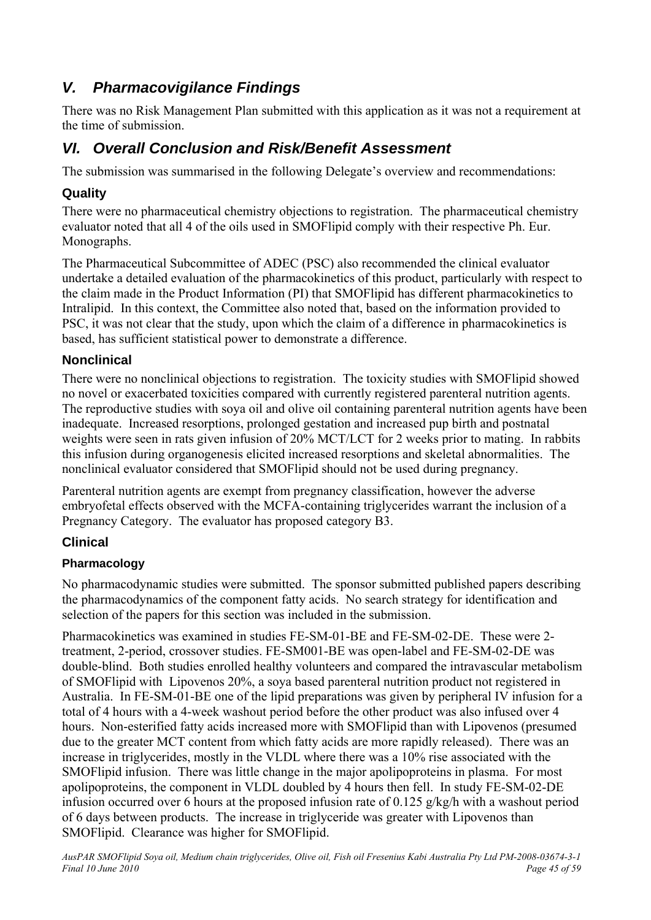## *V. Pharmacovigilance Findings*

There was no Risk Management Plan submitted with this application as it was not a requirement at the time of submission.

## *VI. Overall Conclusion and Risk/Benefit Assessment*

The submission was summarised in the following Delegate's overview and recommendations:

### Quality

There were no pharmaceutical chemistry objections to registration. The pharmaceutical chemistry evaluator noted that all 4 of the oils used in SMOFlipid comply with their respective Ph. Eur. Monographs.

The Pharmaceutical Subcommittee of ADEC (PSC) also recommended the clinical evaluator undertake a detailed evaluation of the pharmacokinetics of this product, particularly with respect to the claim made in the Product Information (PI) that SMOFlipid has different pharmacokinetics to Intralipid. In this context, the Committee also noted that, based on the information provided to PSC, it was not clear that the study, upon which the claim of a difference in pharmacokinetics is based, has sufficient statistical power to demonstrate a difference.

### Nonclinical

There were no nonclinical objections to registration. The toxicity studies with SMOFlipid showed no novel or exacerbated toxicities compared with currently registered parenteral nutrition agents. The reproductive studies with soya oil and olive oil containing parenteral nutrition agents have been inadequate. Increased resorptions, prolonged gestation and increased pup birth and postnatal weights were seen in rats given infusion of 20% MCT/LCT for 2 weeks prior to mating. In rabbits this infusion during organogenesis elicited increased resorptions and skeletal abnormalities. The nonclinical evaluator considered that SMOFlipid should not be used during pregnancy.

Parenteral nutrition agents are exempt from pregnancy classification, however the adverse embryofetal effects observed with the MCFA-containing triglycerides warrant the inclusion of a Pregnancy Category. The evaluator has proposed category B3.

### Clinical

#### Pharmacology

No pharmacodynamic studies were submitted. The sponsor submitted published papers describing the pharmacodynamics of the component fatty acids. No search strategy for identification and selection of the papers for this section was included in the submission.

Pharmacokinetics was examined in studies FE-SM-01-BE and FE-SM-02-DE. These were 2-treatment, 2-period, crossover studies. FE-SM001-BE was open-label and FE-SM-02-DE was double-blind. Both studies enrolled healthy volunteers and compared the intravascular metabolism of SMOFlipid with Lipovenos 20%, a soya based parenteral nutrition product not registered in Australia. In FE-SM-01-BE one of the lipid preparations was given by peripheral IV infusion for a total of 4 hours with a 4-week washout period before the other product was also infused over 4 hours. Non-esterified fatty acids increased more with SMOFlipid than with Lipovenos (presumed due to the greater MCT content from which fatty acids are more rapidly released). There was an increase in triglycerides, mostly in the VLDL where there was a 10% rise associated with the SMOFlipid infusion. There was little change in the major apolipoproteins in plasma. For most apolipoproteins, the component in VLDL doubled by 4 hours then fell. In study FE-SM-02-DE infusion occurred over 6 hours at the proposed infusion rate of 0.125 g/kg/h with a washout period of 6 days between products. The increase in triglyceride was greater with Lipovenos than SMOFlipid. Clearance was higher for SMOFlipid.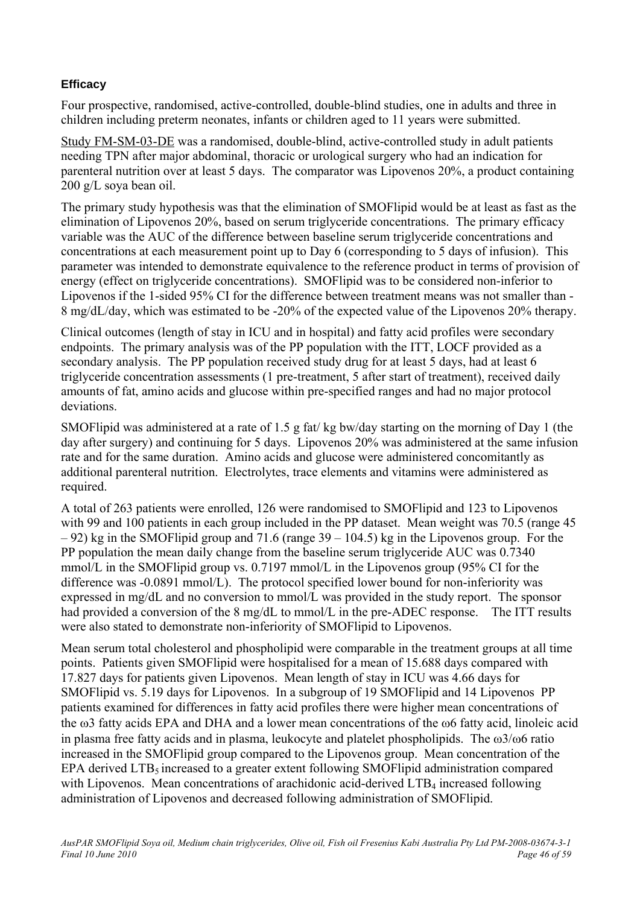### Efficacy

Four prospective, randomised, active-controlled, double-blind studies, one in adults and three in children including preterm neonates, infants or children aged to 11 years were submitted.

Study FM-SM-03-DE was a randomised, double-blind, active-controlled study in adult patients needing TPN after major abdominal, thoracic or urological surgery who had an indication for parenteral nutrition over at least 5 days. The comparator was Lipovenos 20%, a product containing 200 g/L soya bean oil.

The primary study hypothesis was that the elimination of SMOFlipid would be at least as fast as the elimination of Lipovenos 20%, based on serum triglyceride concentrations. The primary efficacy variable was the AUC of the difference between baseline serum triglyceride concentrations and concentrations at each measurement point up to Day 6 (corresponding to 5 days of infusion). This parameter was intended to demonstrate equivalence to the reference product in terms of provision of energy (effect on triglyceride concentrations). SMOFlipid was to be considered non-inferior to Lipovenos if the 1-sided 95% CI for the difference between treatment means was not smaller than -8 mg/dL/day, which was estimated to be -20% of the expected value of the Lipovenos 20% therapy.

Clinical outcomes (length of stay in ICU and in hospital) and fatty acid profiles were secondary endpoints. The primary analysis was of the PP population with the ITT, LOCF provided as a secondary analysis. The PP population received study drug for at least 5 days, had at least 6 triglyceride concentration assessments (1 pre-treatment, 5 after start of treatment), received daily amounts of fat, amino acids and glucose within pre-specified ranges and had no major protocol deviations.

SMOFlipid was administered at a rate of 1.5 g fat/ kg bw/day starting on the morning of Day 1 (the day after surgery) and continuing for 5 days. Lipovenos 20% was administered at the same infusion rate and for the same duration. Amino acids and glucose were administered concomitantly as additional parenteral nutrition. Electrolytes, trace elements and vitamins were administered as required.

A total of 263 patients were enrolled, 126 were randomised to SMOFlipid and 123 to Lipovenos with 99 and 100 patients in each group included in the PP dataset. Mean weight was 70.5 (range 45 – 92) kg in the SMOFlipid group and 71.6 (range 39 – 104.5) kg in the Lipovenos group. For the PP population the mean daily change from the baseline serum triglyceride AUC was 0.7340 mmol/L in the SMOFlipid group vs. 0.7197 mmol/L in the Lipovenos group (95% CI for the difference was -0.0891 mmol/L). The protocol specified lower bound for non-inferiority was expressed in mg/dL and no conversion to mmol/L was provided in the study report. The sponsor had provided a conversion of the 8 mg/dL to mmol/L in the pre-ADEC response. The ITT results were also stated to demonstrate non-inferiority of SMOFlipid to Lipovenos.

Mean serum total cholesterol and phospholipid were comparable in the treatment groups at all time points. Patients given SMOFlipid were hospitalised for a mean of 15.688 days compared with 17.827 days for patients given Lipovenos. Mean length of stay in ICU was 4.66 days for SMOFlipid vs. 5.19 days for Lipovenos. In a subgroup of 19 SMOFlipid and 14 Lipovenos PP patients examined for differences in fatty acid profiles there were higher mean concentrations of the ω3 fatty acids EPA and DHA and a lower mean concentrations of the ω6 fatty acid, linoleic acid in plasma free fatty acids and in plasma, leukocyte and platelet phospholipids. The ω3/ω6 ratio increased in the SMOFlipid group compared to the Lipovenos group. Mean concentration of the EPA derived $LTB_5$ increased to a greater extent following SMOFlipid administration compared with Lipovenos. Mean concentrations of arachidonic acid-derived $LTB_4$ increased following administration of Lipovenos and decreased following administration of SMOFlipid.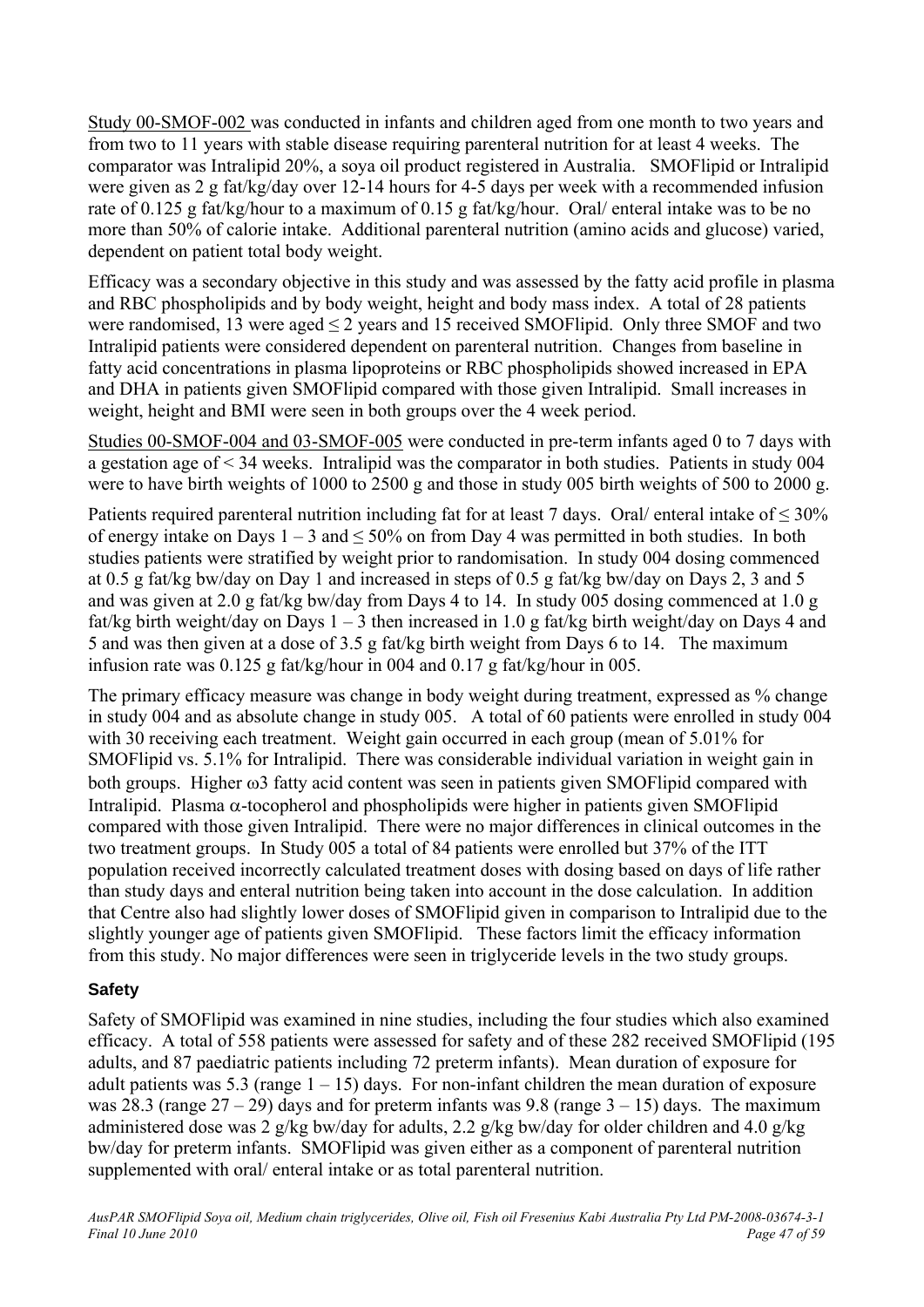Study 00-SMOF-002 was conducted in infants and children aged from one month to two years and from two to 11 years with stable disease requiring parenteral nutrition for at least 4 weeks. The comparator was Intralipid 20%, a soya oil product registered in Australia. SMOFlipid or Intralipid were given as 2 g fat/kg/day over 12-14 hours for 4-5 days per week with a recommended infusion rate of 0.125 g fat/kg/hour to a maximum of 0.15 g fat/kg/hour. Oral/ enteral intake was to be no more than 50% of calorie intake. Additional parenteral nutrition (amino acids and glucose) varied, dependent on patient total body weight.

Efficacy was a secondary objective in this study and was assessed by the fatty acid profile in plasma and RBC phospholipids and by body weight, height and body mass index. A total of 28 patients were randomised, 13 were aged ≤ 2 years and 15 received SMOFlipid. Only three SMOF and two Intralipid patients were considered dependent on parenteral nutrition. Changes from baseline in fatty acid concentrations in plasma lipoproteins or RBC phospholipids showed increased in EPA and DHA in patients given SMOFlipid compared with those given Intralipid. Small increases in weight, height and BMI were seen in both groups over the 4 week period.

Studies 00-SMOF-004 and 03-SMOF-005 were conducted in pre-term infants aged 0 to 7 days with a gestation age of < 34 weeks. Intralipid was the comparator in both studies. Patients in study 004 were to have birth weights of 1000 to 2500 g and those in study 005 birth weights of 500 to 2000 g.

Patients required parenteral nutrition including fat for at least 7 days. Oral/ enteral intake of ≤ 30% of energy intake on Days 1 – 3 and ≤ 50% on from Day 4 was permitted in both studies. In both studies patients were stratified by weight prior to randomisation. In study 004 dosing commenced at 0.5 g fat/kg bw/day on Day 1 and increased in steps of 0.5 g fat/kg bw/day on Days 2, 3 and 5 and was given at 2.0 g fat/kg bw/day from Days 4 to 14. In study 005 dosing commenced at 1.0 g fat/kg birth weight/day on Days 1 – 3 then increased in 1.0 g fat/kg birth weight/day on Days 4 and 5 and was then given at a dose of 3.5 g fat/kg birth weight from Days 6 to 14. The maximum infusion rate was 0.125 g fat/kg/hour in 004 and 0.17 g fat/kg/hour in 005.

The primary efficacy measure was change in body weight during treatment, expressed as % change in study 004 and as absolute change in study 005. A total of 60 patients were enrolled in study 004 with 30 receiving each treatment. Weight gain occurred in each group (mean of 5.01% for SMOFlipid vs. 5.1% for Intralipid. There was considerable individual variation in weight gain in both groups. Higher ω3 fatty acid content was seen in patients given SMOFlipid compared with Intralipid. Plasma α-tocopherol and phospholipids were higher in patients given SMOFlipid compared with those given Intralipid. There were no major differences in clinical outcomes in the two treatment groups. In Study 005 a total of 84 patients were enrolled but 37% of the ITT population received incorrectly calculated treatment doses with dosing based on days of life rather than study days and enteral nutrition being taken into account in the dose calculation. In addition that Centre also had slightly lower doses of SMOFlipid given in comparison to Intralipid due to the slightly younger age of patients given SMOFlipid. These factors limit the efficacy information from this study. No major differences were seen in triglyceride levels in the two study groups.

### Safety

Safety of SMOFlipid was examined in nine studies, including the four studies which also examined efficacy. A total of 558 patients were assessed for safety and of these 282 received SMOFlipid (195 adults, and 87 paediatric patients including 72 preterm infants). Mean duration of exposure for adult patients was 5.3 (range 1 – 15) days. For non-infant children the mean duration of exposure was 28.3 (range 27 – 29) days and for preterm infants was 9.8 (range 3 – 15) days. The maximum administered dose was 2 g/kg bw/day for adults, 2.2 g/kg bw/day for older children and 4.0 g/kg bw/day for preterm infants. SMOFlipid was given either as a component of parenteral nutrition supplemented with oral/ enteral intake or as total parenteral nutrition.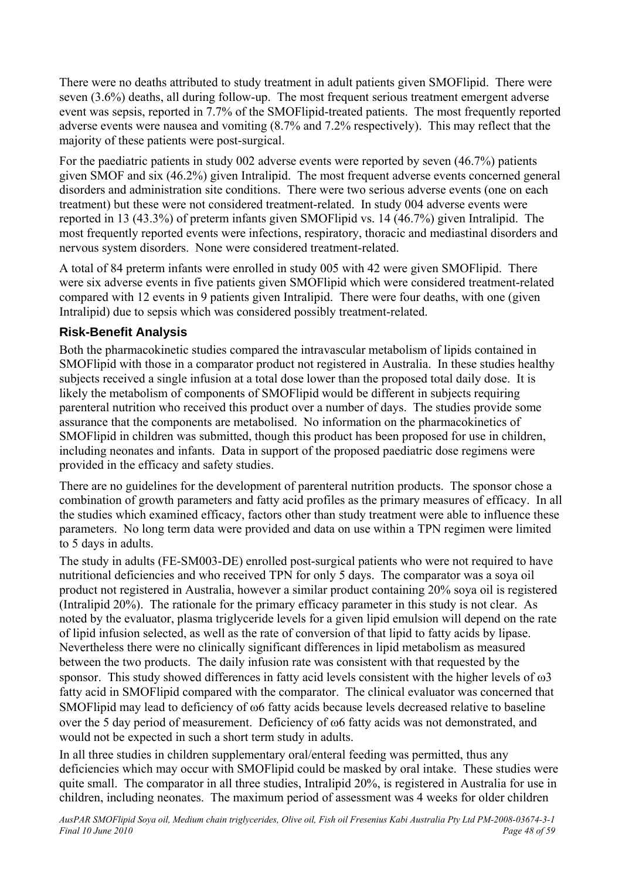There were no deaths attributed to study treatment in adult patients given SMOFlipid. There were seven (3.6%) deaths, all during follow-up. The most frequent serious treatment emergent adverse event was sepsis, reported in 7.7% of the SMOFlipid-treated patients. The most frequently reported adverse events were nausea and vomiting (8.7% and 7.2% respectively). This may reflect that the majority of these patients were post-surgical.

For the paediatric patients in study 002 adverse events were reported by seven (46.7%) patients given SMOF and six (46.2%) given Intralipid. The most frequent adverse events concerned general disorders and administration site conditions. There were two serious adverse events (one on each treatment) but these were not considered treatment-related. In study 004 adverse events were reported in 13 (43.3%) of preterm infants given SMOFlipid vs. 14 (46.7%) given Intralipid. The most frequently reported events were infections, respiratory, thoracic and mediastinal disorders and nervous system disorders. None were considered treatment-related.

A total of 84 preterm infants were enrolled in study 005 with 42 were given SMOFlipid. There were six adverse events in five patients given SMOFlipid which were considered treatment-related compared with 12 events in 9 patients given Intralipid. There were four deaths, with one (given Intralipid) due to sepsis which was considered possibly treatment-related.

### Risk-Benefit Analysis

Both the pharmacokinetic studies compared the intravascular metabolism of lipids contained in SMOFlipid with those in a comparator product not registered in Australia. In these studies healthy subjects received a single infusion at a total dose lower than the proposed total daily dose. It is likely the metabolism of components of SMOFlipid would be different in subjects requiring parenteral nutrition who received this product over a number of days. The studies provide some assurance that the components are metabolised. No information on the pharmacokinetics of SMOFlipid in children was submitted, though this product has been proposed for use in children, including neonates and infants. Data in support of the proposed paediatric dose regimens were provided in the efficacy and safety studies.

There are no guidelines for the development of parenteral nutrition products. The sponsor chose a combination of growth parameters and fatty acid profiles as the primary measures of efficacy. In all the studies which examined efficacy, factors other than study treatment were able to influence these parameters. No long term data were provided and data on use within a TPN regimen were limited to 5 days in adults.

The study in adults (FE-SM003-DE) enrolled post-surgical patients who were not required to have nutritional deficiencies and who received TPN for only 5 days. The comparator was a soya oil product not registered in Australia, however a similar product containing 20% soya oil is registered (Intralipid 20%). The rationale for the primary efficacy parameter in this study is not clear. As noted by the evaluator, plasma triglyceride levels for a given lipid emulsion will depend on the rate of lipid infusion selected, as well as the rate of conversion of that lipid to fatty acids by lipase. Nevertheless there were no clinically significant differences in lipid metabolism as measured between the two products. The daily infusion rate was consistent with that requested by the sponsor. This study showed differences in fatty acid levels consistent with the higher levels of ω3 fatty acid in SMOFlipid compared with the comparator. The clinical evaluator was concerned that SMOFlipid may lead to deficiency of ω6 fatty acids because levels decreased relative to baseline over the 5 day period of measurement. Deficiency of ω6 fatty acids was not demonstrated, and would not be expected in such a short term study in adults.

In all three studies in children supplementary oral/enteral feeding was permitted, thus any deficiencies which may occur with SMOFlipid could be masked by oral intake. These studies were quite small. The comparator in all three studies, Intralipid 20%, is registered in Australia for use in children, including neonates. The maximum period of assessment was 4 weeks for older children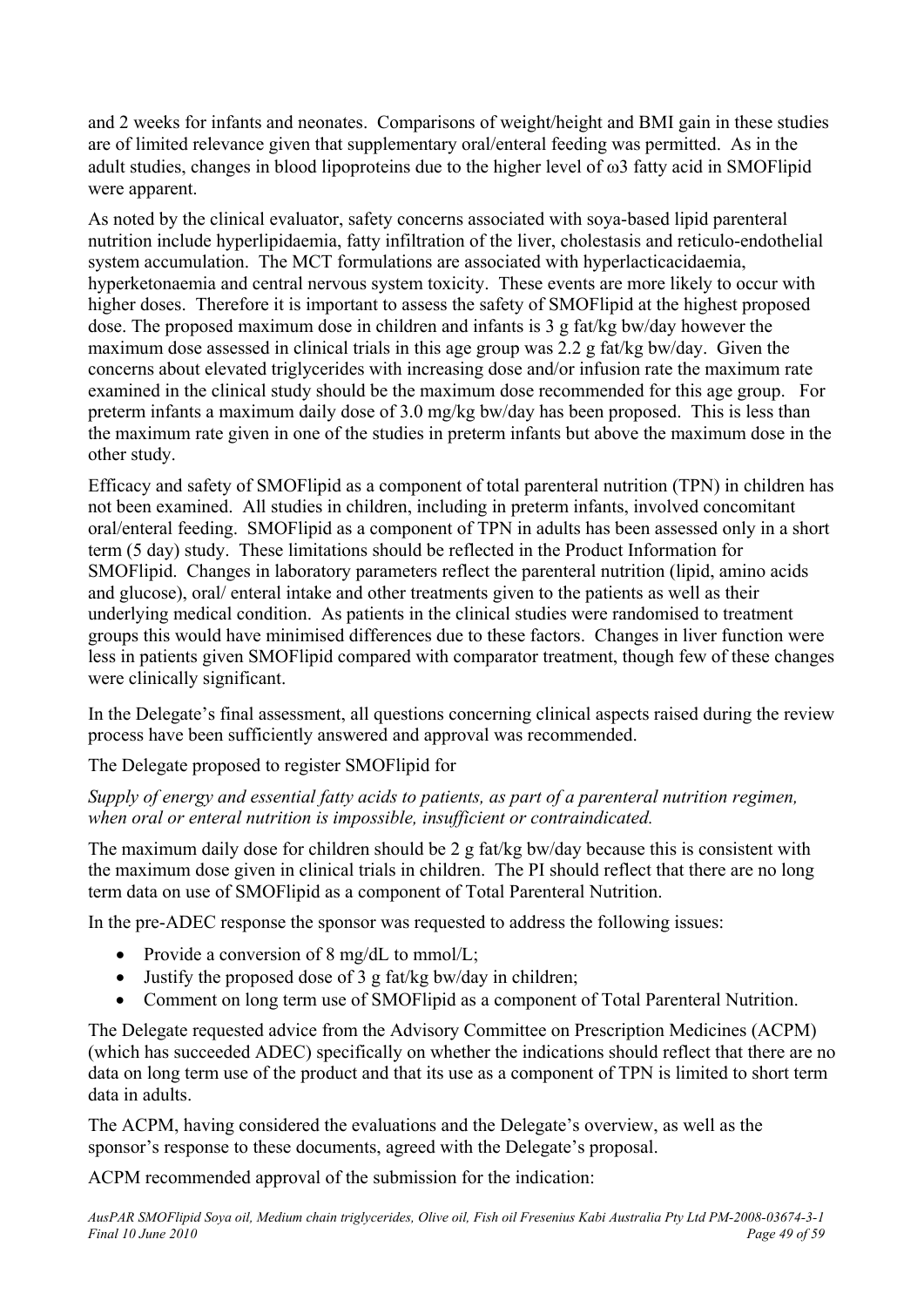and 2 weeks for infants and neonates. Comparisons of weight/height and BMI gain in these studies are of limited relevance given that supplementary oral/enteral feeding was permitted. As in the adult studies, changes in blood lipoproteins due to the higher level of ω3 fatty acid in SMOFlipid were apparent.

As noted by the clinical evaluator, safety concerns associated with soya-based lipid parenteral nutrition include hyperlipidaemia, fatty infiltration of the liver, cholestasis and reticulo-endothelial system accumulation. The MCT formulations are associated with hyperlacticacidaemia, hyperketonaemia and central nervous system toxicity. These events are more likely to occur with higher doses. Therefore it is important to assess the safety of SMOFlipid at the highest proposed dose. The proposed maximum dose in children and infants is 3 g fat/kg bw/day however the maximum dose assessed in clinical trials in this age group was 2.2 g fat/kg bw/day. Given the concerns about elevated triglycerides with increasing dose and/or infusion rate the maximum rate examined in the clinical study should be the maximum dose recommended for this age group. For preterm infants a maximum daily dose of 3.0 mg/kg bw/day has been proposed. This is less than the maximum rate given in one of the studies in preterm infants but above the maximum dose in the other study.

Efficacy and safety of SMOFlipid as a component of total parenteral nutrition (TPN) in children has not been examined. All studies in children, including in preterm infants, involved concomitant oral/enteral feeding. SMOFlipid as a component of TPN in adults has been assessed only in a short term (5 day) study. These limitations should be reflected in the Product Information for SMOFlipid. Changes in laboratory parameters reflect the parenteral nutrition (lipid, amino acids and glucose), oral/ enteral intake and other treatments given to the patients as well as their underlying medical condition. As patients in the clinical studies were randomised to treatment groups this would have minimised differences due to these factors. Changes in liver function were less in patients given SMOFlipid compared with comparator treatment, though few of these changes were clinically significant.

In the Delegate's final assessment, all questions concerning clinical aspects raised during the review process have been sufficiently answered and approval was recommended.

The Delegate proposed to register SMOFlipid for

*Supply of energy and essential fatty acids to patients, as part of a parenteral nutrition regimen, when oral or enteral nutrition is impossible, insufficient or contraindicated.*

The maximum daily dose for children should be 2 g fat/kg bw/day because this is consistent with the maximum dose given in clinical trials in children. The PI should reflect that there are no long term data on use of SMOFlipid as a component of Total Parenteral Nutrition.

In the pre-ADEC response the sponsor was requested to address the following issues:

- Provide a conversion of 8 mg/dL to mmol/L;
- Justify the proposed dose of 3 g fat/kg bw/day in children;
- Comment on long term use of SMOFlipid as a component of Total Parenteral Nutrition.

The Delegate requested advice from the Advisory Committee on Prescription Medicines (ACPM) (which has succeeded ADEC) specifically on whether the indications should reflect that there are no data on long term use of the product and that its use as a component of TPN is limited to short term data in adults.

The ACPM, having considered the evaluations and the Delegate's overview, as well as the sponsor's response to these documents, agreed with the Delegate's proposal.

ACPM recommended approval of the submission for the indication: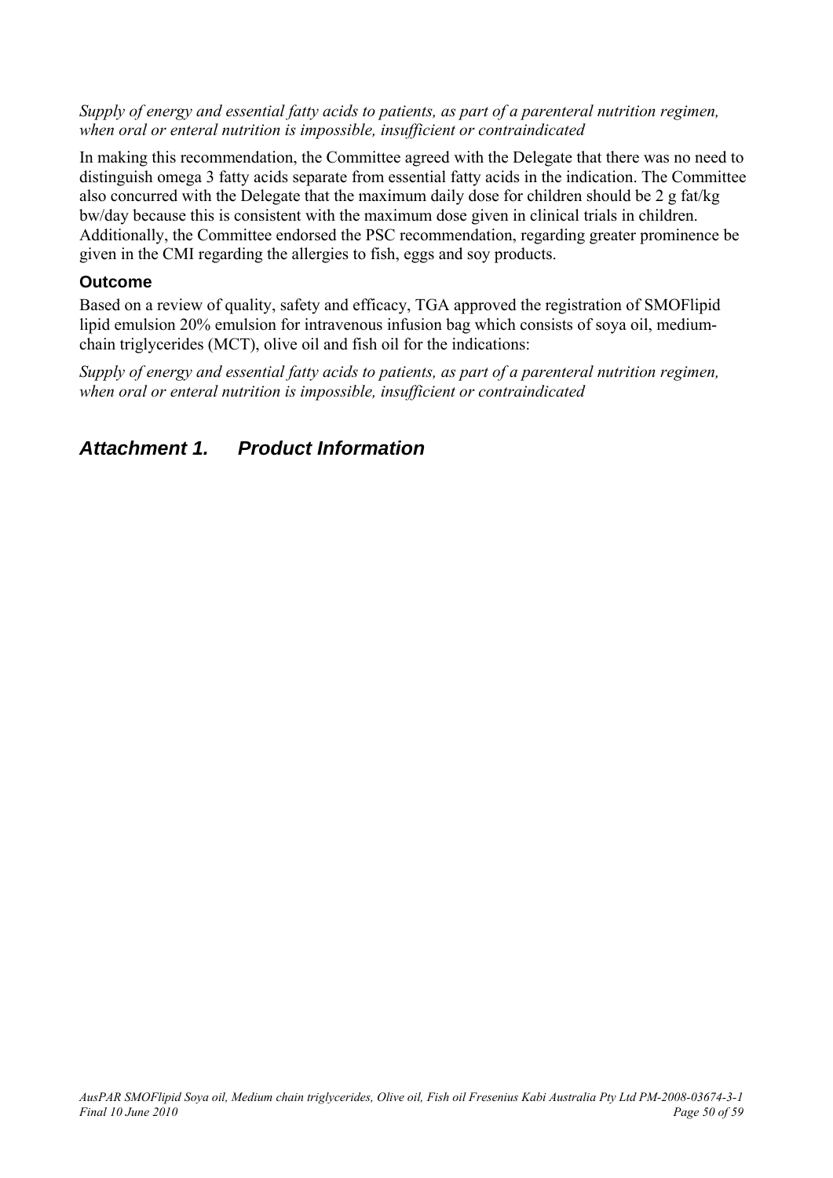*Supply of energy and essential fatty acids to patients, as part of a parenteral nutrition regimen, when oral or enteral nutrition is impossible, insufficient or contraindicated*

In making this recommendation, the Committee agreed with the Delegate that there was no need to distinguish omega 3 fatty acids separate from essential fatty acids in the indication. The Committee also concurred with the Delegate that the maximum daily dose for children should be 2 g fat/kg bw/day because this is consistent with the maximum dose given in clinical trials in children. Additionally, the Committee endorsed the PSC recommendation, regarding greater prominence be given in the CMI regarding the allergies to fish, eggs and soy products.

### Outcome

Based on a review of quality, safety and efficacy, TGA approved the registration of SMOFlipid lipid emulsion 20% emulsion for intravenous infusion bag which consists of soya oil, medium-chain triglycerides (MCT), olive oil and fish oil for the indications:

*Supply of energy and essential fatty acids to patients, as part of a parenteral nutrition regimen, when oral or enteral nutrition is impossible, insufficient or contraindicated*

## *Attachment 1. Product Information*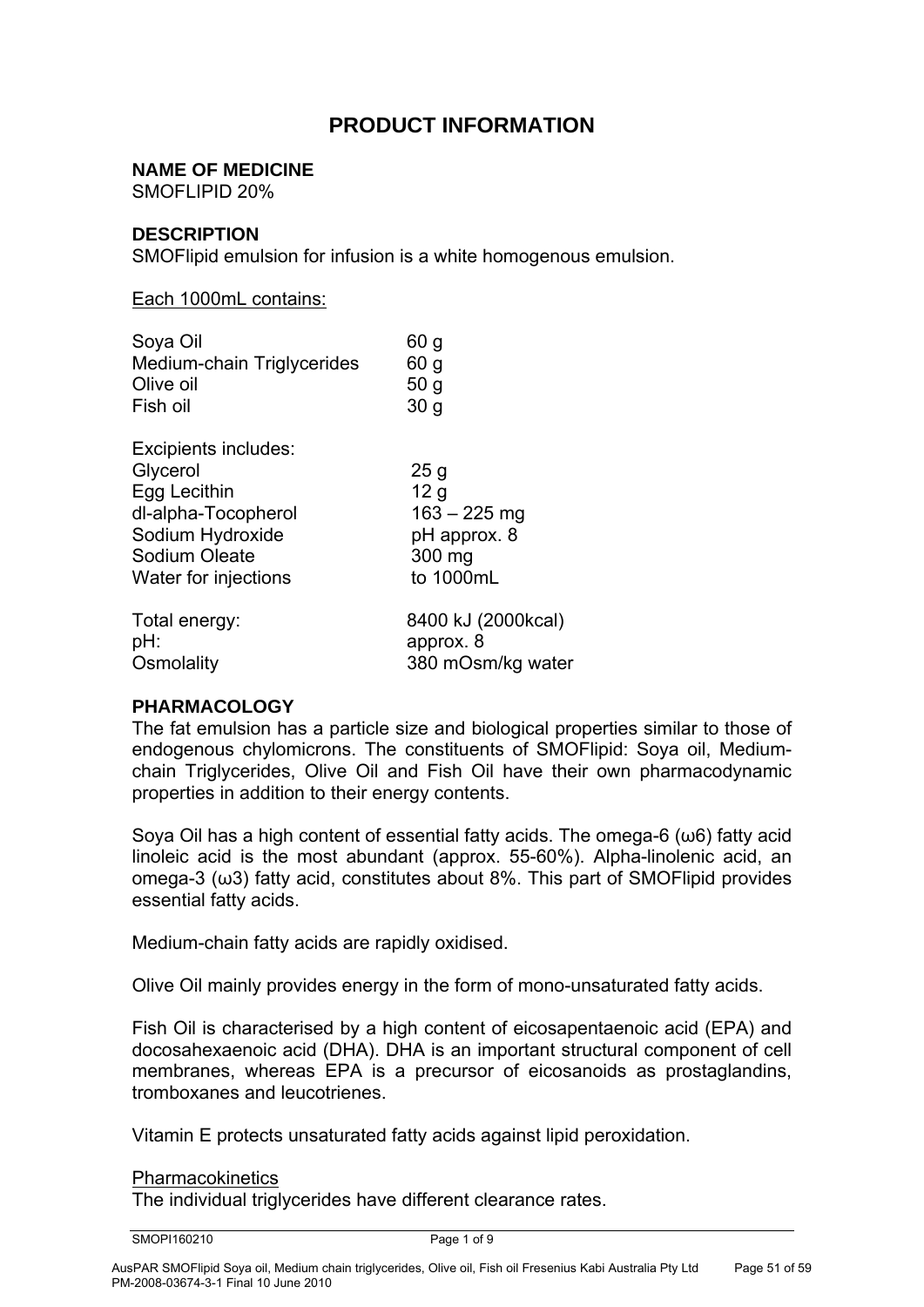# PRODUCT INFORMATION

**NAME OF MEDICINE**
SMOFLIPID 20%

**DESCRIPTION**
SMOFlipid emulsion for infusion is a white homogenous emulsion.

Each 1000mL contains:

| | |
|---|---|
| Soya Oil | 60 g |
| Medium-chain Triglycerides | 60 g |
| Olive oil | 50 g |
| Fish oil | 30 g |

| | |
|---|---|
| Excipients includes: | |
| Glycerol | 25 g |
| Egg Lecithin | 12 g |
| dl-alpha-Tocopherol | 163 – 225 mg |
| Sodium Hydroxide | pH approx. 8 |
| Sodium Oleate | 300 mg |
| Water for injections | to 1000mL |

| | |
|---|---|
| Total energy: | 8400 kJ (2000kcal) |
| pH: | approx. 8 |
| Osmolality | 380 mOsm/kg water |

**PHARMACOLOGY**
The fat emulsion has a particle size and biological properties similar to those of endogenous chylomicrons. The constituents of SMOFlipid: Soya oil, Medium-chain Triglycerides, Olive Oil and Fish Oil have their own pharmacodynamic properties in addition to their energy contents.

Soya Oil has a high content of essential fatty acids. The omega-6 (ω6) fatty acid linoleic acid is the most abundant (approx. 55-60%). Alpha-linolenic acid, an omega-3 (ω3) fatty acid, constitutes about 8%. This part of SMOFlipid provides essential fatty acids.

Medium-chain fatty acids are rapidly oxidised.

Olive Oil mainly provides energy in the form of mono-unsaturated fatty acids.

Fish Oil is characterised by a high content of eicosapentaenoic acid (EPA) and docosahexaenoic acid (DHA). DHA is an important structural component of cell membranes, whereas EPA is a precursor of eicosanoids as prostaglandins, tromboxanes and leucotrienes.

Vitamin E protects unsaturated fatty acids against lipid peroxidation.

Pharmacokinetics
The individual triglycerides have different clearance rates.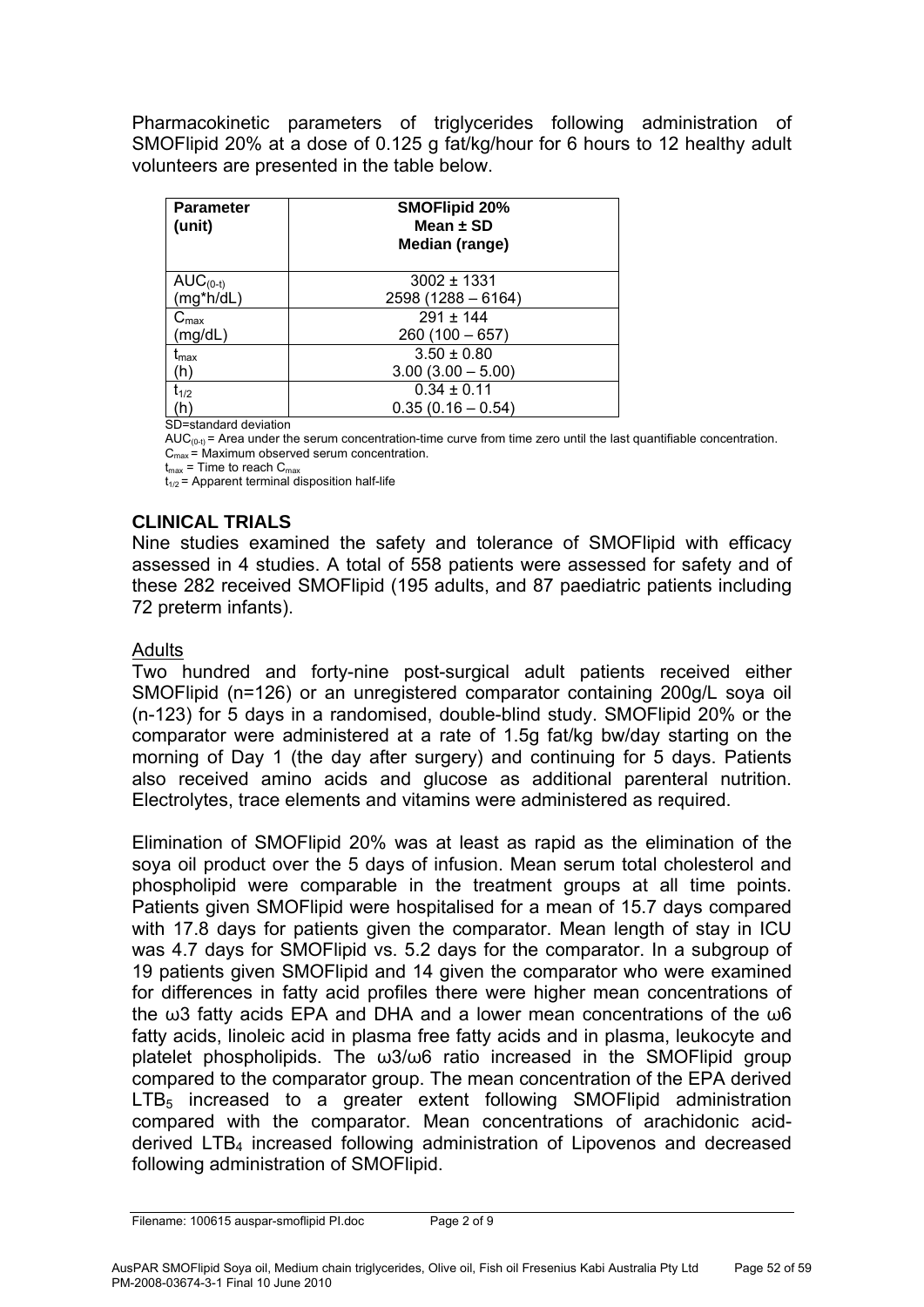Pharmacokinetic parameters of triglycerides following administration of SMOFlipid 20% at a dose of 0.125 g fat/kg/hour for 6 hours to 12 healthy adult volunteers are presented in the table below.

| Parameter (unit) | SMOFlipid 20% Mean ± SD Median (range) |
|---|---|
| $AUC_{(0-t)}$ (mg*h/dL) | 3002 ± 1331<br>2598 (1288 – 6164) |
| $C_{max}$ (mg/dL) | 291 ± 144<br>260 (100 – 657) |
| $t_{max}$ (h) | 3.50 ± 0.80<br>3.00 (3.00 – 5.00) |
| $t_{1/2}$ (h) | 0.34 ± 0.11<br>0.35 (0.16 – 0.54) |

SD=standard deviation
$AUC_{(0-t)}$ = Area under the serum concentration-time curve from time zero until the last quantifiable concentration.
$C_{max}$ = Maximum observed serum concentration.
$t_{max}$ = Time to reach $C_{max}$
$t_{1/2}$ = Apparent terminal disposition half-life

## CLINICAL TRIALS

Nine studies examined the safety and tolerance of SMOFlipid with efficacy assessed in 4 studies. A total of 558 patients were assessed for safety and of these 282 received SMOFlipid (195 adults, and 87 paediatric patients including 72 preterm infants).

### Adults

Two hundred and forty-nine post-surgical adult patients received either SMOFlipid (n=126) or an unregistered comparator containing 200g/L soya oil (n-123) for 5 days in a randomised, double-blind study. SMOFlipid 20% or the comparator were administered at a rate of 1.5g fat/kg bw/day starting on the morning of Day 1 (the day after surgery) and continuing for 5 days. Patients also received amino acids and glucose as additional parenteral nutrition. Electrolytes, trace elements and vitamins were administered as required.

Elimination of SMOFlipid 20% was at least as rapid as the elimination of the soya oil product over the 5 days of infusion. Mean serum total cholesterol and phospholipid were comparable in the treatment groups at all time points. Patients given SMOFlipid were hospitalised for a mean of 15.7 days compared with 17.8 days for patients given the comparator. Mean length of stay in ICU was 4.7 days for SMOFlipid vs. 5.2 days for the comparator. In a subgroup of 19 patients given SMOFlipid and 14 given the comparator who were examined for differences in fatty acid profiles there were higher mean concentrations of the ω3 fatty acids EPA and DHA and a lower mean concentrations of the ω6 fatty acids, linoleic acid in plasma free fatty acids and in plasma, leukocyte and platelet phospholipids. The ω3/ω6 ratio increased in the SMOFlipid group compared to the comparator group. The mean concentration of the EPA derived $LTB_5$ increased to a greater extent following SMOFlipid administration compared with the comparator. Mean concentrations of arachidonic acid-derived $LTB_4$ increased following administration of Lipovenos and decreased following administration of SMOFlipid.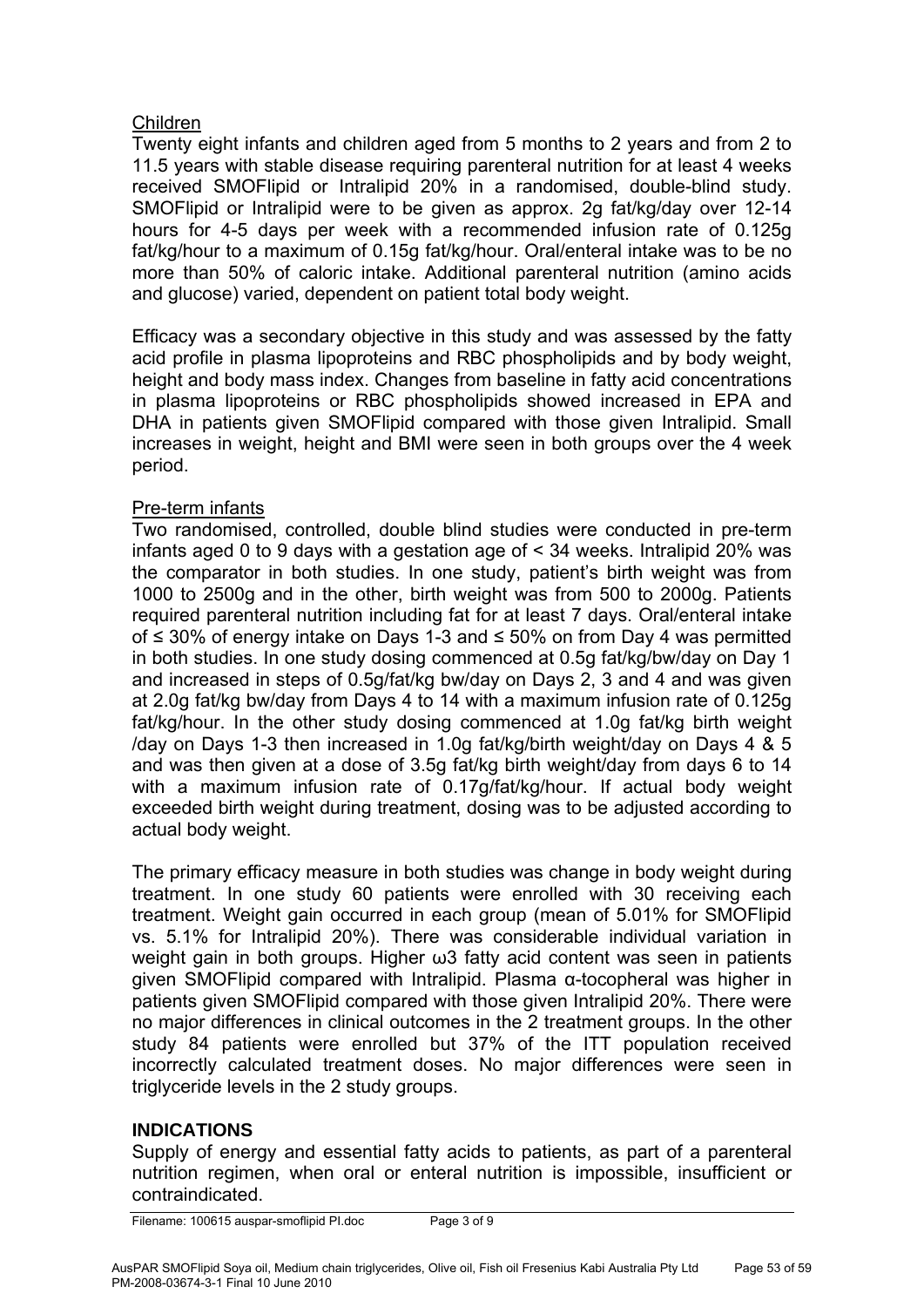Children

Twenty eight infants and children aged from 5 months to 2 years and from 2 to 11.5 years with stable disease requiring parenteral nutrition for at least 4 weeks received SMOFlipid or Intralipid 20% in a randomised, double-blind study. SMOFlipid or Intralipid were to be given as approx. 2g fat/kg/day over 12-14 hours for 4-5 days per week with a recommended infusion rate of 0.125g fat/kg/hour to a maximum of 0.15g fat/kg/hour. Oral/enteral intake was to be no more than 50% of caloric intake. Additional parenteral nutrition (amino acids and glucose) varied, dependent on patient total body weight.

Efficacy was a secondary objective in this study and was assessed by the fatty acid profile in plasma lipoproteins and RBC phospholipids and by body weight, height and body mass index. Changes from baseline in fatty acid concentrations in plasma lipoproteins or RBC phospholipids showed increased in EPA and DHA in patients given SMOFlipid compared with those given Intralipid. Small increases in weight, height and BMI were seen in both groups over the 4 week period.

Pre-term infants

Two randomised, controlled, double blind studies were conducted in pre-term infants aged 0 to 9 days with a gestation age of < 34 weeks. Intralipid 20% was the comparator in both studies. In one study, patient's birth weight was from 1000 to 2500g and in the other, birth weight was from 500 to 2000g. Patients required parenteral nutrition including fat for at least 7 days. Oral/enteral intake of ≤ 30% of energy intake on Days 1-3 and ≤ 50% on from Day 4 was permitted in both studies. In one study dosing commenced at 0.5g fat/kg/bw/day on Day 1 and increased in steps of 0.5g/fat/kg bw/day on Days 2, 3 and 4 and was given at 2.0g fat/kg bw/day from Days 4 to 14 with a maximum infusion rate of 0.125g fat/kg/hour. In the other study dosing commenced at 1.0g fat/kg birth weight /day on Days 1-3 then increased in 1.0g fat/kg/birth weight/day on Days 4 & 5 and was then given at a dose of 3.5g fat/kg birth weight/day from days 6 to 14 with a maximum infusion rate of 0.17g/fat/kg/hour. If actual body weight exceeded birth weight during treatment, dosing was to be adjusted according to actual body weight.

The primary efficacy measure in both studies was change in body weight during treatment. In one study 60 patients were enrolled with 30 receiving each treatment. Weight gain occurred in each group (mean of 5.01% for SMOFlipid vs. 5.1% for Intralipid 20%). There was considerable individual variation in weight gain in both groups. Higher ω3 fatty acid content was seen in patients given SMOFlipid compared with Intralipid. Plasma α-tocopheral was higher in patients given SMOFlipid compared with those given Intralipid 20%. There were no major differences in clinical outcomes in the 2 treatment groups. In the other study 84 patients were enrolled but 37% of the ITT population received incorrectly calculated treatment doses. No major differences were seen in triglyceride levels in the 2 study groups.

## INDICATIONS

Supply of energy and essential fatty acids to patients, as part of a parenteral nutrition regimen, when oral or enteral nutrition is impossible, insufficient or contraindicated.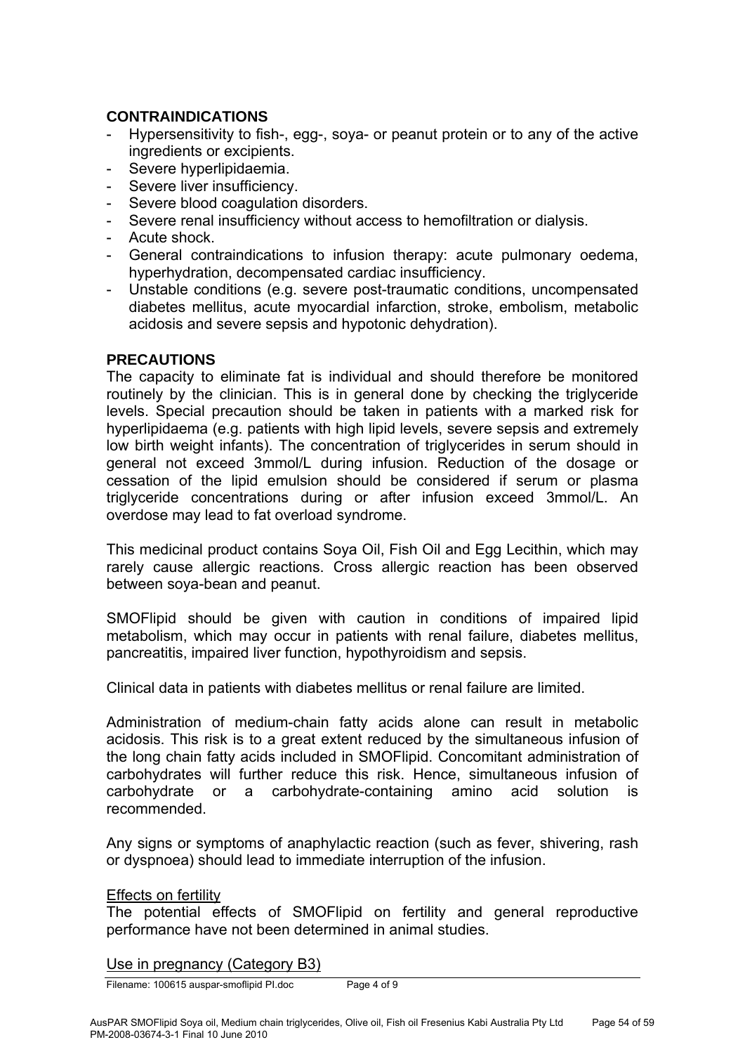## CONTRAINDICATIONS

- Hypersensitivity to fish-, egg-, soya- or peanut protein or to any of the active ingredients or excipients.
- Severe hyperlipidaemia.
- Severe liver insufficiency.
- Severe blood coagulation disorders.
- Severe renal insufficiency without access to hemofiltration or dialysis.
- Acute shock.
- General contraindications to infusion therapy: acute pulmonary oedema, hyperhydration, decompensated cardiac insufficiency.
- Unstable conditions (e.g. severe post-traumatic conditions, uncompensated diabetes mellitus, acute myocardial infarction, stroke, embolism, metabolic acidosis and severe sepsis and hypotonic dehydration).

## PRECAUTIONS

The capacity to eliminate fat is individual and should therefore be monitored routinely by the clinician. This is in general done by checking the triglyceride levels. Special precaution should be taken in patients with a marked risk for hyperlipidaemia (e.g. patients with high lipid levels, severe sepsis and extremely low birth weight infants). The concentration of triglycerides in serum should in general not exceed 3mmol/L during infusion. Reduction of the dosage or cessation of the lipid emulsion should be considered if serum or plasma triglyceride concentrations during or after infusion exceed 3mmol/L. An overdose may lead to fat overload syndrome.

This medicinal product contains Soya Oil, Fish Oil and Egg Lecithin, which may rarely cause allergic reactions. Cross allergic reaction has been observed between soya-bean and peanut.

SMOFlipid should be given with caution in conditions of impaired lipid metabolism, which may occur in patients with renal failure, diabetes mellitus, pancreatitis, impaired liver function, hypothyroidism and sepsis.

Clinical data in patients with diabetes mellitus or renal failure are limited.

Administration of medium-chain fatty acids alone can result in metabolic acidosis. This risk is to a great extent reduced by the simultaneous infusion of the long chain fatty acids included in SMOFlipid. Concomitant administration of carbohydrates will further reduce this risk. Hence, simultaneous infusion of carbohydrate or a carbohydrate-containing amino acid solution is recommended.

Any signs or symptoms of anaphylactic reaction (such as fever, shivering, rash or dyspnoea) should lead to immediate interruption of the infusion.

<u>Effects on fertility</u>

The potential effects of SMOFlipid on fertility and general reproductive performance have not been determined in animal studies.

<u>Use in pregnancy (Category B3)</u>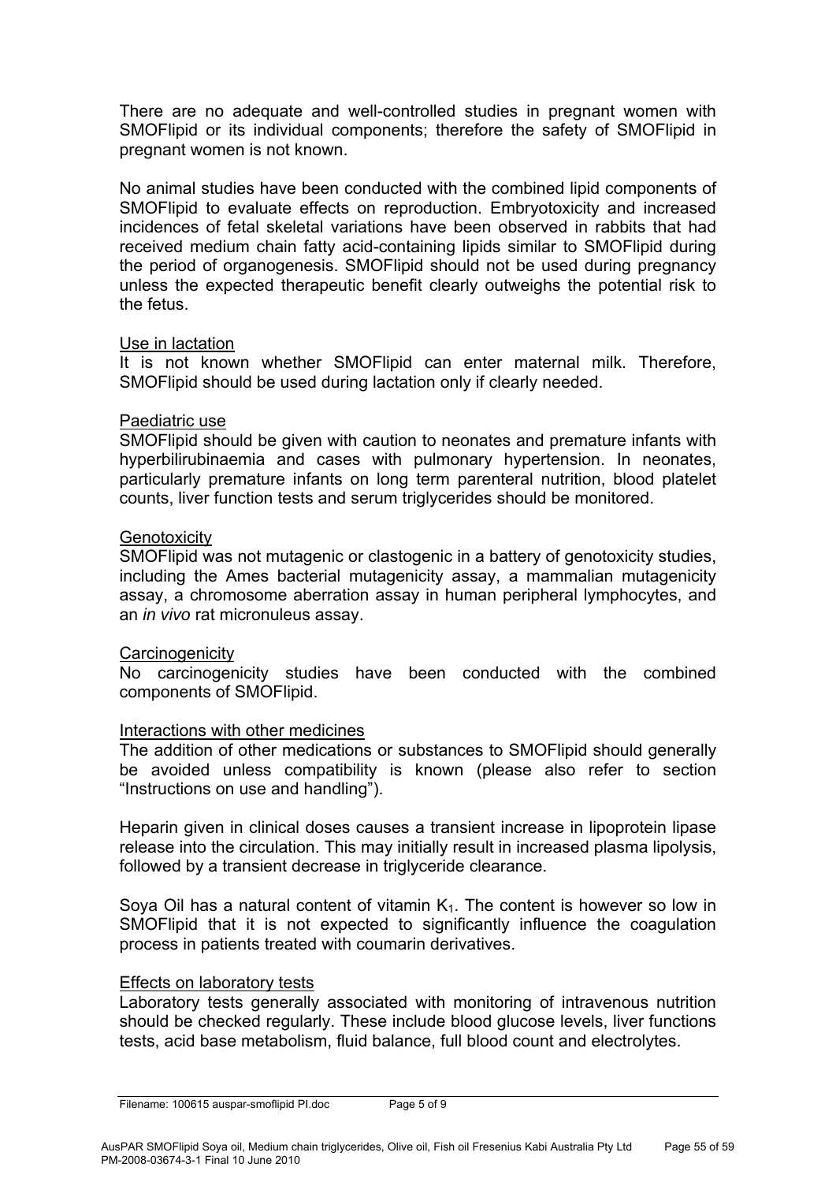There are no adequate and well-controlled studies in pregnant women with SMOFlipid or its individual components; therefore the safety of SMOFlipid in pregnant women is not known.

No animal studies have been conducted with the combined lipid components of SMOFlipid to evaluate effects on reproduction. Embryotoxicity and increased incidences of fetal skeletal variations have been observed in rabbits that had received medium chain fatty acid-containing lipids similar to SMOFlipid during the period of organogenesis. SMOFlipid should not be used during pregnancy unless the expected therapeutic benefit clearly outweighs the potential risk to the fetus.

Use in lactation

It is not known whether SMOFlipid can enter maternal milk. Therefore, SMOFlipid should be used during lactation only if clearly needed.

Paediatric use

SMOFlipid should be given with caution to neonates and premature infants with hyperbilirubinaemia and cases with pulmonary hypertension. In neonates, particularly premature infants on long term parenteral nutrition, blood platelet counts, liver function tests and serum triglycerides should be monitored.

Genotoxicity

SMOFlipid was not mutagenic or clastogenic in a battery of genotoxicity studies, including the Ames bacterial mutagenicity assay, a mammalian mutagenicity assay, a chromosome aberration assay in human peripheral lymphocytes, and an *in vivo* rat micronuleus assay.

Carcinogenicity

No carcinogenicity studies have been conducted with the combined components of SMOFlipid.

Interactions with other medicines

The addition of other medications or substances to SMOFlipid should generally be avoided unless compatibility is known (please also refer to section "Instructions on use and handling").

Heparin given in clinical doses causes a transient increase in lipoprotein lipase release into the circulation. This may initially result in increased plasma lipolysis, followed by a transient decrease in triglyceride clearance.

Soya Oil has a natural content of vitamin $K_1$. The content is however so low in SMOFlipid that it is not expected to significantly influence the coagulation process in patients treated with coumarin derivatives.

Effects on laboratory tests

Laboratory tests generally associated with monitoring of intravenous nutrition should be checked regularly. These include blood glucose levels, liver functions tests, acid base metabolism, fluid balance, full blood count and electrolytes.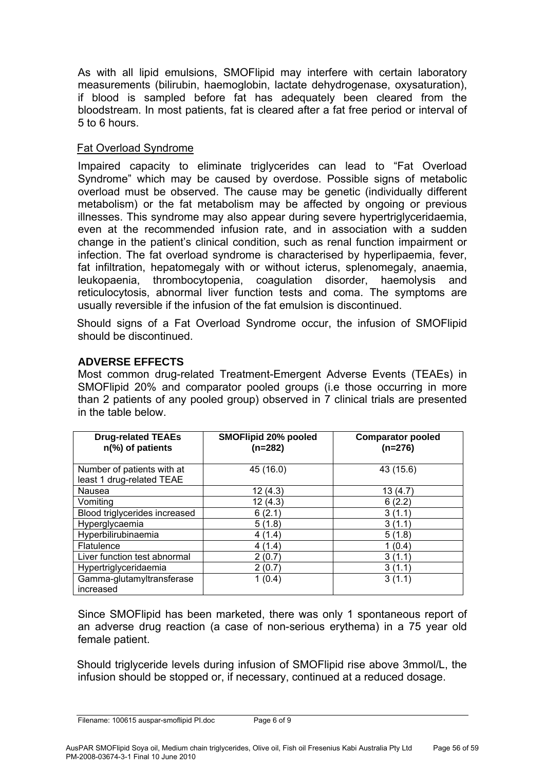As with all lipid emulsions, SMOFlipid may interfere with certain laboratory measurements (bilirubin, haemoglobin, lactate dehydrogenase, oxysaturation), if blood is sampled before fat has adequately been cleared from the bloodstream. In most patients, fat is cleared after a fat free period or interval of 5 to 6 hours.

Fat Overload Syndrome

Impaired capacity to eliminate triglycerides can lead to "Fat Overload Syndrome" which may be caused by overdose. Possible signs of metabolic overload must be observed. The cause may be genetic (individually different metabolism) or the fat metabolism may be affected by ongoing or previous illnesses. This syndrome may also appear during severe hypertriglyceridaemia, even at the recommended infusion rate, and in association with a sudden change in the patient's clinical condition, such as renal function impairment or infection. The fat overload syndrome is characterised by hyperlipaemia, fever, fat infiltration, hepatomegaly with or without icterus, splenomegaly, anaemia, leukopaenia, thrombocytopenia, coagulation disorder, haemolysis and reticulocytosis, abnormal liver function tests and coma. The symptoms are usually reversible if the infusion of the fat emulsion is discontinued.

Should signs of a Fat Overload Syndrome occur, the infusion of SMOFlipid should be discontinued.

**ADVERSE EFFECTS**

Most common drug-related Treatment-Emergent Adverse Events (TEAEs) in SMOFlipid 20% and comparator pooled groups (i.e those occurring in more than 2 patients of any pooled group) observed in 7 clinical trials are presented in the table below.

| Drug-related TEAEs n(%) of patients | SMOFlipid 20% pooled (n=282) | Comparator pooled (n=276) |
|---|---|---|
| Number of patients with at least 1 drug-related TEAE | 45 (16.0) | 43 (15.6) |
| Nausea | 12 (4.3) | 13 (4.7) |
| Vomiting | 12 (4.3) | 6 (2.2) |
| Blood triglycerides increased | 6 (2.1) | 3 (1.1) |
| Hyperglycaemia | 5 (1.8) | 3 (1.1) |
| Hyperbilirubinaemia | 4 (1.4) | 5 (1.8) |
| Flatulence | 4 (1.4) | 1 (0.4) |
| Liver function test abnormal | 2 (0.7) | 3 (1.1) |
| Hypertriglyceridaemia | 2 (0.7) | 3 (1.1) |
| Gamma-glutamyltransferase increased | 1 (0.4) | 3 (1.1) |

Since SMOFlipid has been marketed, there was only 1 spontaneous report of an adverse drug reaction (a case of non-serious erythema) in a 75 year old female patient.

Should triglyceride levels during infusion of SMOFlipid rise above 3mmol/L, the infusion should be stopped or, if necessary, continued at a reduced dosage.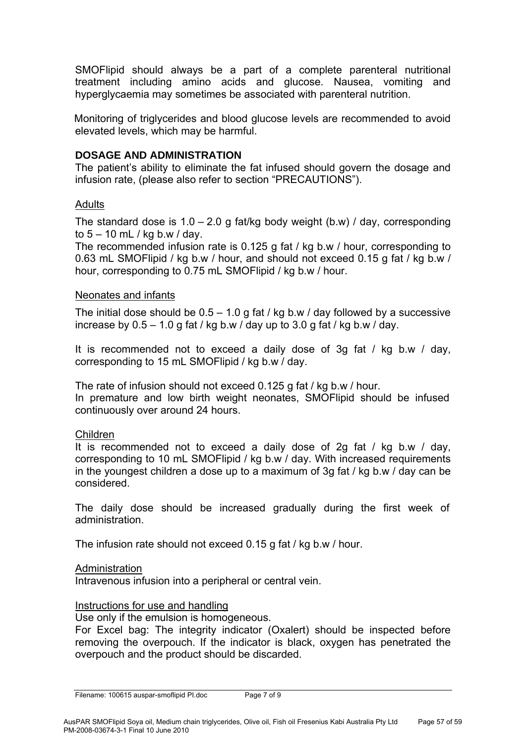SMOFlipid should always be a part of a complete parenteral nutritional treatment including amino acids and glucose. Nausea, vomiting and hyperglycaemia may sometimes be associated with parenteral nutrition.

Monitoring of triglycerides and blood glucose levels are recommended to avoid elevated levels, which may be harmful.

## DOSAGE AND ADMINISTRATION

The patient's ability to eliminate the fat infused should govern the dosage and infusion rate, (please also refer to section "PRECAUTIONS").

### Adults

The standard dose is 1.0 – 2.0 g fat/kg body weight (b.w) / day, corresponding to 5 – 10 mL / kg b.w / day.
The recommended infusion rate is 0.125 g fat / kg b.w / hour, corresponding to 0.63 mL SMOFlipid / kg b.w / hour, and should not exceed 0.15 g fat / kg b.w / hour, corresponding to 0.75 mL SMOFlipid / kg b.w / hour.

### Neonates and infants

The initial dose should be 0.5 – 1.0 g fat / kg b.w / day followed by a successive increase by 0.5 – 1.0 g fat / kg b.w / day up to 3.0 g fat / kg b.w / day.

It is recommended not to exceed a daily dose of 3g fat / kg b.w / day, corresponding to 15 mL SMOFlipid / kg b.w / day.

The rate of infusion should not exceed 0.125 g fat / kg b.w / hour.
In premature and low birth weight neonates, SMOFlipid should be infused continuously over around 24 hours.

### Children

It is recommended not to exceed a daily dose of 2g fat / kg b.w / day, corresponding to 10 mL SMOFlipid / kg b.w / day. With increased requirements in the youngest children a dose up to a maximum of 3g fat / kg b.w / day can be considered.

The daily dose should be increased gradually during the first week of administration.

The infusion rate should not exceed 0.15 g fat / kg b.w / hour.

### Administration

Intravenous infusion into a peripheral or central vein.

### Instructions for use and handling

Use only if the emulsion is homogeneous.
For Excel bag: The integrity indicator (Oxalert) should be inspected before removing the overpouch. If the indicator is black, oxygen has penetrated the overpouch and the product should be discarded.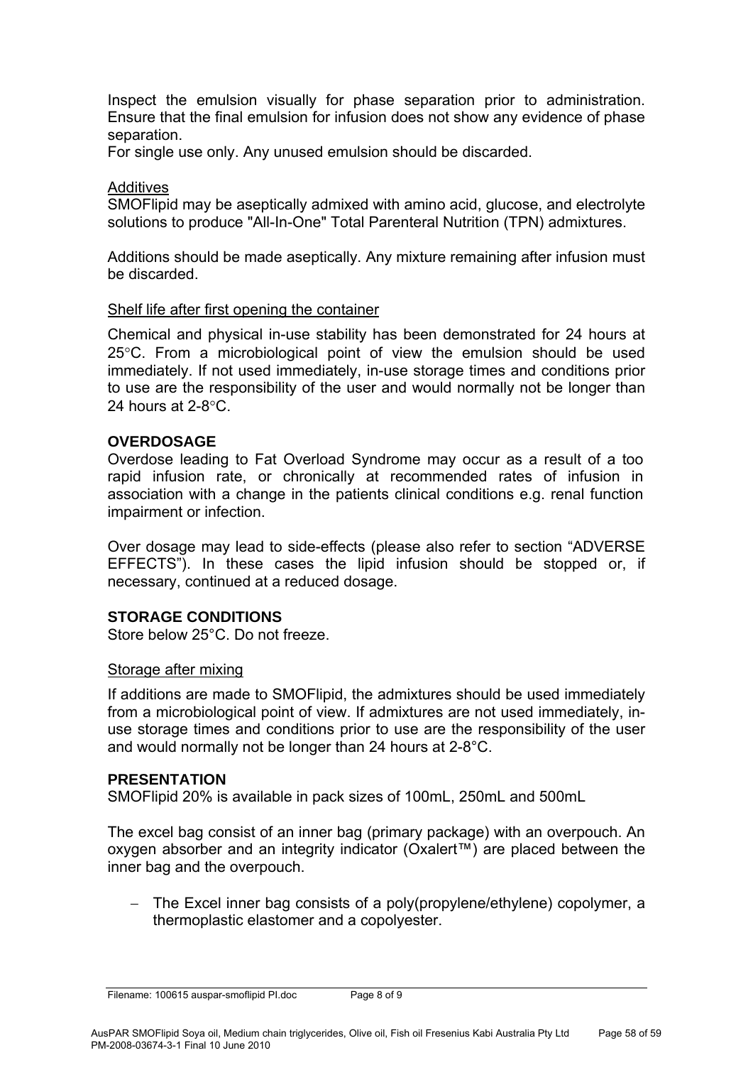Inspect the emulsion visually for phase separation prior to administration. Ensure that the final emulsion for infusion does not show any evidence of phase separation.
For single use only. Any unused emulsion should be discarded.

Additives

SMOFlipid may be aseptically admixed with amino acid, glucose, and electrolyte solutions to produce "All-In-One" Total Parenteral Nutrition (TPN) admixtures.

Additions should be made aseptically. Any mixture remaining after infusion must be discarded.

Shelf life after first opening the container

Chemical and physical in-use stability has been demonstrated for 24 hours at 25°C. From a microbiological point of view the emulsion should be used immediately. If not used immediately, in-use storage times and conditions prior to use are the responsibility of the user and would normally not be longer than 24 hours at 2-8°C.

## OVERDOSAGE

Overdose leading to Fat Overload Syndrome may occur as a result of a too rapid infusion rate, or chronically at recommended rates of infusion in association with a change in the patients clinical conditions e.g. renal function impairment or infection.

Over dosage may lead to side-effects (please also refer to section "ADVERSE EFFECTS"). In these cases the lipid infusion should be stopped or, if necessary, continued at a reduced dosage.

## STORAGE CONDITIONS

Store below 25°C. Do not freeze.

Storage after mixing

If additions are made to SMOFlipid, the admixtures should be used immediately from a microbiological point of view. If admixtures are not used immediately, in-use storage times and conditions prior to use are the responsibility of the user and would normally not be longer than 24 hours at 2-8°C.

## PRESENTATION

SMOFlipid 20% is available in pack sizes of 100mL, 250mL and 500mL

The excel bag consist of an inner bag (primary package) with an overpouch. An oxygen absorber and an integrity indicator (Oxalert™) are placed between the inner bag and the overpouch.

- The Excel inner bag consists of a poly(propylene/ethylene) copolymer, a thermoplastic elastomer and a copolyester.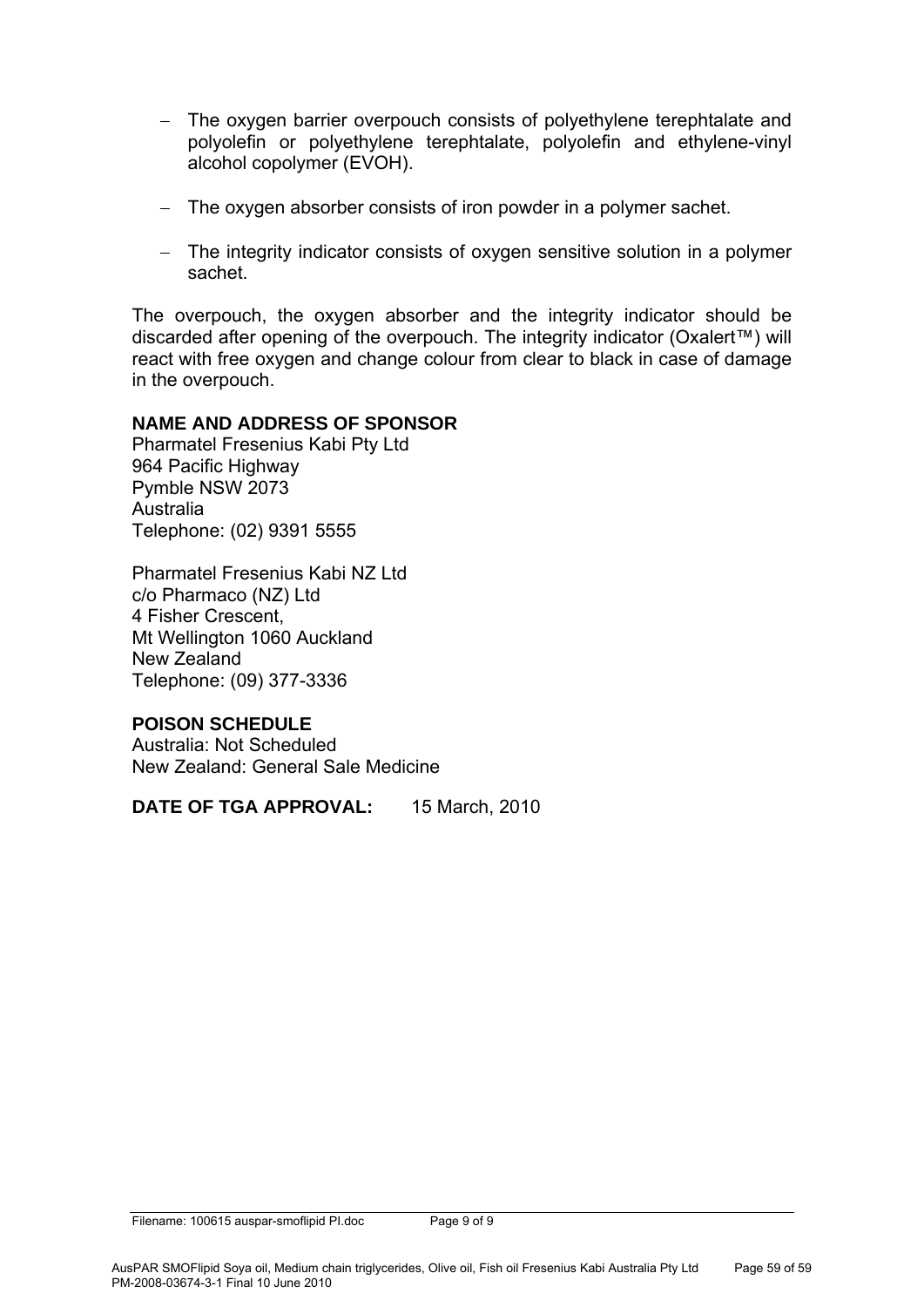- The oxygen barrier overpouch consists of polyethylene terephtalate and polyolefin or polyethylene terephtalate, polyolefin and ethylene-vinyl alcohol copolymer (EVOH).

- The oxygen absorber consists of iron powder in a polymer sachet.

- The integrity indicator consists of oxygen sensitive solution in a polymer sachet.

The overpouch, the oxygen absorber and the integrity indicator should be discarded after opening of the overpouch. The integrity indicator (Oxalert™) will react with free oxygen and change colour from clear to black in case of damage in the overpouch.

**NAME AND ADDRESS OF SPONSOR**

Pharmatel Fresenius Kabi Pty Ltd
964 Pacific Highway
Pymble NSW 2073
Australia
Telephone: (02) 9391 5555

Pharmatel Fresenius Kabi NZ Ltd
c/o Pharmaco (NZ) Ltd
4 Fisher Crescent,
Mt Wellington 1060 Auckland
New Zealand
Telephone: (09) 377-3336

**POISON SCHEDULE**

Australia: Not Scheduled
New Zealand: General Sale Medicine

**DATE OF TGA APPROVAL:** 15 March, 2010